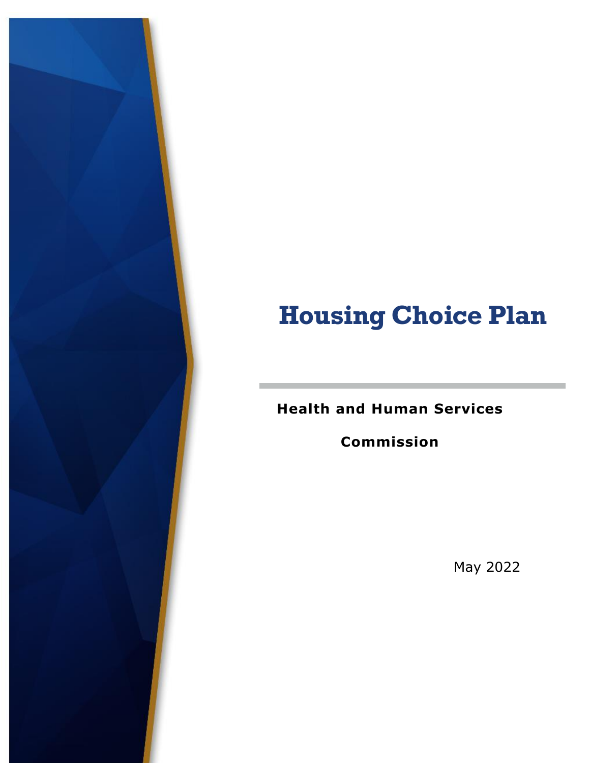# Housing Choice Plan

**Health and Human Services Commission**

May 2022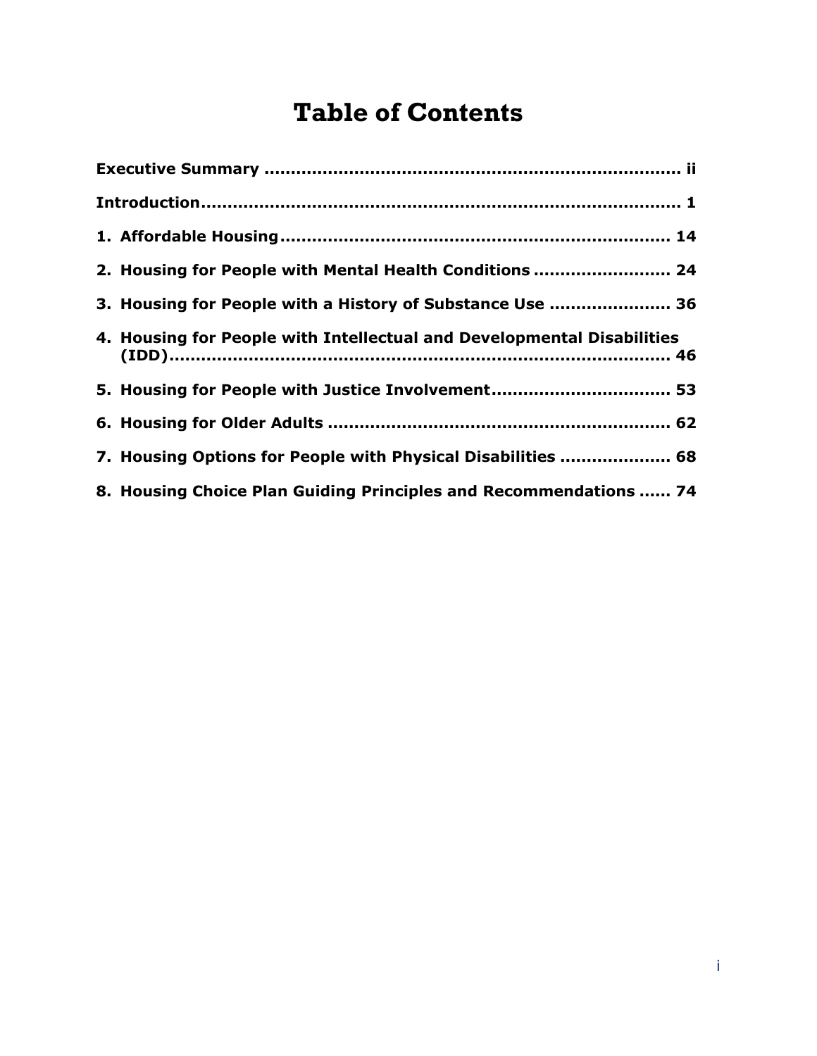# Table of Contents

**Executive Summary .............................................................................. ii**

**Introduction........................................................................................ 1**

**1. Affordable Housing........................................................................ 14**

**2. Housing for People with Mental Health Conditions ......................... 24**

**3. Housing for People with a History of Substance Use ...................... 36**

**4. Housing for People with Intellectual and Developmental Disabilities (IDD)................................................................................................ 46**

**5. Housing for People with Justice Involvement................................. 53**

**6. Housing for Older Adults ................................................................ 62**

**7. Housing Options for People with Physical Disabilities .................... 68**

**8. Housing Choice Plan Guiding Principles and Recommendations ...... 74**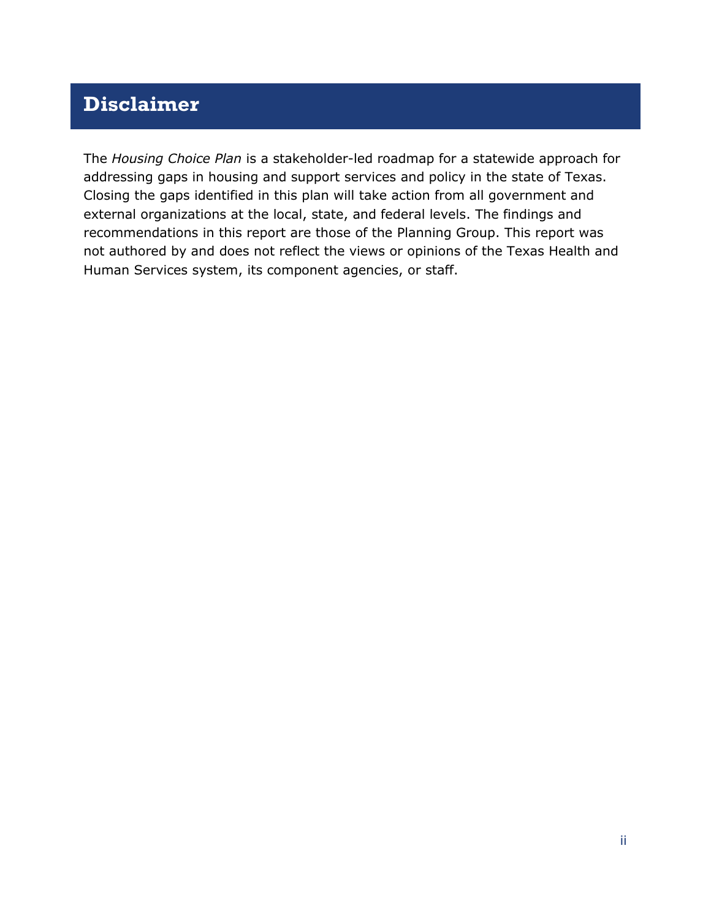# Disclaimer

The *Housing Choice Plan* is a stakeholder-led roadmap for a statewide approach for addressing gaps in housing and support services and policy in the state of Texas. Closing the gaps identified in this plan will take action from all government and external organizations at the local, state, and federal levels. The findings and recommendations in this report are those of the Planning Group. This report was not authored by and does not reflect the views or opinions of the Texas Health and Human Services system, its component agencies, or staff.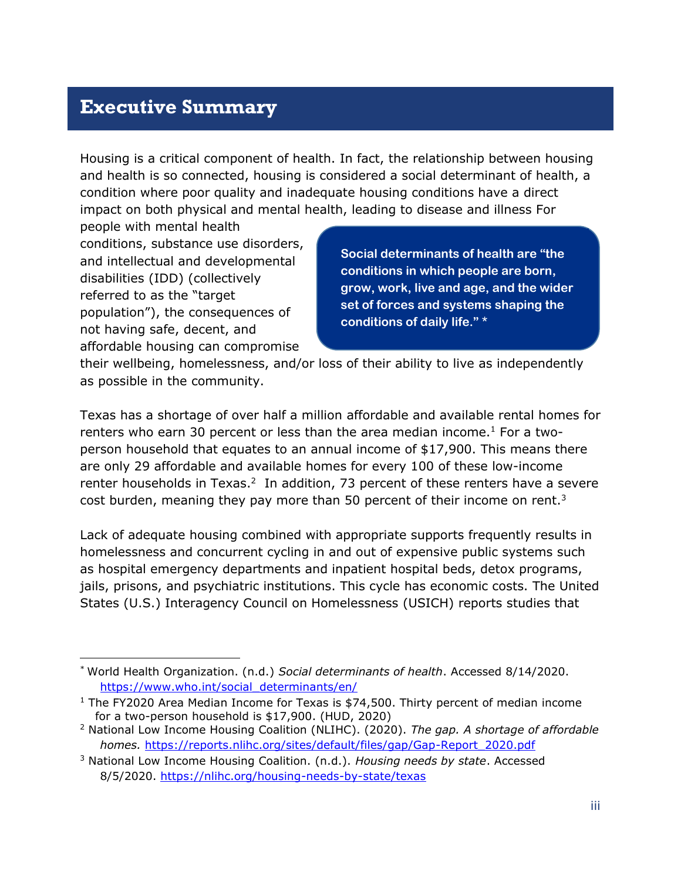# Executive Summary

Housing is a critical component of health. In fact, the relationship between housing and health is so connected, housing is considered a social determinant of health, a condition where poor quality and inadequate housing conditions have a direct impact on both physical and mental health, leading to disease and illness For people with mental health conditions, substance use disorders, and intellectual and developmental disabilities (IDD) (collectively referred to as the "target population"), the consequences of not having safe, decent, and affordable housing can compromise their wellbeing, homelessness, and/or loss of their ability to live as independently as possible in the community.

> **Social determinants of health are "the conditions in which people are born, grow, work, live and age, and the wider set of forces and systems shaping the conditions of daily life." \***

Texas has a shortage of over half a million affordable and available rental homes for renters who earn 30 percent or less than the area median income.[1] For a two-person household that equates to an annual income of $17,900. This means there are only 29 affordable and available homes for every 100 of these low-income renter households in Texas.[2] In addition, 73 percent of these renters have a severe cost burden, meaning they pay more than 50 percent of their income on rent.[3]

Lack of adequate housing combined with appropriate supports frequently results in homelessness and concurrent cycling in and out of expensive public systems such as hospital emergency departments and inpatient hospital beds, detox programs, jails, prisons, and psychiatric institutions. This cycle has economic costs. The United States (U.S.) Interagency Council on Homelessness (USICH) reports studies that

---

\* World Health Organization. (n.d.) *Social determinants of health*. Accessed 8/14/2020. https://www.who.int/social_determinants/en/

[1] The FY2020 Area Median Income for Texas is $74,500. Thirty percent of median income for a two-person household is $17,900. (HUD, 2020)

[2] National Low Income Housing Coalition (NLIHC). (2020). *The gap. A shortage of affordable homes.* https://reports.nlihc.org/sites/default/files/gap/Gap-Report_2020.pdf

[3] National Low Income Housing Coalition. (n.d.). *Housing needs by state*. Accessed 8/5/2020. https://nlihc.org/housing-needs-by-state/texas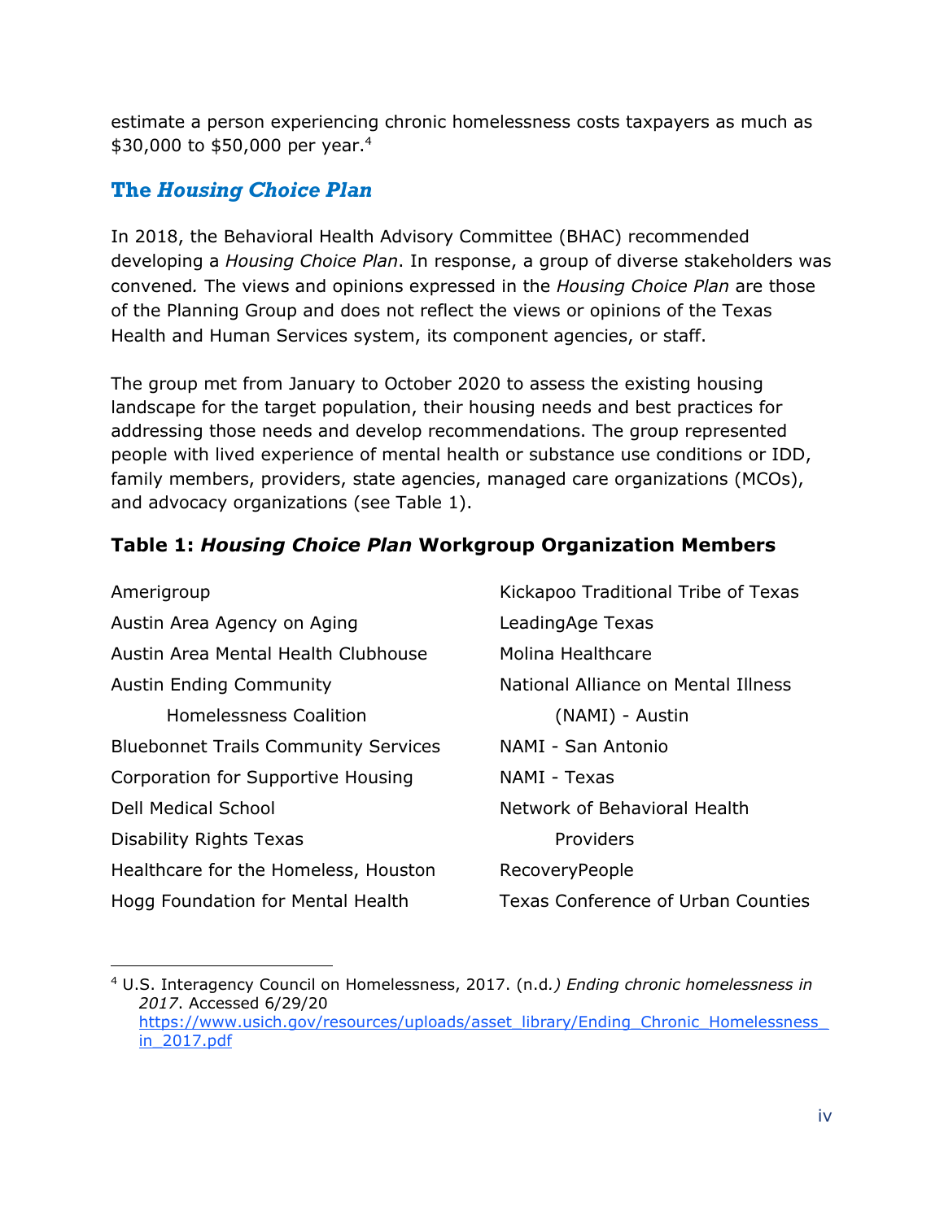estimate a person experiencing chronic homelessness costs taxpayers as much as $30,000 to $50,000 per year.[4]

## The *Housing Choice Plan*

In 2018, the Behavioral Health Advisory Committee (BHAC) recommended developing a *Housing Choice Plan*. In response, a group of diverse stakeholders was convened*.* The views and opinions expressed in the *Housing Choice Plan* are those of the Planning Group and does not reflect the views or opinions of the Texas Health and Human Services system, its component agencies, or staff.

The group met from January to October 2020 to assess the existing housing landscape for the target population, their housing needs and best practices for addressing those needs and develop recommendations. The group represented people with lived experience of mental health or substance use conditions or IDD, family members, providers, state agencies, managed care organizations (MCOs), and advocacy organizations (see Table 1).

**Table 1: *Housing Choice Plan* Workgroup Organization Members**

| | |
|---|---|
| Amerigroup | Kickapoo Traditional Tribe of Texas |
| Austin Area Agency on Aging | LeadingAge Texas |
| Austin Area Mental Health Clubhouse | Molina Healthcare |
| Austin Ending Community Homelessness Coalition | National Alliance on Mental Illness (NAMI) - Austin |
| Bluebonnet Trails Community Services | NAMI - San Antonio |
| Corporation for Supportive Housing | NAMI - Texas |
| Dell Medical School | Network of Behavioral Health Providers |
| Disability Rights Texas | RecoveryPeople |
| Healthcare for the Homeless, Houston | Texas Conference of Urban Counties |
| Hogg Foundation for Mental Health | |

[4] U.S. Interagency Council on Homelessness, 2017. (n.d*.) Ending chronic homelessness in 2017*. Accessed 6/29/20 https://www.usich.gov/resources/uploads/asset_library/Ending_Chronic_Homelessness_in_2017.pdf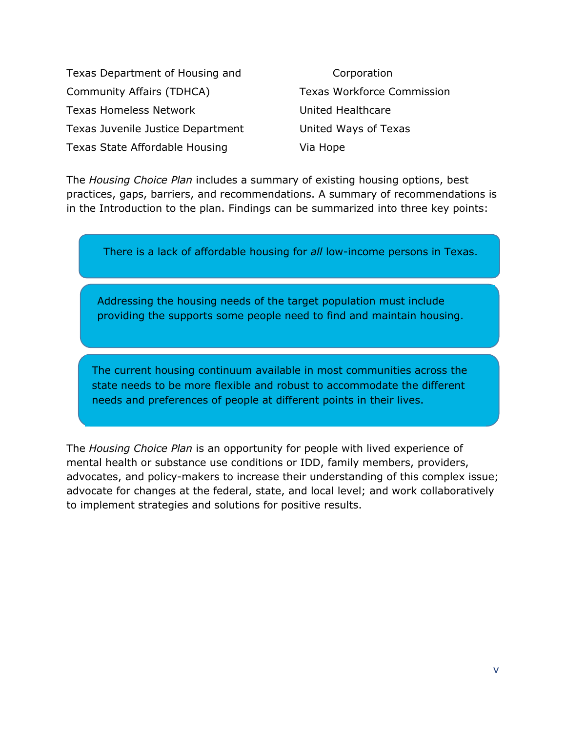Texas Department of Housing and Community Affairs (TDHCA)

Texas Homeless Network

Texas Juvenile Justice Department

Texas State Affordable Housing Corporation

Texas Workforce Commission

United Healthcare

United Ways of Texas

Via Hope

The *Housing Choice Plan* includes a summary of existing housing options, best practices, gaps, barriers, and recommendations. A summary of recommendations is in the Introduction to the plan. Findings can be summarized into three key points:

> There is a lack of affordable housing for *all* low-income persons in Texas.

> Addressing the housing needs of the target population must include providing the supports some people need to find and maintain housing.

> The current housing continuum available in most communities across the state needs to be more flexible and robust to accommodate the different needs and preferences of people at different points in their lives.

The *Housing Choice Plan* is an opportunity for people with lived experience of mental health or substance use conditions or IDD, family members, providers, advocates, and policy-makers to increase their understanding of this complex issue; advocate for changes at the federal, state, and local level; and work collaboratively to implement strategies and solutions for positive results.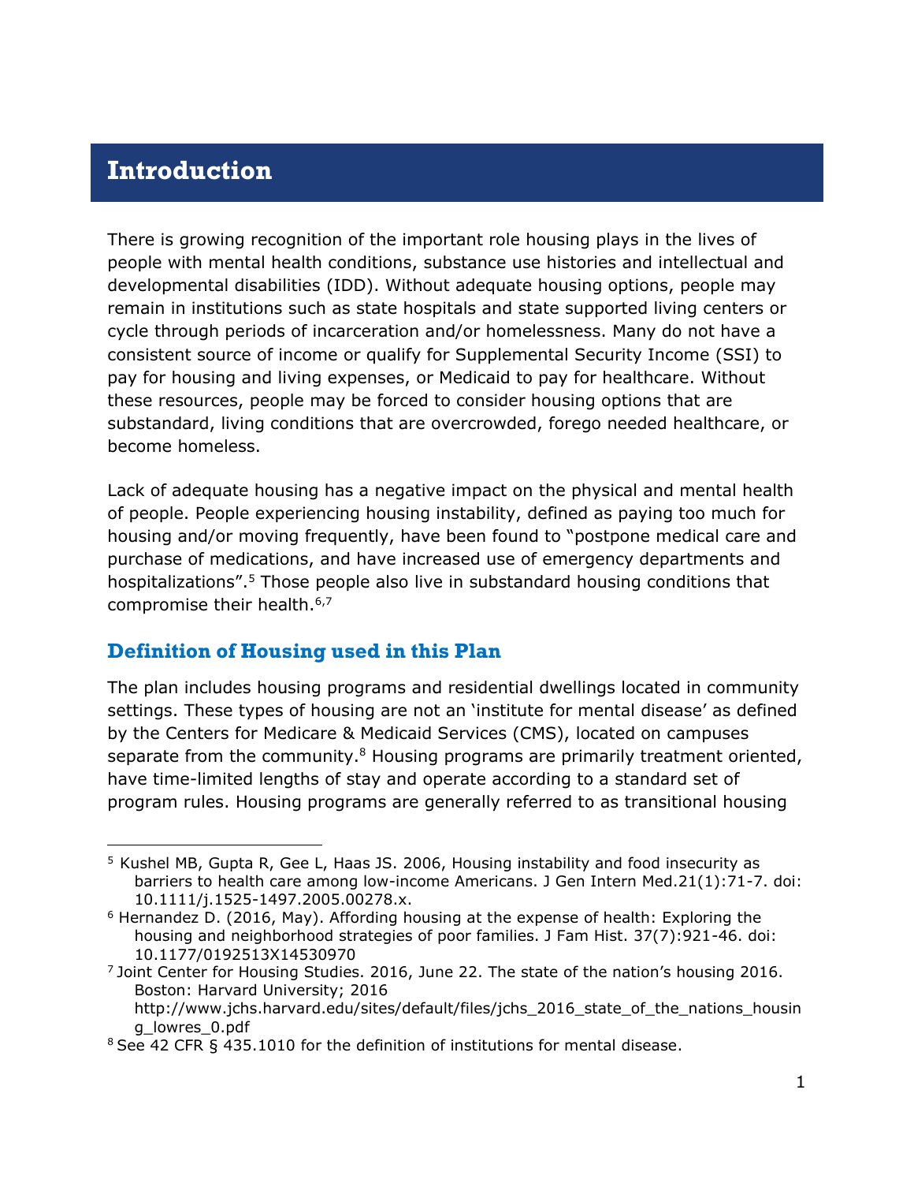# Introduction

There is growing recognition of the important role housing plays in the lives of people with mental health conditions, substance use histories and intellectual and developmental disabilities (IDD). Without adequate housing options, people may remain in institutions such as state hospitals and state supported living centers or cycle through periods of incarceration and/or homelessness. Many do not have a consistent source of income or qualify for Supplemental Security Income (SSI) to pay for housing and living expenses, or Medicaid to pay for healthcare. Without these resources, people may be forced to consider housing options that are substandard, living conditions that are overcrowded, forego needed healthcare, or become homeless.

Lack of adequate housing has a negative impact on the physical and mental health of people. People experiencing housing instability, defined as paying too much for housing and/or moving frequently, have been found to "postpone medical care and purchase of medications, and have increased use of emergency departments and hospitalizations".[5] Those people also live in substandard housing conditions that compromise their health.[6,7]

## Definition of Housing used in this Plan

The plan includes housing programs and residential dwellings located in community settings. These types of housing are not an 'institute for mental disease' as defined by the Centers for Medicare & Medicaid Services (CMS), located on campuses separate from the community.[8] Housing programs are primarily treatment oriented, have time-limited lengths of stay and operate according to a standard set of program rules. Housing programs are generally referred to as transitional housing

---

[5] Kushel MB, Gupta R, Gee L, Haas JS. 2006, Housing instability and food insecurity as barriers to health care among low-income Americans. J Gen Intern Med.21(1):71-7. doi: 10.1111/j.1525-1497.2005.00278.x.

[6] Hernandez D. (2016, May). Affording housing at the expense of health: Exploring the housing and neighborhood strategies of poor families. J Fam Hist. 37(7):921-46. doi: 10.1177/0192513X14530970

[7] Joint Center for Housing Studies. 2016, June 22. The state of the nation's housing 2016. Boston: Harvard University; 2016 http://www.jchs.harvard.edu/sites/default/files/jchs_2016_state_of_the_nations_housing_lowres_0.pdf

[8] See 42 CFR § 435.1010 for the definition of institutions for mental disease.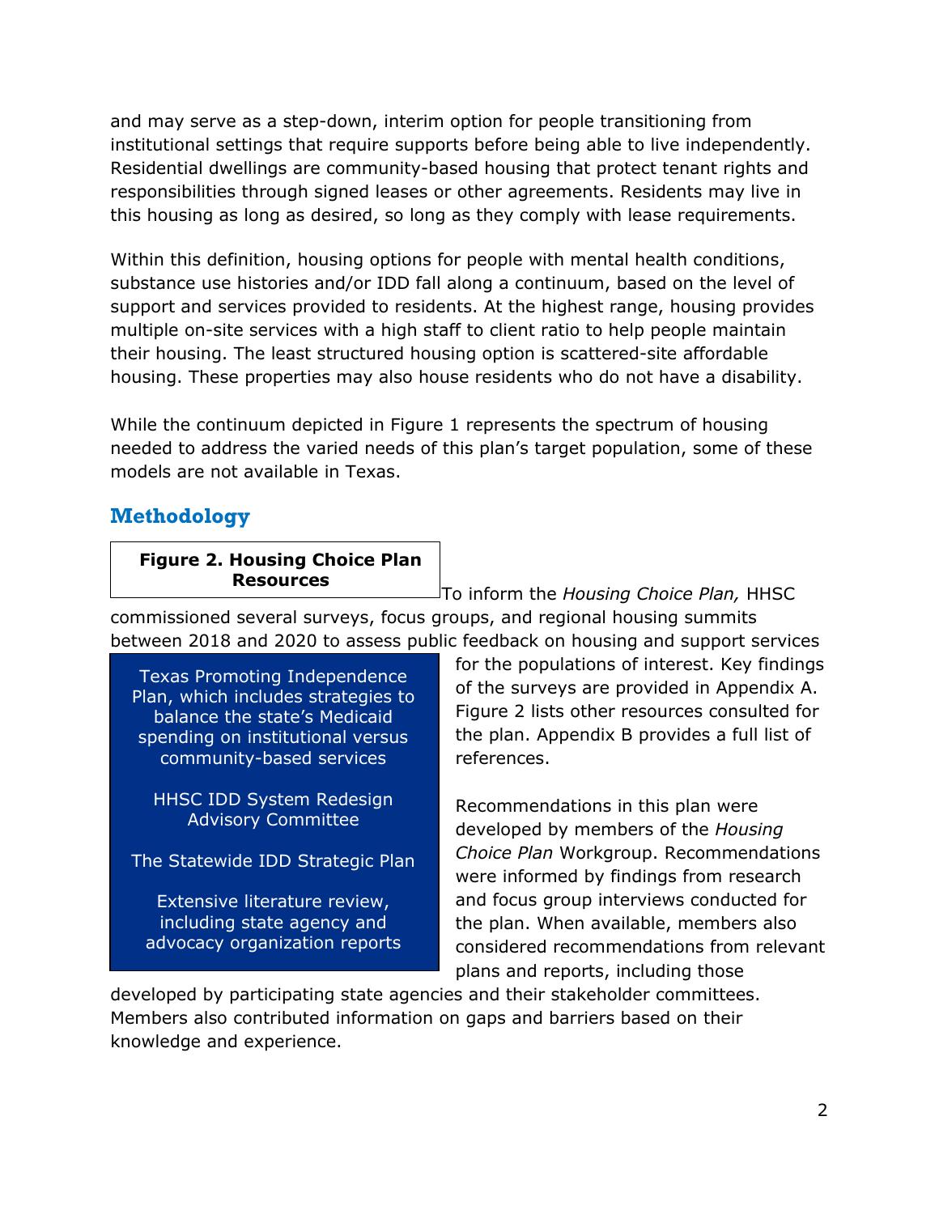and may serve as a step-down, interim option for people transitioning from institutional settings that require supports before being able to live independently. Residential dwellings are community-based housing that protect tenant rights and responsibilities through signed leases or other agreements. Residents may live in this housing as long as desired, so long as they comply with lease requirements.

Within this definition, housing options for people with mental health conditions, substance use histories and/or IDD fall along a continuum, based on the level of support and services provided to residents. At the highest range, housing provides multiple on-site services with a high staff to client ratio to help people maintain their housing. The least structured housing option is scattered-site affordable housing. These properties may also house residents who do not have a disability.

While the continuum depicted in Figure 1 represents the spectrum of housing needed to address the varied needs of this plan's target population, some of these models are not available in Texas.

## Methodology

**Figure 2. Housing Choice Plan Resources**

- Texas Promoting Independence Plan, which includes strategies to balance the state's Medicaid spending on institutional versus community-based services
- HHSC IDD System Redesign Advisory Committee
- The Statewide IDD Strategic Plan
- Extensive literature review, including state agency and advocacy organization reports

To inform the *Housing Choice Plan,* HHSC commissioned several surveys, focus groups, and regional housing summits between 2018 and 2020 to assess public feedback on housing and support services for the populations of interest. Key findings of the surveys are provided in Appendix A. Figure 2 lists other resources consulted for the plan. Appendix B provides a full list of references.

Recommendations in this plan were developed by members of the *Housing Choice Plan* Workgroup. Recommendations were informed by findings from research and focus group interviews conducted for the plan. When available, members also considered recommendations from relevant plans and reports, including those developed by participating state agencies and their stakeholder committees. Members also contributed information on gaps and barriers based on their knowledge and experience.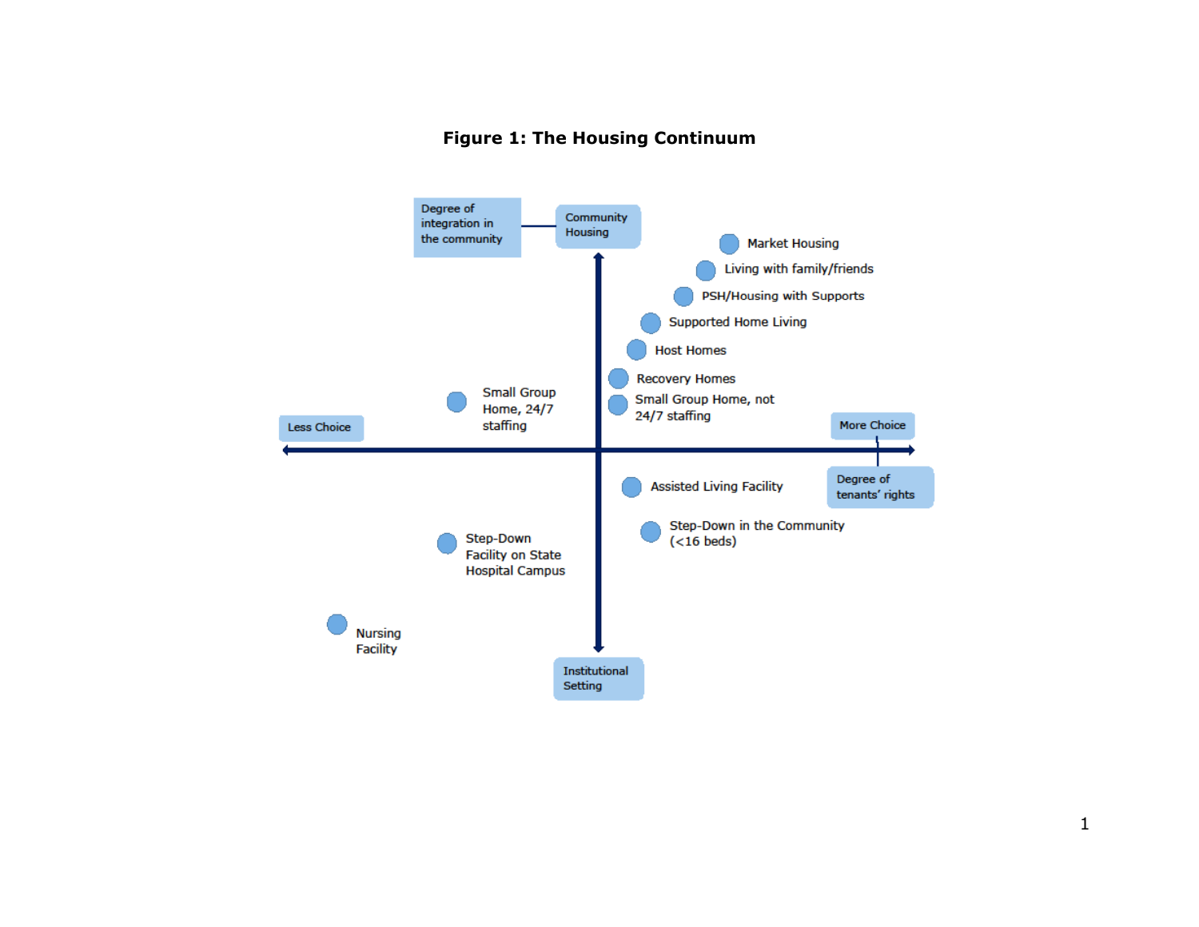**Figure 1: The Housing Continuum**

Degree of integration in the community

Community Housing

Market Housing

Living with family/friends

PSH/Housing with Supports

Supported Home Living

Host Homes

Recovery Homes

Small Group Home, not 24/7 staffing

Small Group Home, 24/7 staffing

Less Choice

More Choice

Degree of tenants' rights

Assisted Living Facility

Step-Down in the Community (<16 beds)

Step-Down Facility on State Hospital Campus

Nursing Facility

Institutional Setting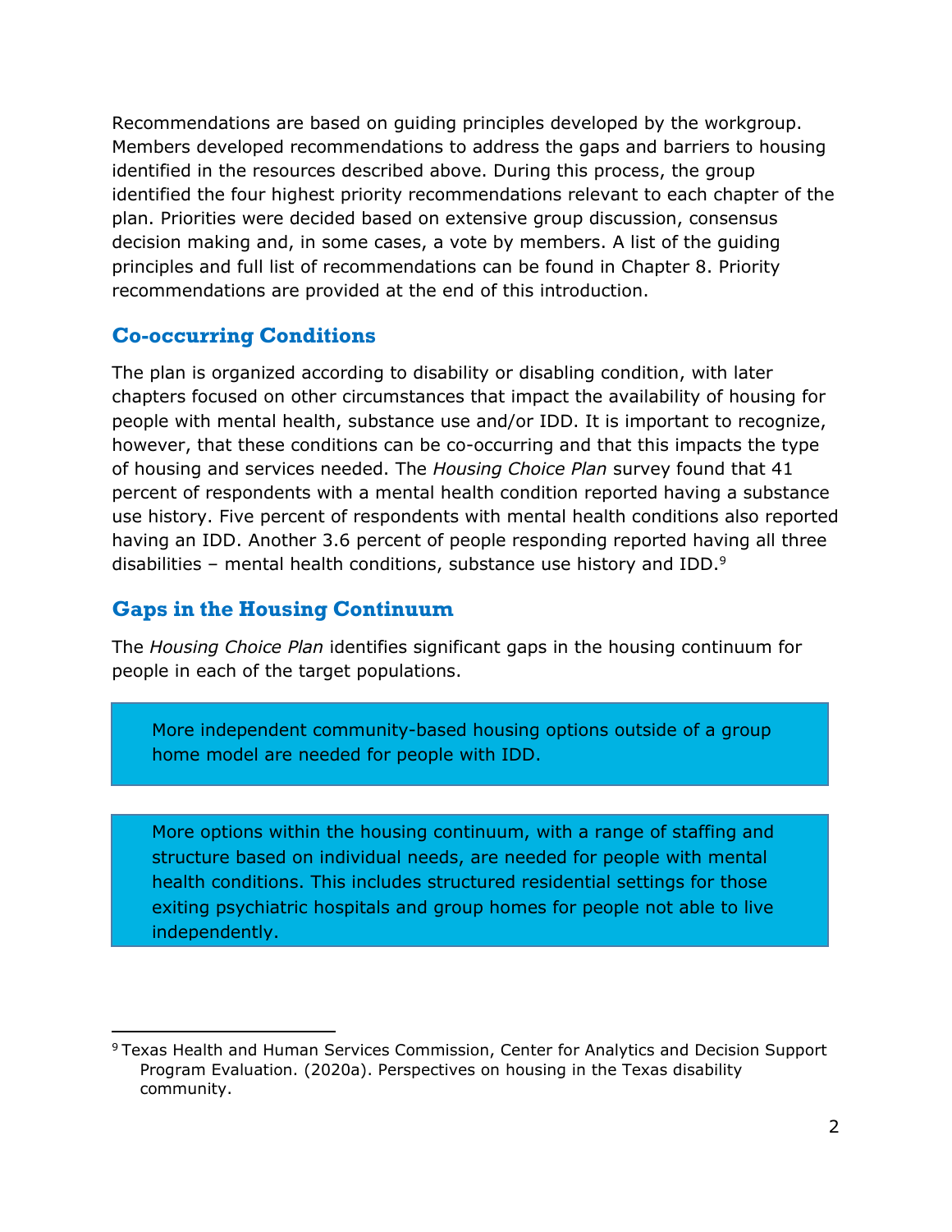Recommendations are based on guiding principles developed by the workgroup. Members developed recommendations to address the gaps and barriers to housing identified in the resources described above. During this process, the group identified the four highest priority recommendations relevant to each chapter of the plan. Priorities were decided based on extensive group discussion, consensus decision making and, in some cases, a vote by members. A list of the guiding principles and full list of recommendations can be found in Chapter 8. Priority recommendations are provided at the end of this introduction.

## Co-occurring Conditions

The plan is organized according to disability or disabling condition, with later chapters focused on other circumstances that impact the availability of housing for people with mental health, substance use and/or IDD. It is important to recognize, however, that these conditions can be co-occurring and that this impacts the type of housing and services needed. The *Housing Choice Plan* survey found that 41 percent of respondents with a mental health condition reported having a substance use history. Five percent of respondents with mental health conditions also reported having an IDD. Another 3.6 percent of people responding reported having all three disabilities – mental health conditions, substance use history and IDD.[9]

## Gaps in the Housing Continuum

The *Housing Choice Plan* identifies significant gaps in the housing continuum for people in each of the target populations.

> More independent community-based housing options outside of a group home model are needed for people with IDD.

> More options within the housing continuum, with a range of staffing and structure based on individual needs, are needed for people with mental health conditions. This includes structured residential settings for those exiting psychiatric hospitals and group homes for people not able to live independently.

[9] Texas Health and Human Services Commission, Center for Analytics and Decision Support Program Evaluation. (2020a). Perspectives on housing in the Texas disability community.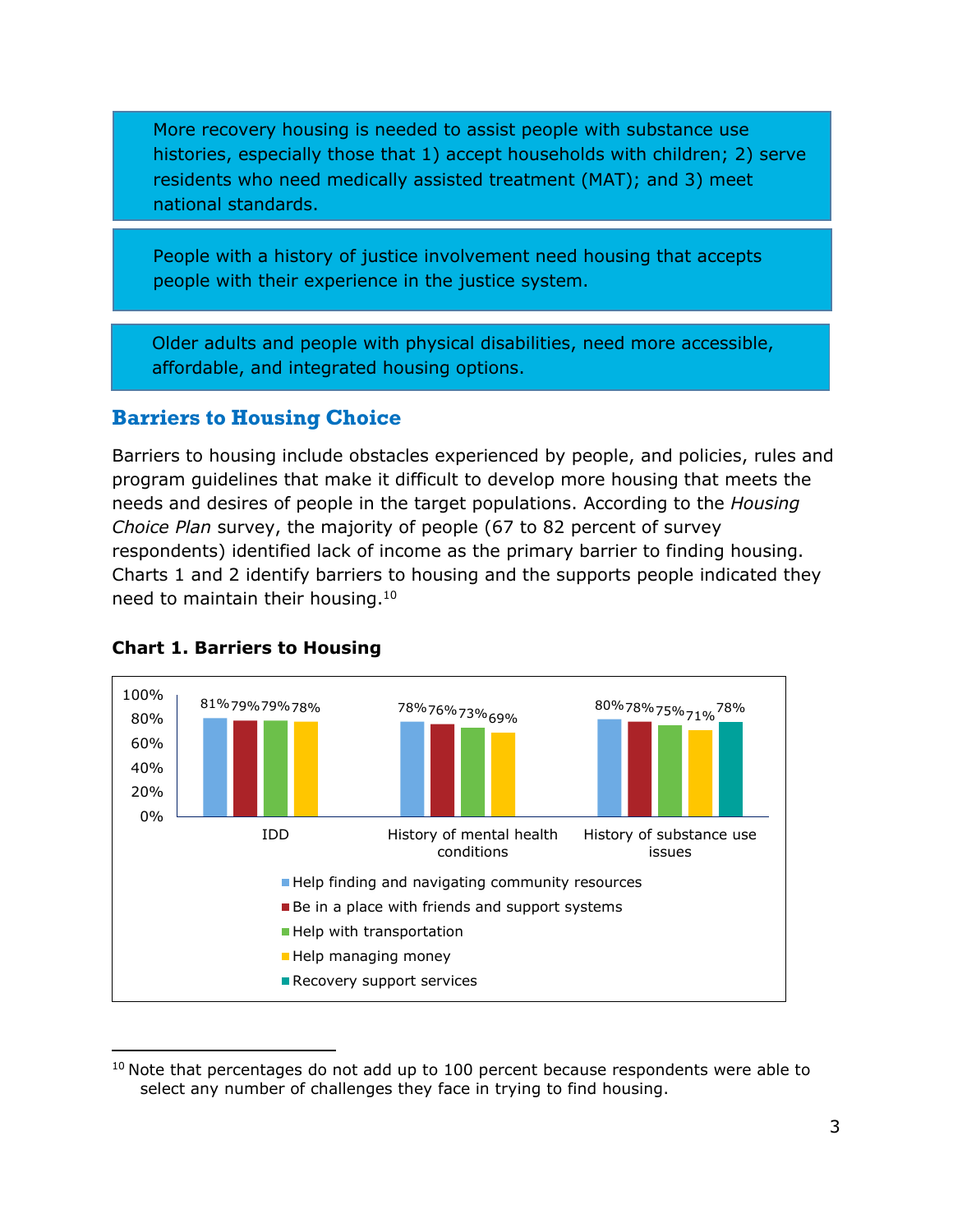More recovery housing is needed to assist people with substance use histories, especially those that 1) accept households with children; 2) serve residents who need medically assisted treatment (MAT); and 3) meet national standards.

People with a history of justice involvement need housing that accepts people with their experience in the justice system.

Older adults and people with physical disabilities, need more accessible, affordable, and integrated housing options.

## Barriers to Housing Choice

Barriers to housing include obstacles experienced by people, and policies, rules and program guidelines that make it difficult to develop more housing that meets the needs and desires of people in the target populations. According to the *Housing Choice Plan* survey, the majority of people (67 to 82 percent of survey respondents) identified lack of income as the primary barrier to finding housing. Charts 1 and 2 identify barriers to housing and the supports people indicated they need to maintain their housing.[10]

**Chart 1. Barriers to Housing**

| | IDD | History of mental health conditions | History of substance use issues |
|---|---|---|---|
| Help finding and navigating community resources | 81% | 78% | 80% |
| Be in a place with friends and support systems | 79% | 76% | 78% |
| Help with transportation | 79% | 73% | 75% |
| Help managing money | 78% | 69% | 71% |
| Recovery support services | | | 78% |

[10] Note that percentages do not add up to 100 percent because respondents were able to select any number of challenges they face in trying to find housing.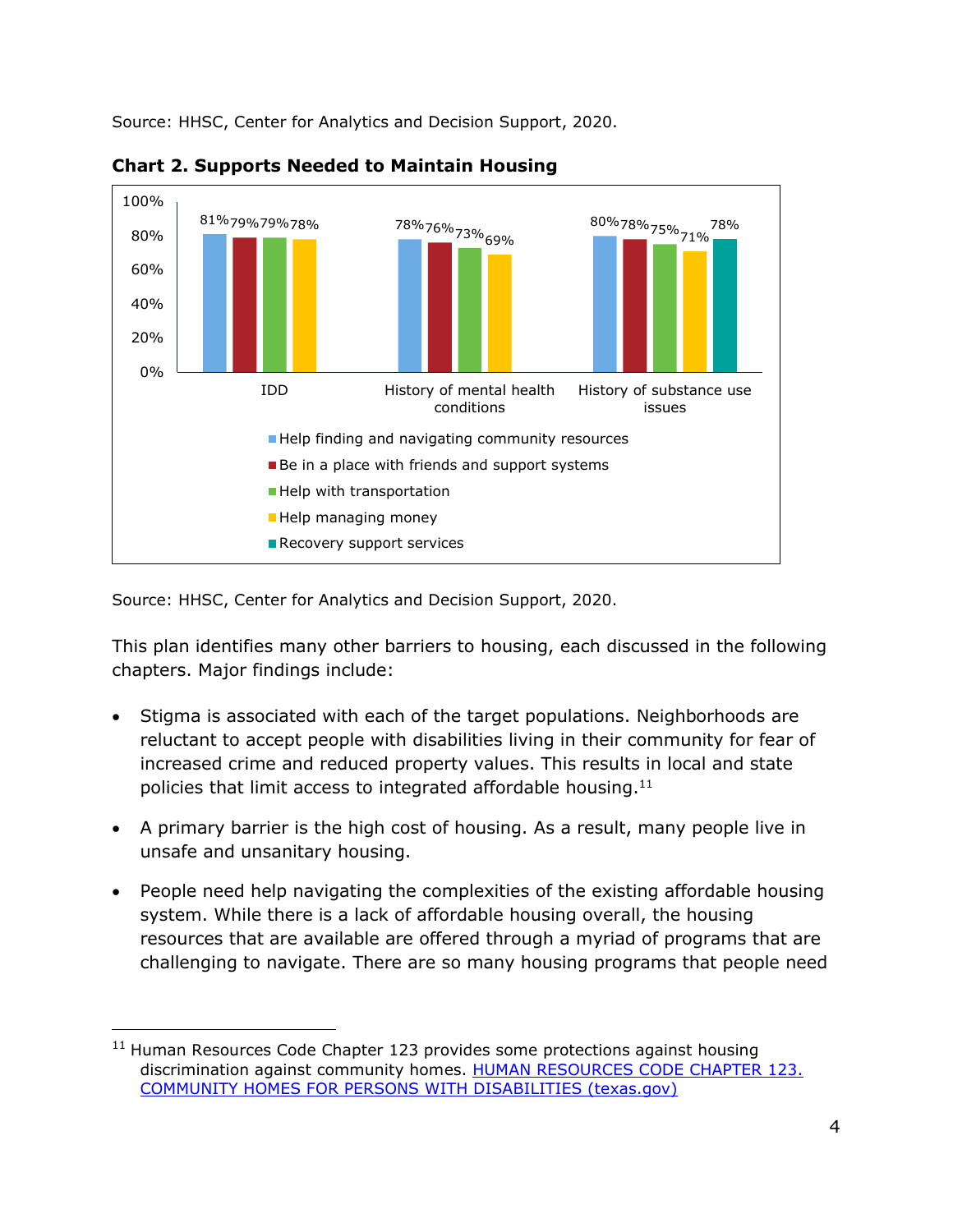Source: HHSC, Center for Analytics and Decision Support, 2020.

**Chart 2. Supports Needed to Maintain Housing**

| | IDD | History of mental health conditions | History of substance use issues |
|---|---|---|---|
| Help finding and navigating community resources | 81% | 78% | 80% |
| Be in a place with friends and support systems | 79% | 76% | 78% |
| Help with transportation | 79% | 73% | 75% |
| Help managing money | 78% | 69% | 71% |
| Recovery support services | | | 78% |

Source: HHSC, Center for Analytics and Decision Support, 2020.

This plan identifies many other barriers to housing, each discussed in the following chapters. Major findings include:

- Stigma is associated with each of the target populations. Neighborhoods are reluctant to accept people with disabilities living in their community for fear of increased crime and reduced property values. This results in local and state policies that limit access to integrated affordable housing.[11]
- A primary barrier is the high cost of housing. As a result, many people live in unsafe and unsanitary housing.
- People need help navigating the complexities of the existing affordable housing system. While there is a lack of affordable housing overall, the housing resources that are available are offered through a myriad of programs that are challenging to navigate. There are so many housing programs that people need

[11] Human Resources Code Chapter 123 provides some protections against housing discrimination against community homes. [HUMAN RESOURCES CODE CHAPTER 123. COMMUNITY HOMES FOR PERSONS WITH DISABILITIES (texas.gov)]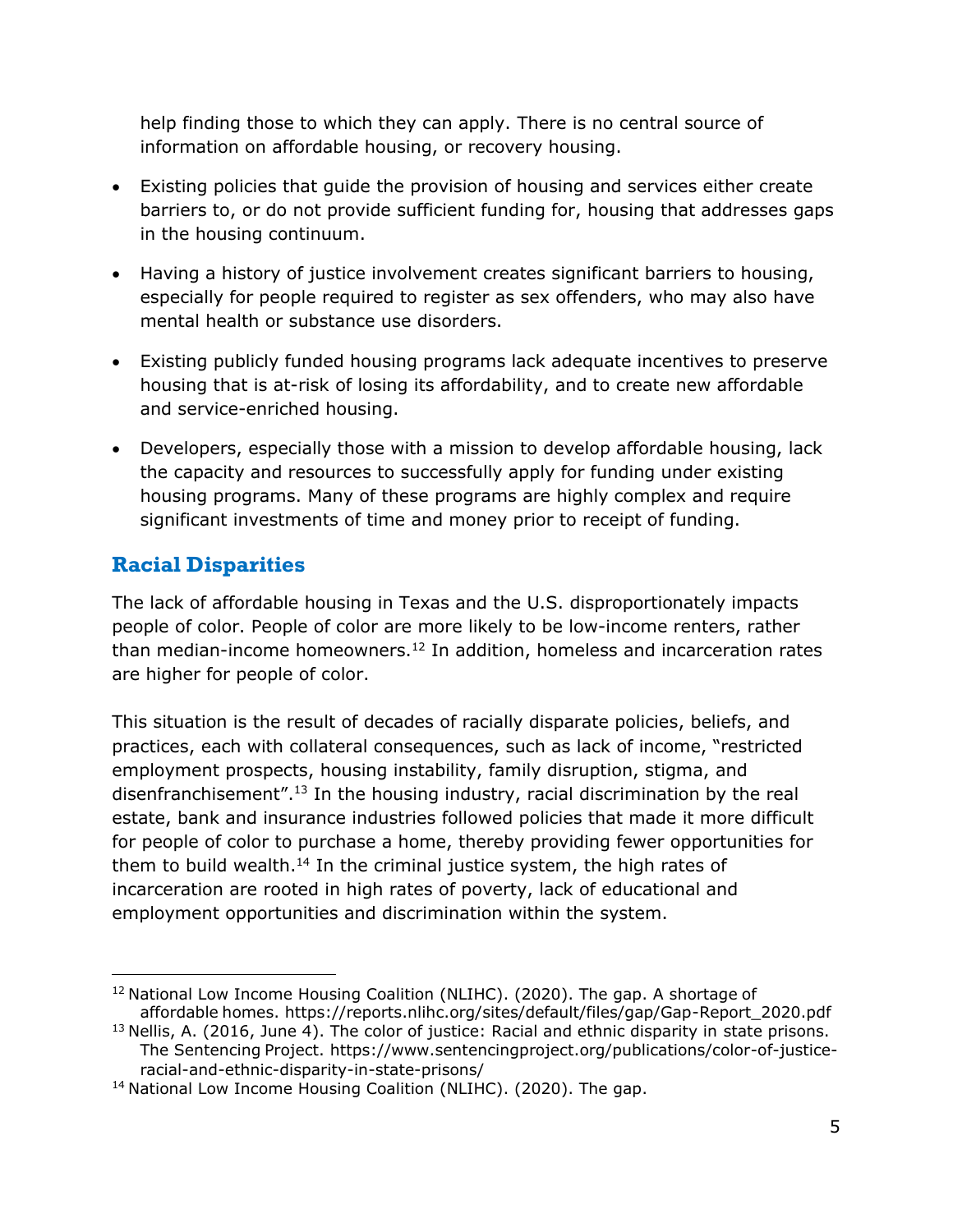help finding those to which they can apply. There is no central source of information on affordable housing, or recovery housing.

- Existing policies that guide the provision of housing and services either create barriers to, or do not provide sufficient funding for, housing that addresses gaps in the housing continuum.
- Having a history of justice involvement creates significant barriers to housing, especially for people required to register as sex offenders, who may also have mental health or substance use disorders.
- Existing publicly funded housing programs lack adequate incentives to preserve housing that is at-risk of losing its affordability, and to create new affordable and service-enriched housing.
- Developers, especially those with a mission to develop affordable housing, lack the capacity and resources to successfully apply for funding under existing housing programs. Many of these programs are highly complex and require significant investments of time and money prior to receipt of funding.

## Racial Disparities

The lack of affordable housing in Texas and the U.S. disproportionately impacts people of color. People of color are more likely to be low-income renters, rather than median-income homeowners.[12] In addition, homeless and incarceration rates are higher for people of color.

This situation is the result of decades of racially disparate policies, beliefs, and practices, each with collateral consequences, such as lack of income, "restricted employment prospects, housing instability, family disruption, stigma, and disenfranchisement".[13] In the housing industry, racial discrimination by the real estate, bank and insurance industries followed policies that made it more difficult for people of color to purchase a home, thereby providing fewer opportunities for them to build wealth.[14] In the criminal justice system, the high rates of incarceration are rooted in high rates of poverty, lack of educational and employment opportunities and discrimination within the system.

---

[12] National Low Income Housing Coalition (NLIHC). (2020). The gap. A shortage of affordable homes. https://reports.nlihc.org/sites/default/files/gap/Gap-Report_2020.pdf

[13] Nellis, A. (2016, June 4). The color of justice: Racial and ethnic disparity in state prisons. The Sentencing Project. https://www.sentencingproject.org/publications/color-of-justice-racial-and-ethnic-disparity-in-state-prisons/

[14] National Low Income Housing Coalition (NLIHC). (2020). The gap.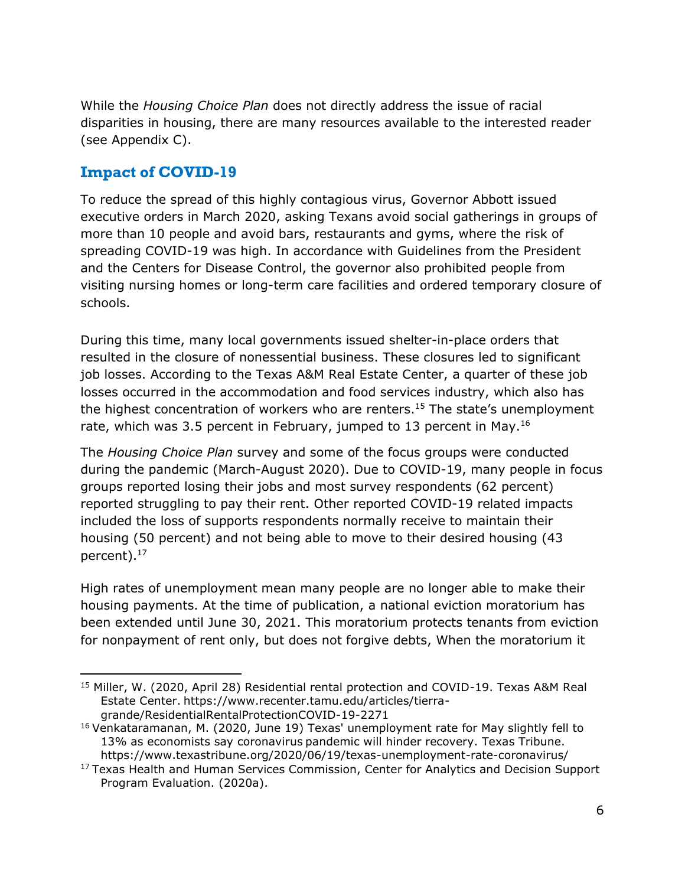While the *Housing Choice Plan* does not directly address the issue of racial disparities in housing, there are many resources available to the interested reader (see Appendix C).

## Impact of COVID-19

To reduce the spread of this highly contagious virus, Governor Abbott issued executive orders in March 2020, asking Texans avoid social gatherings in groups of more than 10 people and avoid bars, restaurants and gyms, where the risk of spreading COVID-19 was high. In accordance with Guidelines from the President and the Centers for Disease Control, the governor also prohibited people from visiting nursing homes or long-term care facilities and ordered temporary closure of schools.

During this time, many local governments issued shelter-in-place orders that resulted in the closure of nonessential business. These closures led to significant job losses. According to the Texas A&M Real Estate Center, a quarter of these job losses occurred in the accommodation and food services industry, which also has the highest concentration of workers who are renters.[15] The state's unemployment rate, which was 3.5 percent in February, jumped to 13 percent in May.[16]

The *Housing Choice Plan* survey and some of the focus groups were conducted during the pandemic (March-August 2020). Due to COVID-19, many people in focus groups reported losing their jobs and most survey respondents (62 percent) reported struggling to pay their rent. Other reported COVID-19 related impacts included the loss of supports respondents normally receive to maintain their housing (50 percent) and not being able to move to their desired housing (43 percent).[17]

High rates of unemployment mean many people are no longer able to make their housing payments. At the time of publication, a national eviction moratorium has been extended until June 30, 2021. This moratorium protects tenants from eviction for nonpayment of rent only, but does not forgive debts, When the moratorium it

---

[15] Miller, W. (2020, April 28) Residential rental protection and COVID-19. Texas A&M Real Estate Center. https://www.recenter.tamu.edu/articles/tierra-grande/ResidentialRentalProtectionCOVID-19-2271

[16] Venkataramanan, M. (2020, June 19) Texas' unemployment rate for May slightly fell to 13% as economists say coronavirus pandemic will hinder recovery. Texas Tribune. https://www.texastribune.org/2020/06/19/texas-unemployment-rate-coronavirus/

[17] Texas Health and Human Services Commission, Center for Analytics and Decision Support Program Evaluation. (2020a).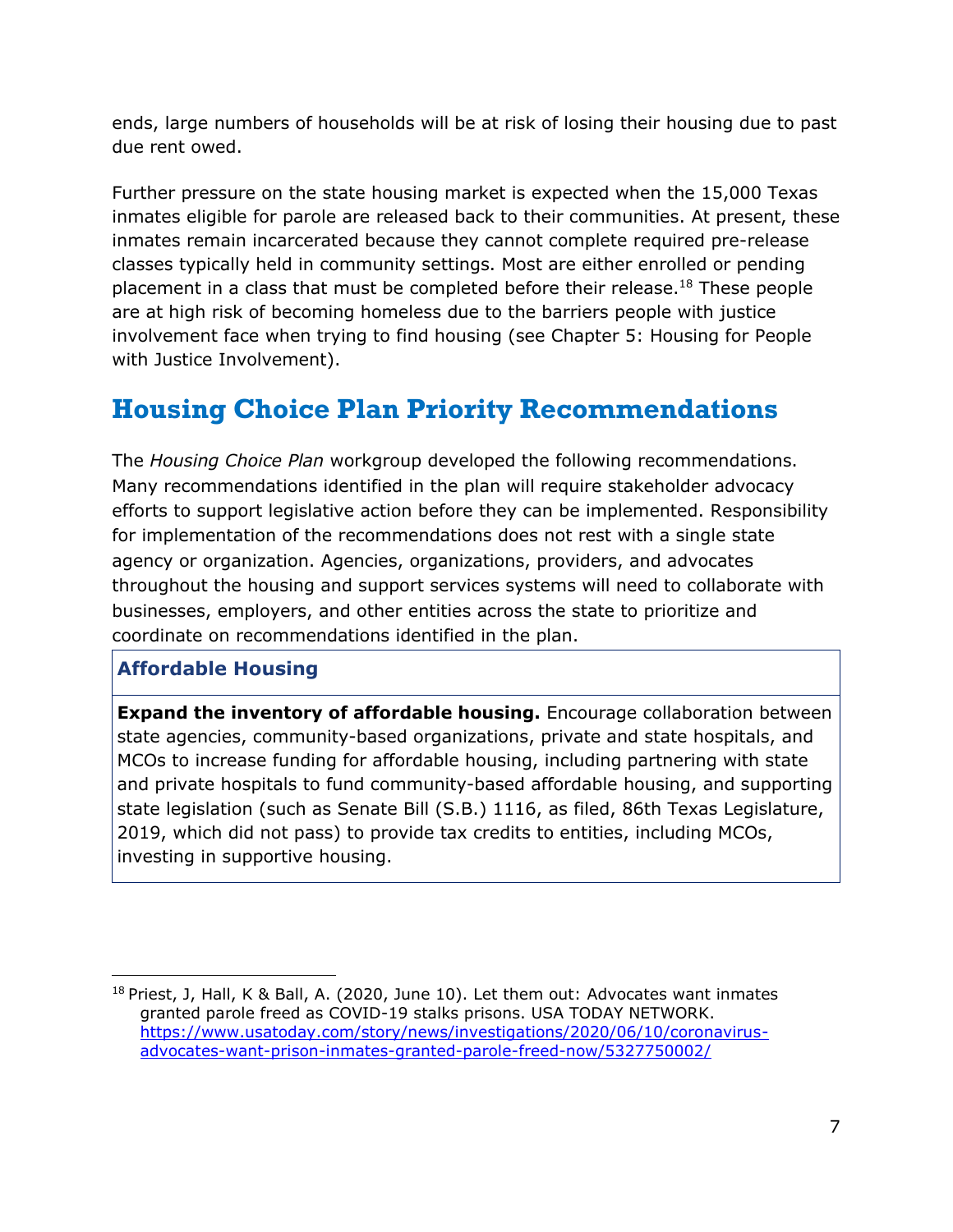ends, large numbers of households will be at risk of losing their housing due to past due rent owed.

Further pressure on the state housing market is expected when the 15,000 Texas inmates eligible for parole are released back to their communities. At present, these inmates remain incarcerated because they cannot complete required pre-release classes typically held in community settings. Most are either enrolled or pending placement in a class that must be completed before their release.[18] These people are at high risk of becoming homeless due to the barriers people with justice involvement face when trying to find housing (see Chapter 5: Housing for People with Justice Involvement).

## Housing Choice Plan Priority Recommendations

The *Housing Choice Plan* workgroup developed the following recommendations. Many recommendations identified in the plan will require stakeholder advocacy efforts to support legislative action before they can be implemented. Responsibility for implementation of the recommendations does not rest with a single state agency or organization. Agencies, organizations, providers, and advocates throughout the housing and support services systems will need to collaborate with businesses, employers, and other entities across the state to prioritize and coordinate on recommendations identified in the plan.

| Affordable Housing |
| --- |
| **Expand the inventory of affordable housing.** Encourage collaboration between state agencies, community-based organizations, private and state hospitals, and MCOs to increase funding for affordable housing, including partnering with state and private hospitals to fund community-based affordable housing, and supporting state legislation (such as Senate Bill (S.B.) 1116, as filed, 86th Texas Legislature, 2019, which did not pass) to provide tax credits to entities, including MCOs, investing in supportive housing. |

[18] Priest, J, Hall, K & Ball, A. (2020, June 10). Let them out: Advocates want inmates granted parole freed as COVID-19 stalks prisons. USA TODAY NETWORK. https://www.usatoday.com/story/news/investigations/2020/06/10/coronavirus-advocates-want-prison-inmates-granted-parole-freed-now/5327750002/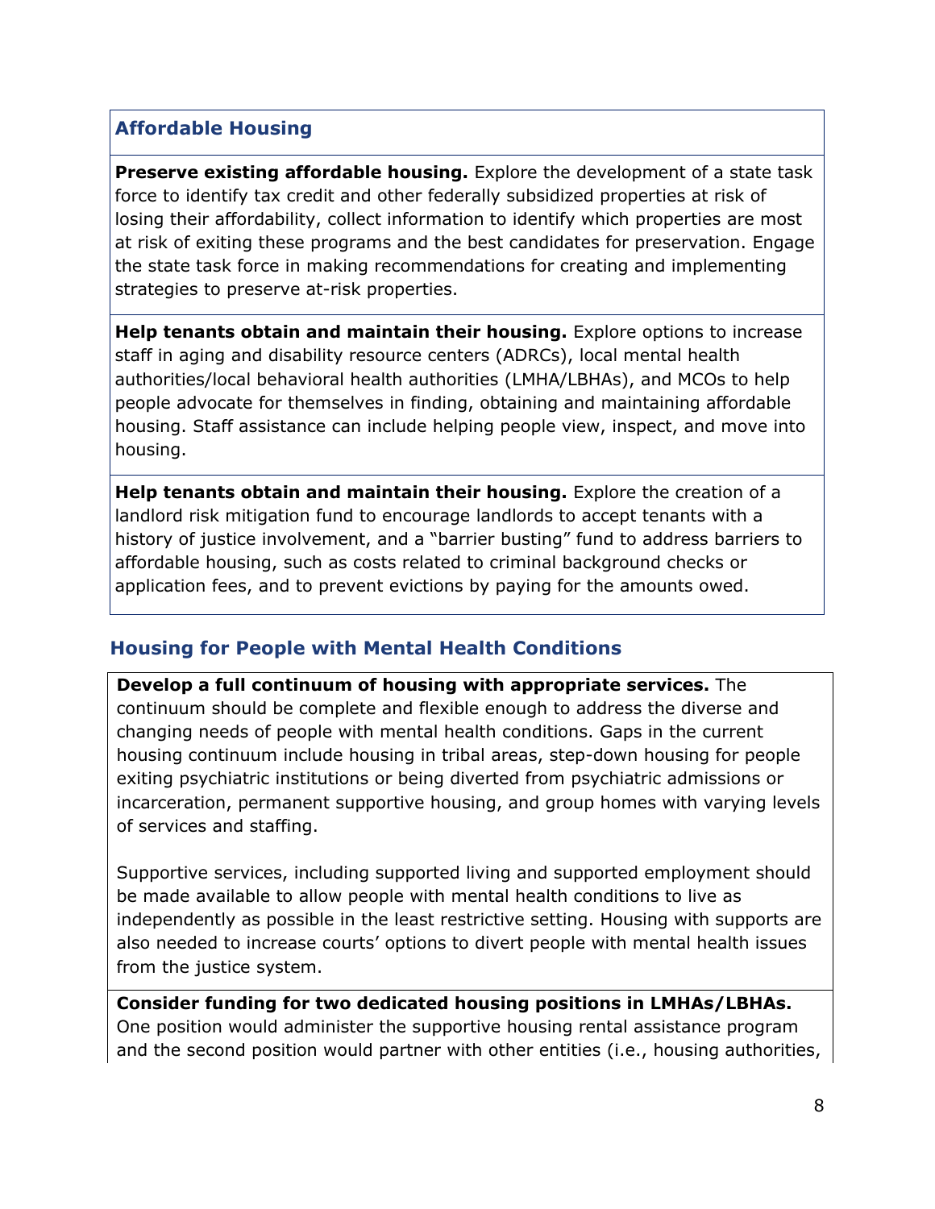| **Affordable Housing** |
| --- |
| **Preserve existing affordable housing.** Explore the development of a state task force to identify tax credit and other federally subsidized properties at risk of losing their affordability, collect information to identify which properties are most at risk of exiting these programs and the best candidates for preservation. Engage the state task force in making recommendations for creating and implementing strategies to preserve at-risk properties. |
| **Help tenants obtain and maintain their housing.** Explore options to increase staff in aging and disability resource centers (ADRCs), local mental health authorities/local behavioral health authorities (LMHA/LBHAs), and MCOs to help people advocate for themselves in finding, obtaining and maintaining affordable housing. Staff assistance can include helping people view, inspect, and move into housing. |
| **Help tenants obtain and maintain their housing.** Explore the creation of a landlord risk mitigation fund to encourage landlords to accept tenants with a history of justice involvement, and a "barrier busting" fund to address barriers to affordable housing, such as costs related to criminal background checks or application fees, and to prevent evictions by paying for the amounts owed. |

### Housing for People with Mental Health Conditions

**Develop a full continuum of housing with appropriate services.** The continuum should be complete and flexible enough to address the diverse and changing needs of people with mental health conditions. Gaps in the current housing continuum include housing in tribal areas, step-down housing for people exiting psychiatric institutions or being diverted from psychiatric admissions or incarceration, permanent supportive housing, and group homes with varying levels of services and staffing.

Supportive services, including supported living and supported employment should be made available to allow people with mental health conditions to live as independently as possible in the least restrictive setting. Housing with supports are also needed to increase courts' options to divert people with mental health issues from the justice system.

**Consider funding for two dedicated housing positions in LMHAs/LBHAs.** One position would administer the supportive housing rental assistance program and the second position would partner with other entities (i.e., housing authorities,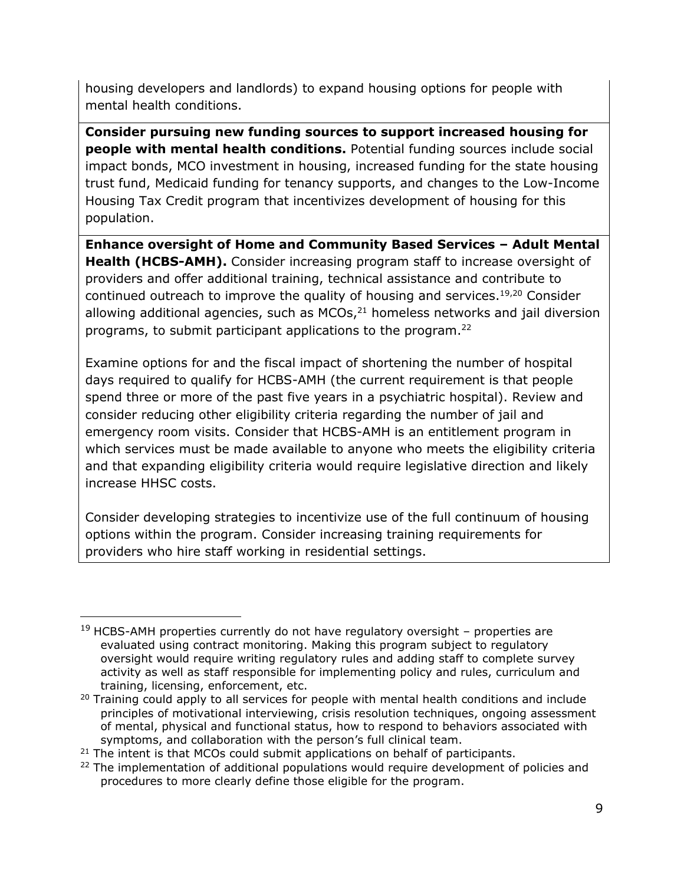housing developers and landlords) to expand housing options for people with mental health conditions.

**Consider pursuing new funding sources to support increased housing for people with mental health conditions.** Potential funding sources include social impact bonds, MCO investment in housing, increased funding for the state housing trust fund, Medicaid funding for tenancy supports, and changes to the Low-Income Housing Tax Credit program that incentivizes development of housing for this population.

**Enhance oversight of Home and Community Based Services – Adult Mental Health (HCBS-AMH).** Consider increasing program staff to increase oversight of providers and offer additional training, technical assistance and contribute to continued outreach to improve the quality of housing and services.[19,20] Consider allowing additional agencies, such as MCOs,[21] homeless networks and jail diversion programs, to submit participant applications to the program.[22]

Examine options for and the fiscal impact of shortening the number of hospital days required to qualify for HCBS-AMH (the current requirement is that people spend three or more of the past five years in a psychiatric hospital). Review and consider reducing other eligibility criteria regarding the number of jail and emergency room visits. Consider that HCBS-AMH is an entitlement program in which services must be made available to anyone who meets the eligibility criteria and that expanding eligibility criteria would require legislative direction and likely increase HHSC costs.

Consider developing strategies to incentivize use of the full continuum of housing options within the program. Consider increasing training requirements for providers who hire staff working in residential settings.

---

[19] HCBS-AMH properties currently do not have regulatory oversight – properties are evaluated using contract monitoring. Making this program subject to regulatory oversight would require writing regulatory rules and adding staff to complete survey activity as well as staff responsible for implementing policy and rules, curriculum and training, licensing, enforcement, etc.

[20] Training could apply to all services for people with mental health conditions and include principles of motivational interviewing, crisis resolution techniques, ongoing assessment of mental, physical and functional status, how to respond to behaviors associated with symptoms, and collaboration with the person's full clinical team.

[21] The intent is that MCOs could submit applications on behalf of participants.

[22] The implementation of additional populations would require development of policies and procedures to more clearly define those eligible for the program.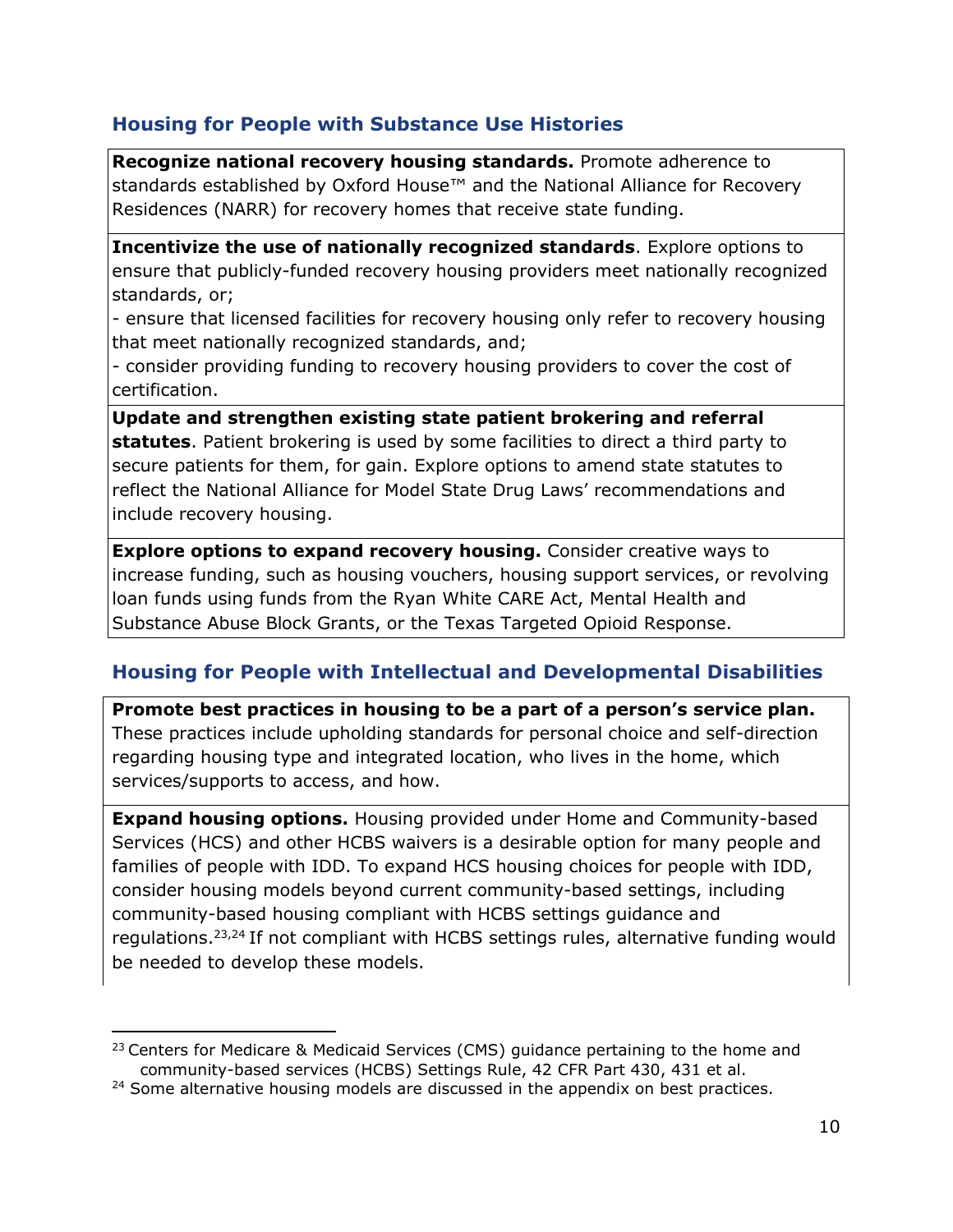### Housing for People with Substance Use Histories

**Recognize national recovery housing standards.** Promote adherence to standards established by Oxford House™ and the National Alliance for Recovery Residences (NARR) for recovery homes that receive state funding.

**Incentivize the use of nationally recognized standards**. Explore options to ensure that publicly-funded recovery housing providers meet nationally recognized standards, or;

- ensure that licensed facilities for recovery housing only refer to recovery housing that meet nationally recognized standards, and;
- consider providing funding to recovery housing providers to cover the cost of certification.

**Update and strengthen existing state patient brokering and referral statutes**. Patient brokering is used by some facilities to direct a third party to secure patients for them, for gain. Explore options to amend state statutes to reflect the National Alliance for Model State Drug Laws' recommendations and include recovery housing.

**Explore options to expand recovery housing.** Consider creative ways to increase funding, such as housing vouchers, housing support services, or revolving loan funds using funds from the Ryan White CARE Act, Mental Health and Substance Abuse Block Grants, or the Texas Targeted Opioid Response.

### Housing for People with Intellectual and Developmental Disabilities

**Promote best practices in housing to be a part of a person's service plan.** These practices include upholding standards for personal choice and self-direction regarding housing type and integrated location, who lives in the home, which services/supports to access, and how.

**Expand housing options.** Housing provided under Home and Community-based Services (HCS) and other HCBS waivers is a desirable option for many people and families of people with IDD. To expand HCS housing choices for people with IDD, consider housing models beyond current community-based settings, including community-based housing compliant with HCBS settings guidance and regulations.[23,24] If not compliant with HCBS settings rules, alternative funding would be needed to develop these models.

[23] Centers for Medicare & Medicaid Services (CMS) guidance pertaining to the home and community-based services (HCBS) Settings Rule, 42 CFR Part 430, 431 et al.

[24] Some alternative housing models are discussed in the appendix on best practices.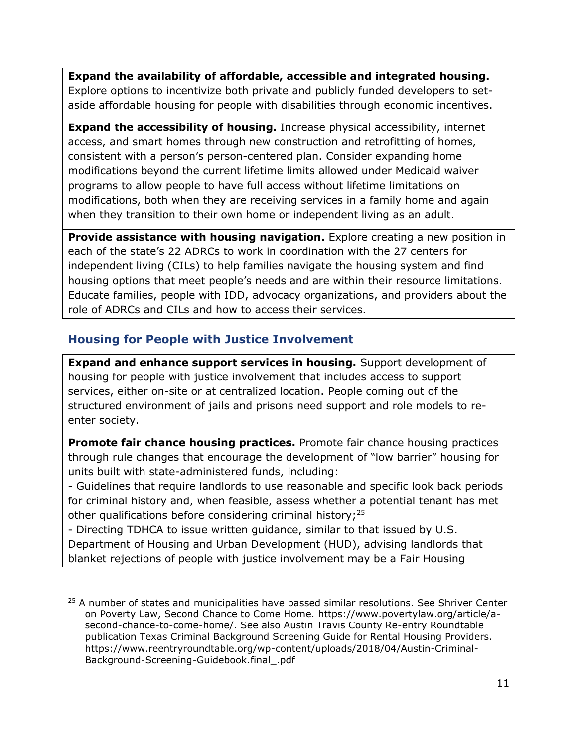**Expand the availability of affordable, accessible and integrated housing.** Explore options to incentivize both private and publicly funded developers to set-aside affordable housing for people with disabilities through economic incentives.

**Expand the accessibility of housing.** Increase physical accessibility, internet access, and smart homes through new construction and retrofitting of homes, consistent with a person's person-centered plan. Consider expanding home modifications beyond the current lifetime limits allowed under Medicaid waiver programs to allow people to have full access without lifetime limitations on modifications, both when they are receiving services in a family home and again when they transition to their own home or independent living as an adult.

**Provide assistance with housing navigation.** Explore creating a new position in each of the state's 22 ADRCs to work in coordination with the 27 centers for independent living (CILs) to help families navigate the housing system and find housing options that meet people's needs and are within their resource limitations. Educate families, people with IDD, advocacy organizations, and providers about the role of ADRCs and CILs and how to access their services.

### Housing for People with Justice Involvement

**Expand and enhance support services in housing.** Support development of housing for people with justice involvement that includes access to support services, either on-site or at centralized location. People coming out of the structured environment of jails and prisons need support and role models to re-enter society.

**Promote fair chance housing practices.** Promote fair chance housing practices through rule changes that encourage the development of "low barrier" housing for units built with state-administered funds, including:

- Guidelines that require landlords to use reasonable and specific look back periods for criminal history and, when feasible, assess whether a potential tenant has met other qualifications before considering criminal history;[25]
- Directing TDHCA to issue written guidance, similar to that issued by U.S. Department of Housing and Urban Development (HUD), advising landlords that blanket rejections of people with justice involvement may be a Fair Housing

[25] A number of states and municipalities have passed similar resolutions. See Shriver Center on Poverty Law, Second Chance to Come Home. https://www.povertylaw.org/article/a-second-chance-to-come-home/. See also Austin Travis County Re-entry Roundtable publication Texas Criminal Background Screening Guide for Rental Housing Providers. https://www.reentryroundtable.org/wp-content/uploads/2018/04/Austin-Criminal-Background-Screening-Guidebook.final_.pdf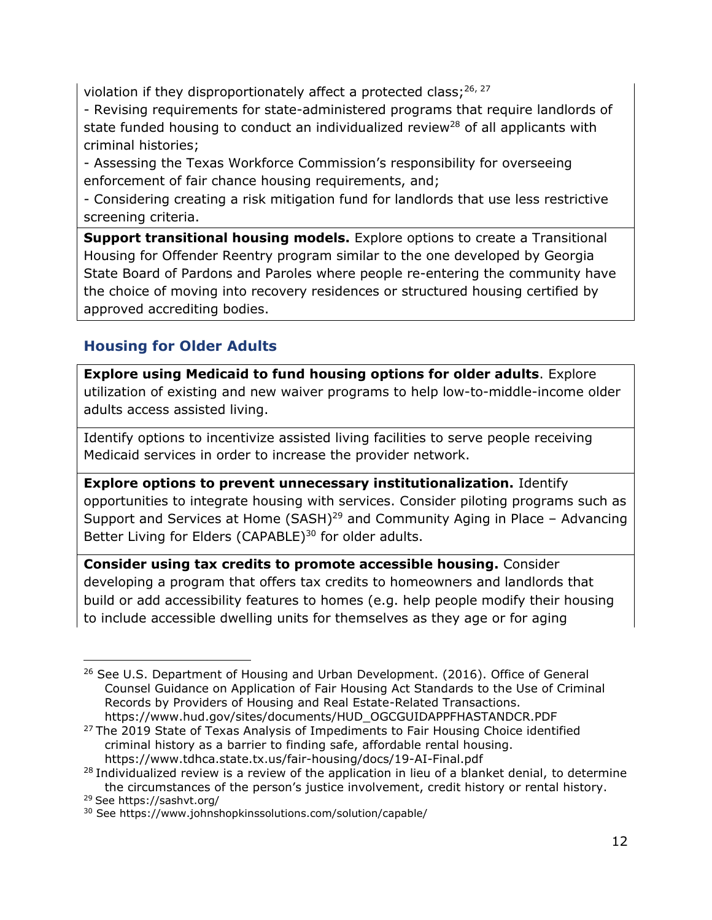violation if they disproportionately affect a protected class;[26, 27]

- Revising requirements for state-administered programs that require landlords of state funded housing to conduct an individualized review[28] of all applicants with criminal histories;
- Assessing the Texas Workforce Commission's responsibility for overseeing enforcement of fair chance housing requirements, and;
- Considering creating a risk mitigation fund for landlords that use less restrictive screening criteria.

**Support transitional housing models.** Explore options to create a Transitional Housing for Offender Reentry program similar to the one developed by Georgia State Board of Pardons and Paroles where people re-entering the community have the choice of moving into recovery residences or structured housing certified by approved accrediting bodies.

## Housing for Older Adults

**Explore using Medicaid to fund housing options for older adults**. Explore utilization of existing and new waiver programs to help low-to-middle-income older adults access assisted living.

Identify options to incentivize assisted living facilities to serve people receiving Medicaid services in order to increase the provider network.

**Explore options to prevent unnecessary institutionalization.** Identify opportunities to integrate housing with services. Consider piloting programs such as Support and Services at Home (SASH)[29] and Community Aging in Place – Advancing Better Living for Elders (CAPABLE)[30] for older adults.

**Consider using tax credits to promote accessible housing.** Consider developing a program that offers tax credits to homeowners and landlords that build or add accessibility features to homes (e.g. help people modify their housing to include accessible dwelling units for themselves as they age or for aging

---

[26] See U.S. Department of Housing and Urban Development. (2016). Office of General Counsel Guidance on Application of Fair Housing Act Standards to the Use of Criminal Records by Providers of Housing and Real Estate-Related Transactions. https://www.hud.gov/sites/documents/HUD_OGCGUIDAPPFHASTANDCR.PDF

[27] The 2019 State of Texas Analysis of Impediments to Fair Housing Choice identified criminal history as a barrier to finding safe, affordable rental housing. https://www.tdhca.state.tx.us/fair-housing/docs/19-AI-Final.pdf

[28] Individualized review is a review of the application in lieu of a blanket denial, to determine the circumstances of the person's justice involvement, credit history or rental history.

[29] See https://sashvt.org/

[30] See https://www.johnshopkinssolutions.com/solution/capable/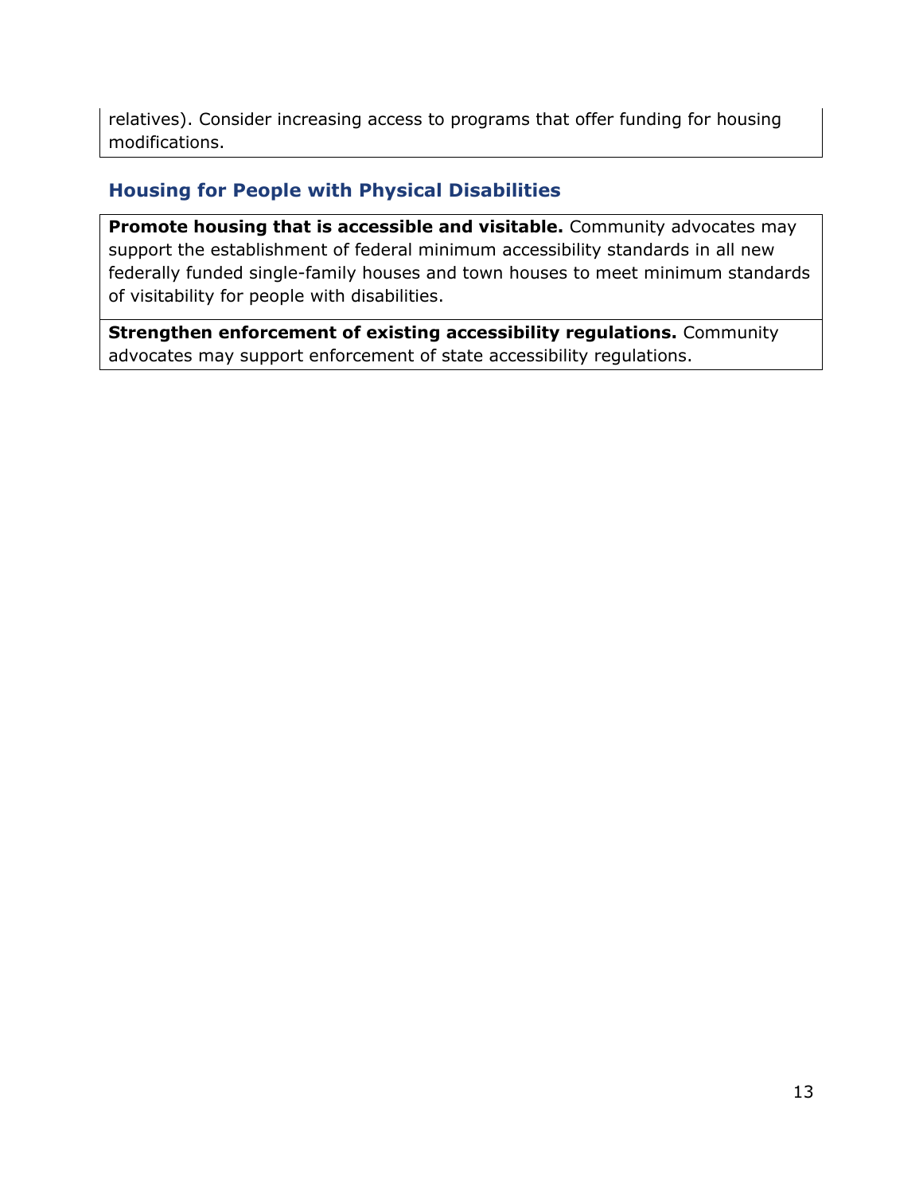relatives). Consider increasing access to programs that offer funding for housing modifications.

## Housing for People with Physical Disabilities

**Promote housing that is accessible and visitable.** Community advocates may support the establishment of federal minimum accessibility standards in all new federally funded single-family houses and town houses to meet minimum standards of visitability for people with disabilities.

**Strengthen enforcement of existing accessibility regulations.** Community advocates may support enforcement of state accessibility regulations.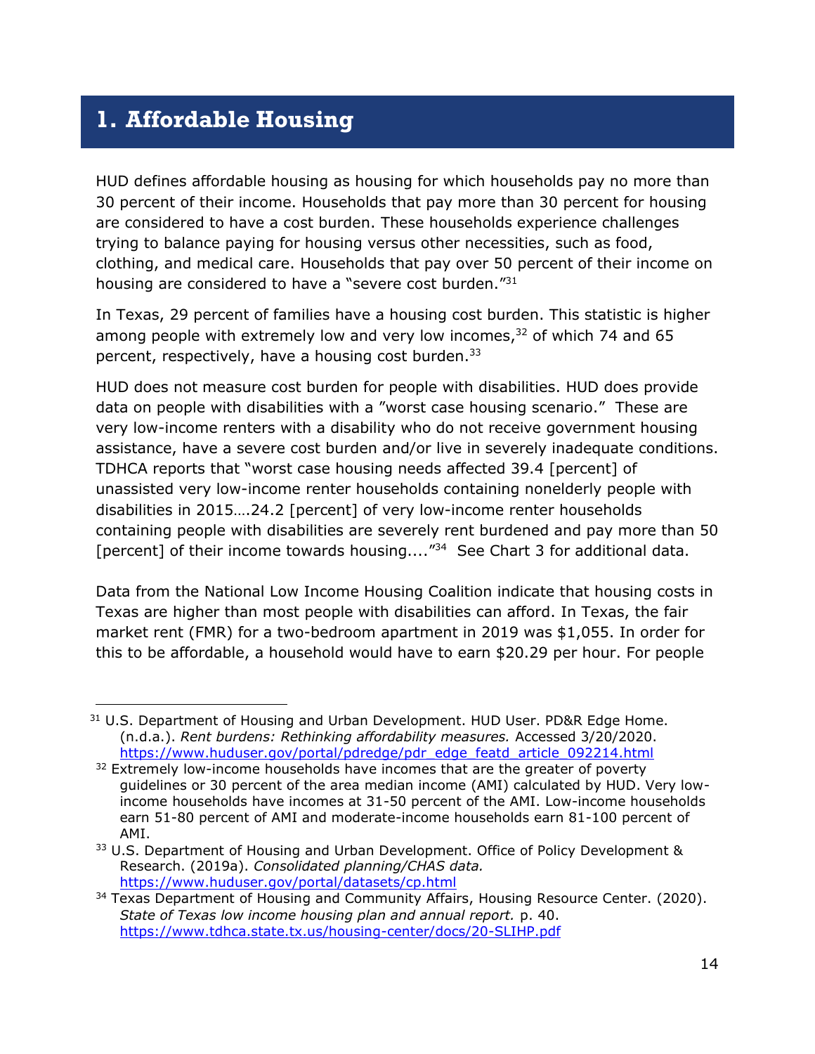# 1. Affordable Housing

HUD defines affordable housing as housing for which households pay no more than 30 percent of their income. Households that pay more than 30 percent for housing are considered to have a cost burden. These households experience challenges trying to balance paying for housing versus other necessities, such as food, clothing, and medical care. Households that pay over 50 percent of their income on housing are considered to have a "severe cost burden."[31]

In Texas, 29 percent of families have a housing cost burden. This statistic is higher among people with extremely low and very low incomes,[32] of which 74 and 65 percent, respectively, have a housing cost burden.[33]

HUD does not measure cost burden for people with disabilities. HUD does provide data on people with disabilities with a "worst case housing scenario." These are very low-income renters with a disability who do not receive government housing assistance, have a severe cost burden and/or live in severely inadequate conditions. TDHCA reports that "worst case housing needs affected 39.4 [percent] of unassisted very low-income renter households containing nonelderly people with disabilities in 2015….24.2 [percent] of very low-income renter households containing people with disabilities are severely rent burdened and pay more than 50 [percent] of their income towards housing…."[34] See Chart 3 for additional data.

Data from the National Low Income Housing Coalition indicate that housing costs in Texas are higher than most people with disabilities can afford. In Texas, the fair market rent (FMR) for a two-bedroom apartment in 2019 was $1,055. In order for this to be affordable, a household would have to earn $20.29 per hour. For people

---

[31] U.S. Department of Housing and Urban Development. HUD User. PD&R Edge Home. (n.d.a.). *Rent burdens: Rethinking affordability measures.* Accessed 3/20/2020. https://www.huduser.gov/portal/pdredge/pdr_edge_featd_article_092214.html

[32] Extremely low-income households have incomes that are the greater of poverty guidelines or 30 percent of the area median income (AMI) calculated by HUD. Very low-income households have incomes at 31-50 percent of the AMI. Low-income households earn 51-80 percent of AMI and moderate-income households earn 81-100 percent of AMI.

[33] U.S. Department of Housing and Urban Development. Office of Policy Development & Research. (2019a). *Consolidated planning/CHAS data.* https://www.huduser.gov/portal/datasets/cp.html

[34] Texas Department of Housing and Community Affairs, Housing Resource Center. (2020). *State of Texas low income housing plan and annual report.* p. 40. https://www.tdhca.state.tx.us/housing-center/docs/20-SLIHP.pdf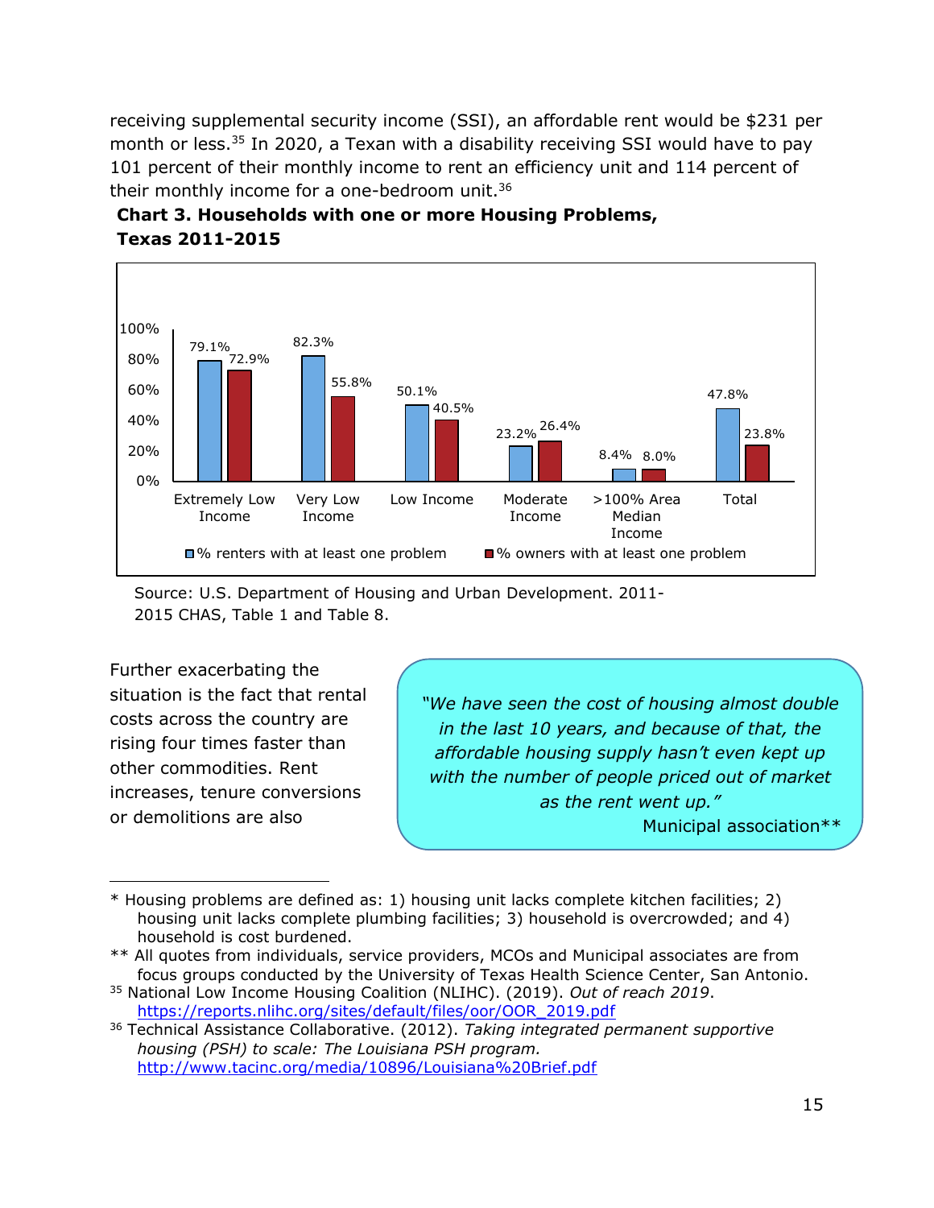receiving supplemental security income (SSI), an affordable rent would be $231 per month or less.[35] In 2020, a Texan with a disability receiving SSI would have to pay 101 percent of their monthly income to rent an efficiency unit and 114 percent of their monthly income for a one-bedroom unit.[36]

**Chart 3. Households with one or more Housing Problems, Texas 2011-2015**

| | % renters with at least one problem | % owners with at least one problem |
|---|---|---|
| Extremely Low Income | 79.1% | 72.9% |
| Very Low Income | 82.3% | 55.8% |
| Low Income | 50.1% | 40.5% |
| Moderate Income | 23.2% | 26.4% |
| >100% Area Median Income | 8.4% | 8.0% |
| Total | 47.8% | 23.8% |

Source: U.S. Department of Housing and Urban Development. 2011-2015 CHAS, Table 1 and Table 8.

> *"We have seen the cost of housing almost double in the last 10 years, and because of that, the affordable housing supply hasn't even kept up with the number of people priced out of market as the rent went up."*
>
> Municipal association**

Further exacerbating the situation is the fact that rental costs across the country are rising four times faster than other commodities. Rent increases, tenure conversions or demolitions are also

---

* Housing problems are defined as: 1) housing unit lacks complete kitchen facilities; 2) housing unit lacks complete plumbing facilities; 3) household is overcrowded; and 4) household is cost burdened.

** All quotes from individuals, service providers, MCOs and Municipal associates are from focus groups conducted by the University of Texas Health Science Center, San Antonio.

[35] National Low Income Housing Coalition (NLIHC). (2019). *Out of reach 2019*. https://reports.nlihc.org/sites/default/files/oor/OOR_2019.pdf

[36] Technical Assistance Collaborative. (2012). *Taking integrated permanent supportive housing (PSH) to scale: The Louisiana PSH program.* http://www.tacinc.org/media/10896/Louisiana%20Brief.pdf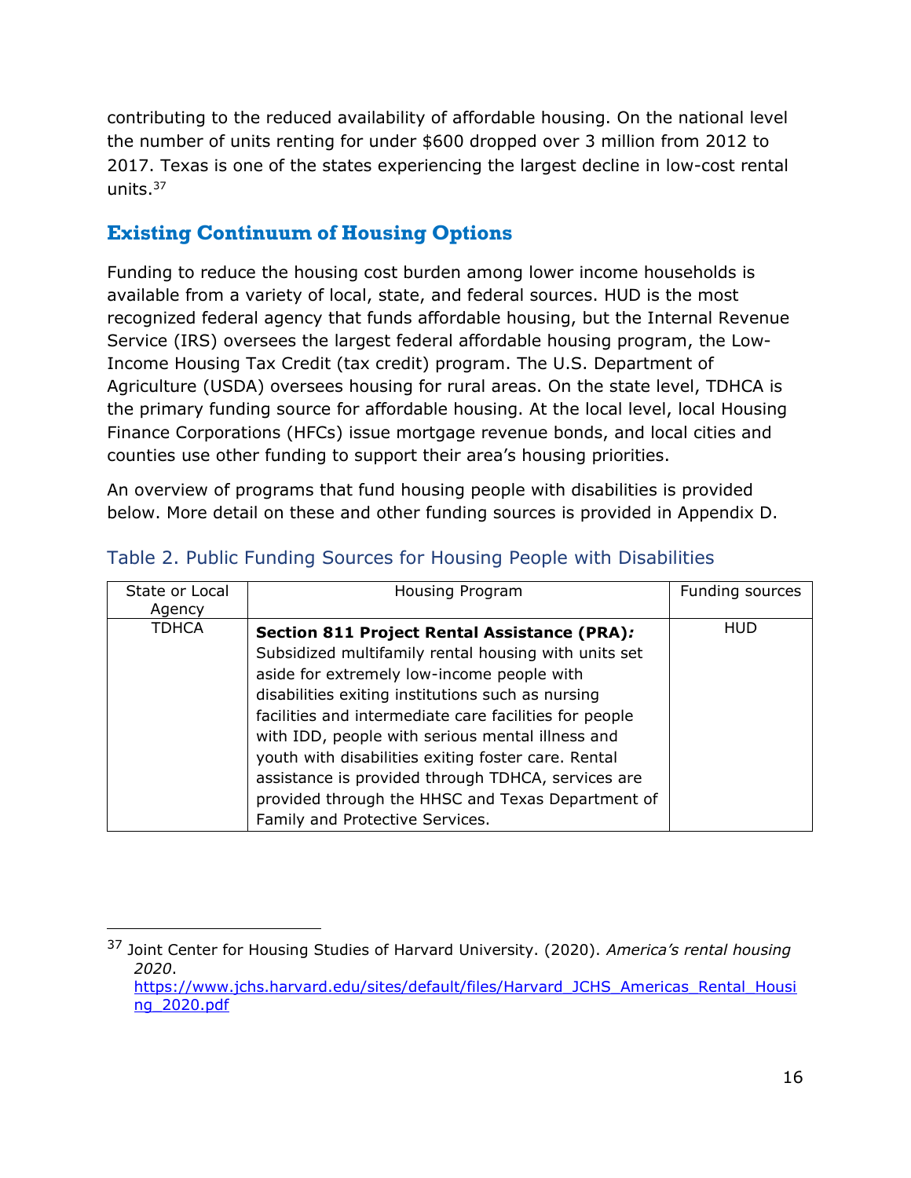contributing to the reduced availability of affordable housing. On the national level the number of units renting for under $600 dropped over 3 million from 2012 to 2017. Texas is one of the states experiencing the largest decline in low-cost rental units.[37]

## Existing Continuum of Housing Options

Funding to reduce the housing cost burden among lower income households is available from a variety of local, state, and federal sources. HUD is the most recognized federal agency that funds affordable housing, but the Internal Revenue Service (IRS) oversees the largest federal affordable housing program, the Low-Income Housing Tax Credit (tax credit) program. The U.S. Department of Agriculture (USDA) oversees housing for rural areas. On the state level, TDHCA is the primary funding source for affordable housing. At the local level, local Housing Finance Corporations (HFCs) issue mortgage revenue bonds, and local cities and counties use other funding to support their area's housing priorities.

An overview of programs that fund housing people with disabilities is provided below. More detail on these and other funding sources is provided in Appendix D.

### Table 2. Public Funding Sources for Housing People with Disabilities

| State or Local Agency | Housing Program | Funding sources |
|---|---|---|
| TDHCA | **Section 811 Project Rental Assistance (PRA)*:*** Subsidized multifamily rental housing with units set aside for extremely low-income people with disabilities exiting institutions such as nursing facilities and intermediate care facilities for people with IDD, people with serious mental illness and youth with disabilities exiting foster care. Rental assistance is provided through TDHCA, services are provided through the HHSC and Texas Department of Family and Protective Services. | HUD |

[37] Joint Center for Housing Studies of Harvard University. (2020). *America's rental housing 2020*. https://www.jchs.harvard.edu/sites/default/files/Harvard_JCHS_Americas_Rental_Housing_2020.pdf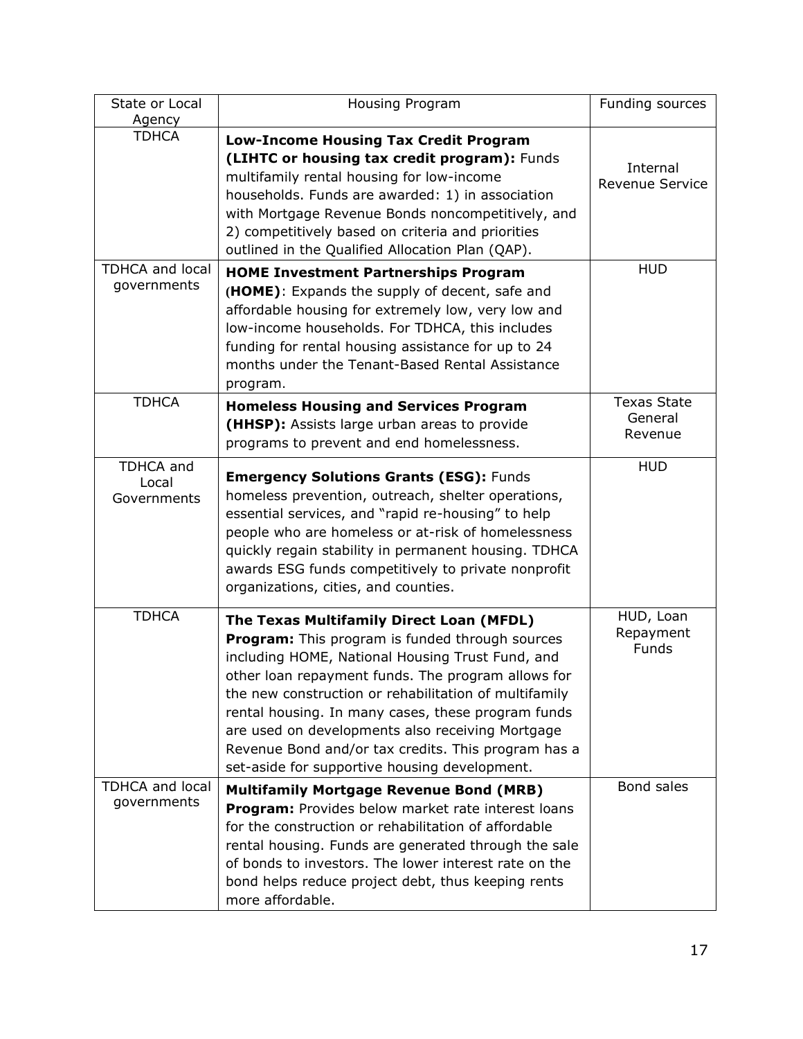| State or Local Agency | Housing Program | Funding sources |
|---|---|---|
| TDHCA | **Low-Income Housing Tax Credit Program (LIHTC or housing tax credit program):** Funds multifamily rental housing for low-income households. Funds are awarded: 1) in association with Mortgage Revenue Bonds noncompetitively, and 2) competitively based on criteria and priorities outlined in the Qualified Allocation Plan (QAP). | Internal Revenue Service |
| TDHCA and local governments | **HOME Investment Partnerships Program (HOME)**: Expands the supply of decent, safe and affordable housing for extremely low, very low and low-income households. For TDHCA, this includes funding for rental housing assistance for up to 24 months under the Tenant-Based Rental Assistance program. | HUD |
| TDHCA | **Homeless Housing and Services Program (HHSP):** Assists large urban areas to provide programs to prevent and end homelessness. | Texas State General Revenue |
| TDHCA and Local Governments | **Emergency Solutions Grants (ESG):** Funds homeless prevention, outreach, shelter operations, essential services, and "rapid re-housing" to help people who are homeless or at-risk of homelessness quickly regain stability in permanent housing. TDHCA awards ESG funds competitively to private nonprofit organizations, cities, and counties. | HUD |
| TDHCA | **The Texas Multifamily Direct Loan (MFDL) Program:** This program is funded through sources including HOME, National Housing Trust Fund, and other loan repayment funds. The program allows for the new construction or rehabilitation of multifamily rental housing. In many cases, these program funds are used on developments also receiving Mortgage Revenue Bond and/or tax credits. This program has a set-aside for supportive housing development. | HUD, Loan Repayment Funds |
| TDHCA and local governments | **Multifamily Mortgage Revenue Bond (MRB) Program:** Provides below market rate interest loans for the construction or rehabilitation of affordable rental housing. Funds are generated through the sale of bonds to investors. The lower interest rate on the bond helps reduce project debt, thus keeping rents more affordable. | Bond sales |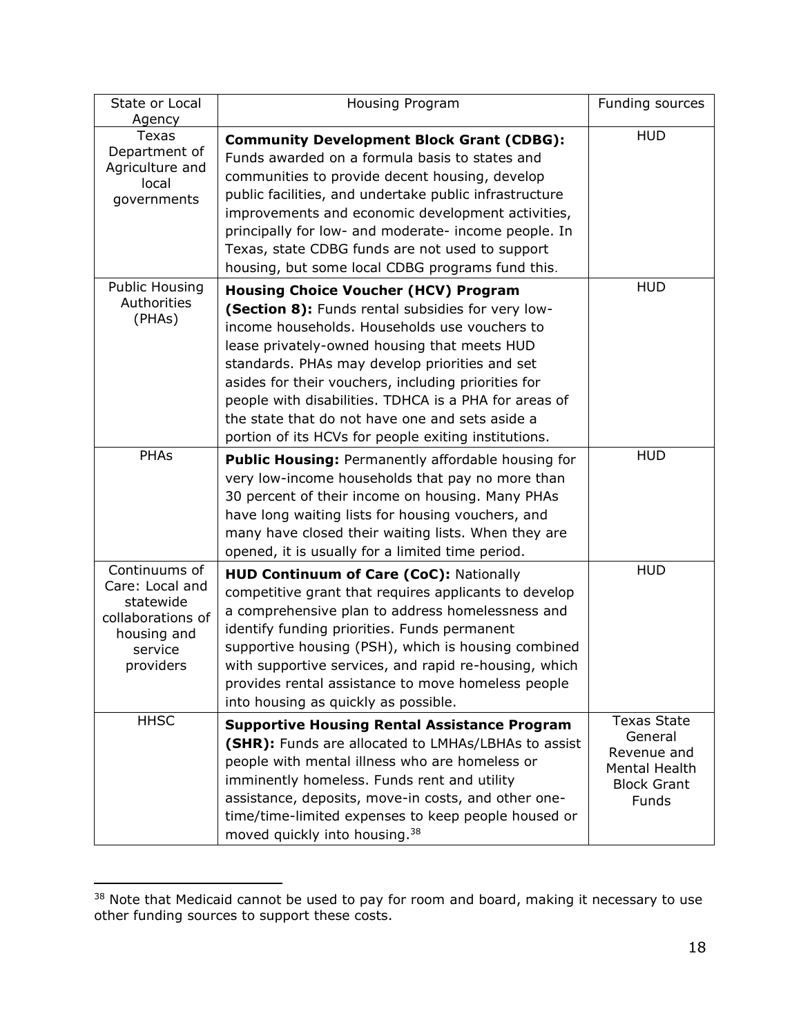| State or Local Agency | Housing Program | Funding sources |
|---|---|---|
| Texas Department of Agriculture and local governments | **Community Development Block Grant (CDBG):** Funds awarded on a formula basis to states and communities to provide decent housing, develop public facilities, and undertake public infrastructure improvements and economic development activities, principally for low- and moderate- income people. In Texas, state CDBG funds are not used to support housing, but some local CDBG programs fund this. | HUD |
| Public Housing Authorities (PHAs) | **Housing Choice Voucher (HCV) Program (Section 8):** Funds rental subsidies for very low-income households. Households use vouchers to lease privately-owned housing that meets HUD standards. PHAs may develop priorities and set asides for their vouchers, including priorities for people with disabilities. TDHCA is a PHA for areas of the state that do not have one and sets aside a portion of its HCVs for people exiting institutions. | HUD |
| PHAs | **Public Housing:** Permanently affordable housing for very low-income households that pay no more than 30 percent of their income on housing. Many PHAs have long waiting lists for housing vouchers, and many have closed their waiting lists. When they are opened, it is usually for a limited time period. | HUD |
| Continuums of Care: Local and statewide collaborations of housing and service providers | **HUD Continuum of Care (CoC):** Nationally competitive grant that requires applicants to develop a comprehensive plan to address homelessness and identify funding priorities. Funds permanent supportive housing (PSH), which is housing combined with supportive services, and rapid re-housing, which provides rental assistance to move homeless people into housing as quickly as possible. | HUD |
| HHSC | **Supportive Housing Rental Assistance Program (SHR):** Funds are allocated to LMHAs/LBHAs to assist people with mental illness who are homeless or imminently homeless. Funds rent and utility assistance, deposits, move-in costs, and other one-time/time-limited expenses to keep people housed or moved quickly into housing.[38] | Texas State General Revenue and Mental Health Block Grant Funds |

[38] Note that Medicaid cannot be used to pay for room and board, making it necessary to use other funding sources to support these costs.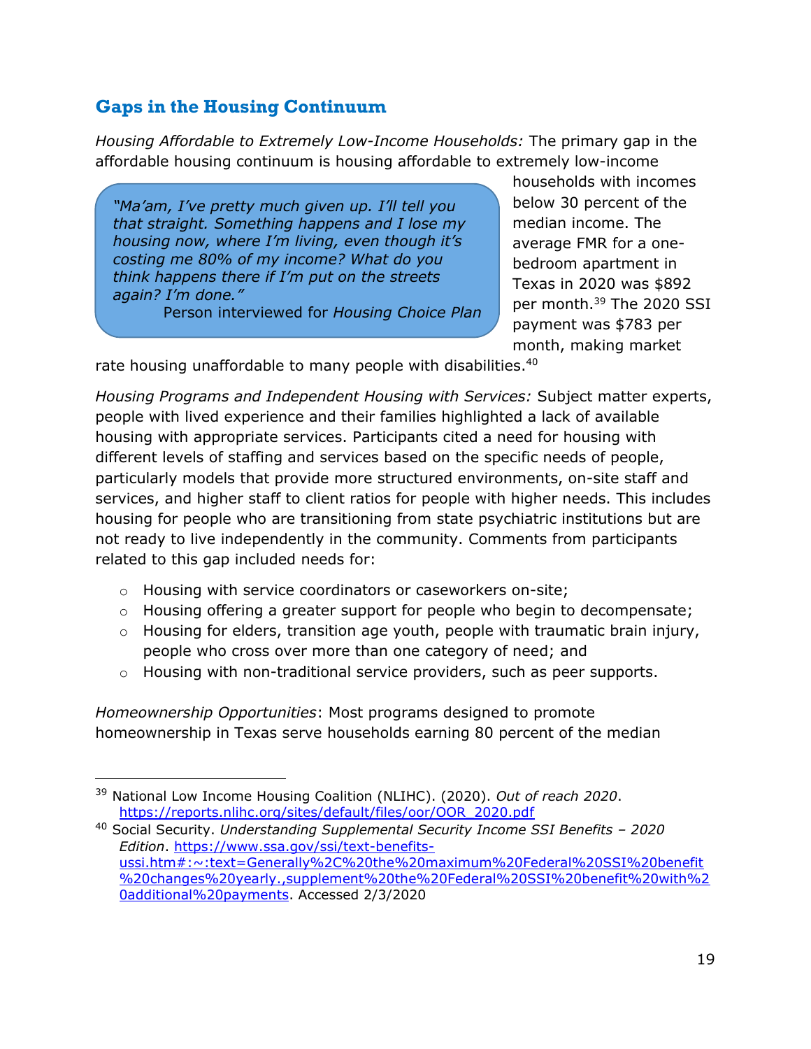## Gaps in the Housing Continuum

*Housing Affordable to Extremely Low-Income Households:* The primary gap in the affordable housing continuum is housing affordable to extremely low-income households with incomes below 30 percent of the median income. The average FMR for a one-bedroom apartment in Texas in 2020 was $892 per month.[39] The 2020 SSI payment was $783 per month, making market rate housing unaffordable to many people with disabilities.[40]

> *"Ma'am, I've pretty much given up. I'll tell you that straight. Something happens and I lose my housing now, where I'm living, even though it's costing me 80% of my income? What do you think happens there if I'm put on the streets again? I'm done."*
>
> Person interviewed for *Housing Choice Plan*

*Housing Programs and Independent Housing with Services:* Subject matter experts, people with lived experience and their families highlighted a lack of available housing with appropriate services. Participants cited a need for housing with different levels of staffing and services based on the specific needs of people, particularly models that provide more structured environments, on-site staff and services, and higher staff to client ratios for people with higher needs. This includes housing for people who are transitioning from state psychiatric institutions but are not ready to live independently in the community. Comments from participants related to this gap included needs for:

- Housing with service coordinators or caseworkers on-site;
- Housing offering a greater support for people who begin to decompensate;
- Housing for elders, transition age youth, people with traumatic brain injury, people who cross over more than one category of need; and
- Housing with non-traditional service providers, such as peer supports.

*Homeownership Opportunities*: Most programs designed to promote homeownership in Texas serve households earning 80 percent of the median

---

[39] National Low Income Housing Coalition (NLIHC). (2020). *Out of reach 2020*. https://reports.nlihc.org/sites/default/files/oor/OOR_2020.pdf

[40] Social Security. *Understanding Supplemental Security Income SSI Benefits – 2020 Edition*. https://www.ssa.gov/ssi/text-benefits-ussi.htm#:~:text=Generally%2C%20the%20maximum%20Federal%20SSI%20benefit%20changes%20yearly.,supplement%20the%20Federal%20SSI%20benefit%20with%20additional%20payments. Accessed 2/3/2020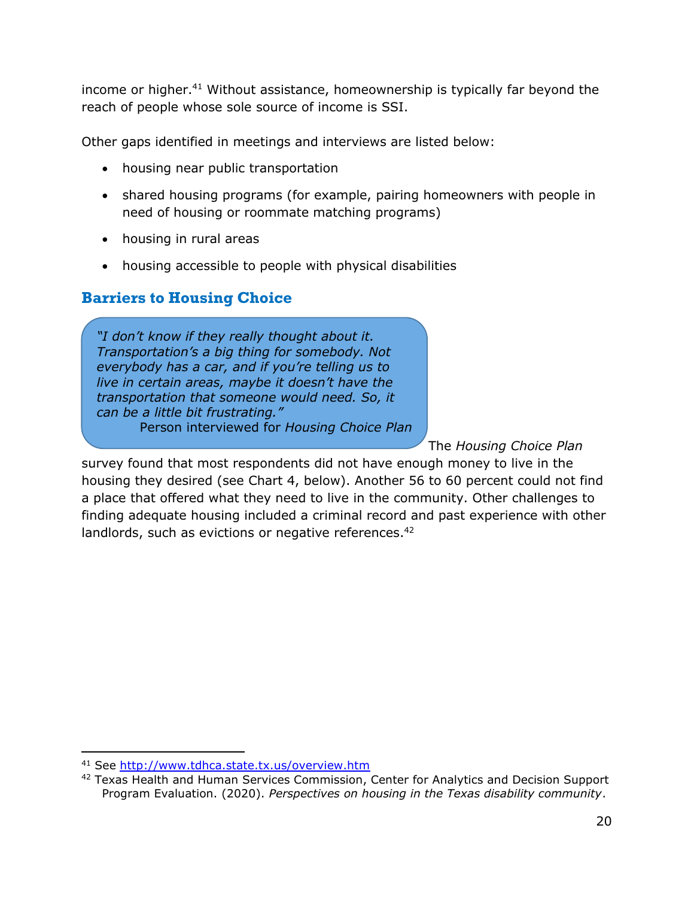income or higher.[41] Without assistance, homeownership is typically far beyond the reach of people whose sole source of income is SSI.

Other gaps identified in meetings and interviews are listed below:

- housing near public transportation
- shared housing programs (for example, pairing homeowners with people in need of housing or roommate matching programs)
- housing in rural areas
- housing accessible to people with physical disabilities

## Barriers to Housing Choice

> *"I don't know if they really thought about it. Transportation's a big thing for somebody. Not everybody has a car, and if you're telling us to live in certain areas, maybe it doesn't have the transportation that someone would need. So, it can be a little bit frustrating."*
>
> Person interviewed for *Housing Choice Plan*

The *Housing Choice Plan* survey found that most respondents did not have enough money to live in the housing they desired (see Chart 4, below). Another 56 to 60 percent could not find a place that offered what they need to live in the community. Other challenges to finding adequate housing included a criminal record and past experience with other landlords, such as evictions or negative references.[42]

---

[41] See http://www.tdhca.state.tx.us/overview.htm

[42] Texas Health and Human Services Commission, Center for Analytics and Decision Support Program Evaluation. (2020). *Perspectives on housing in the Texas disability community*.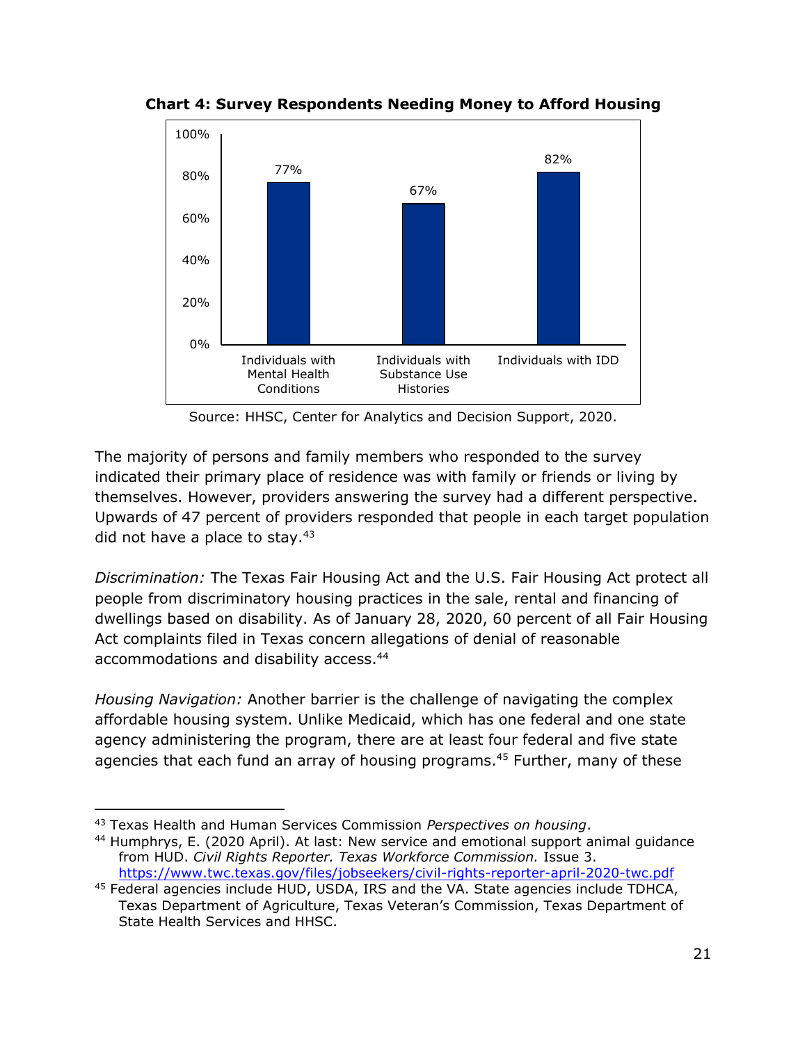**Chart 4: Survey Respondents Needing Money to Afford Housing**

| Group | Percent |
| --- | --- |
| Individuals with Mental Health Conditions | 77% |
| Individuals with Substance Use Histories | 67% |
| Individuals with IDD | 82% |

Source: HHSC, Center for Analytics and Decision Support, 2020.

The majority of persons and family members who responded to the survey indicated their primary place of residence was with family or friends or living by themselves. However, providers answering the survey had a different perspective. Upwards of 47 percent of providers responded that people in each target population did not have a place to stay.[43]

*Discrimination:* The Texas Fair Housing Act and the U.S. Fair Housing Act protect all people from discriminatory housing practices in the sale, rental and financing of dwellings based on disability. As of January 28, 2020, 60 percent of all Fair Housing Act complaints filed in Texas concern allegations of denial of reasonable accommodations and disability access.[44]

*Housing Navigation:* Another barrier is the challenge of navigating the complex affordable housing system. Unlike Medicaid, which has one federal and one state agency administering the program, there are at least four federal and five state agencies that each fund an array of housing programs.[45] Further, many of these

---

[43] Texas Health and Human Services Commission *Perspectives on housing*.

[44] Humphrys, E. (2020 April). At last: New service and emotional support animal guidance from HUD. *Civil Rights Reporter. Texas Workforce Commission.* Issue 3. https://www.twc.texas.gov/files/jobseekers/civil-rights-reporter-april-2020-twc.pdf

[45] Federal agencies include HUD, USDA, IRS and the VA. State agencies include TDHCA, Texas Department of Agriculture, Texas Veteran's Commission, Texas Department of State Health Services and HHSC.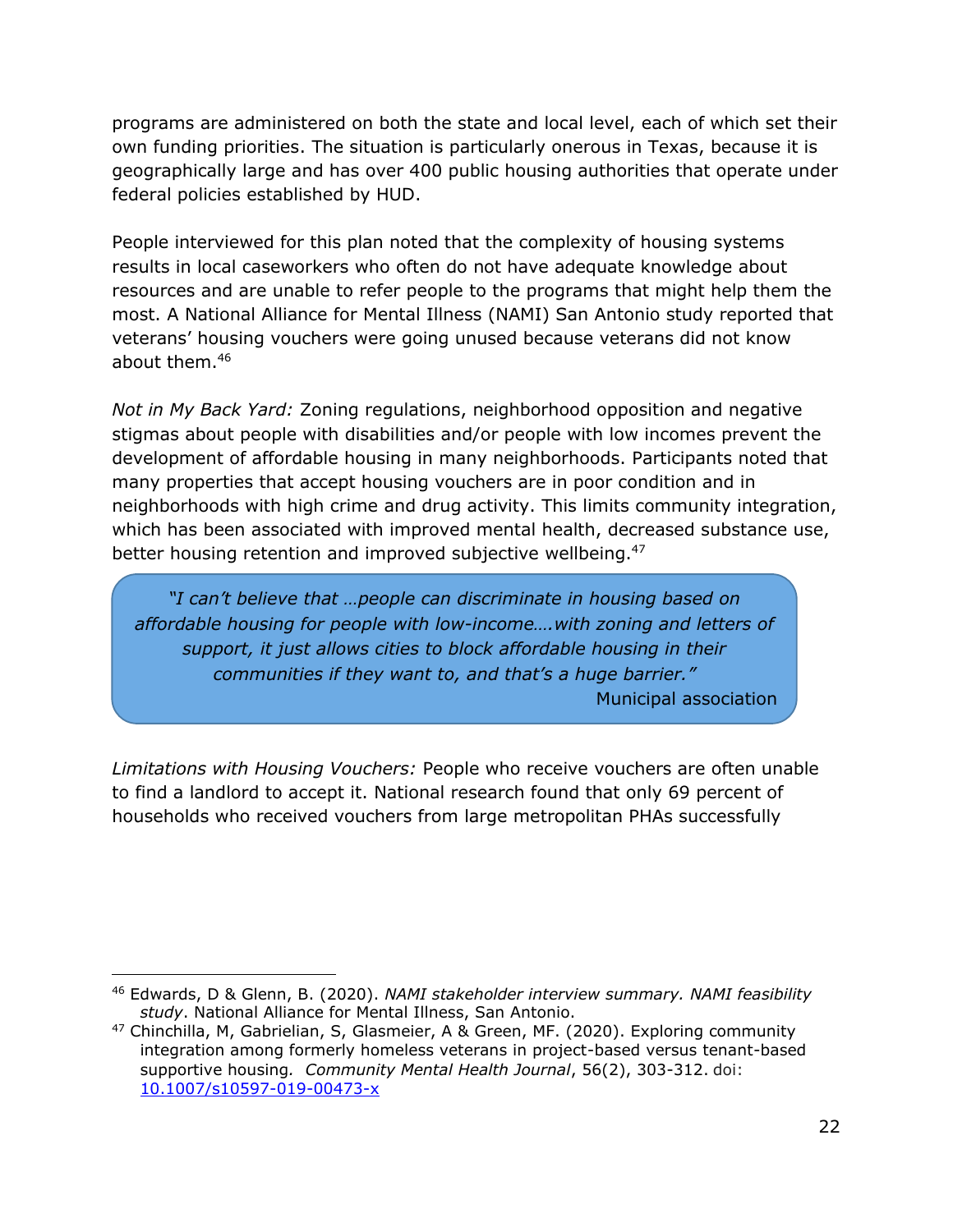programs are administered on both the state and local level, each of which set their own funding priorities. The situation is particularly onerous in Texas, because it is geographically large and has over 400 public housing authorities that operate under federal policies established by HUD.

People interviewed for this plan noted that the complexity of housing systems results in local caseworkers who often do not have adequate knowledge about resources and are unable to refer people to the programs that might help them the most. A National Alliance for Mental Illness (NAMI) San Antonio study reported that veterans' housing vouchers were going unused because veterans did not know about them.[46]

*Not in My Back Yard:* Zoning regulations, neighborhood opposition and negative stigmas about people with disabilities and/or people with low incomes prevent the development of affordable housing in many neighborhoods. Participants noted that many properties that accept housing vouchers are in poor condition and in neighborhoods with high crime and drug activity. This limits community integration, which has been associated with improved mental health, decreased substance use, better housing retention and improved subjective wellbeing.[47]

> *"I can't believe that …people can discriminate in housing based on affordable housing for people with low-income….with zoning and letters of support, it just allows cities to block affordable housing in their communities if they want to, and that's a huge barrier."*
>
> Municipal association

*Limitations with Housing Vouchers:* People who receive vouchers are often unable to find a landlord to accept it. National research found that only 69 percent of households who received vouchers from large metropolitan PHAs successfully

---

[46] Edwards, D & Glenn, B. (2020). *NAMI stakeholder interview summary. NAMI feasibility study*. National Alliance for Mental Illness, San Antonio.

[47] Chinchilla, M, Gabrielian, S, Glasmeier, A & Green, MF. (2020). Exploring community integration among formerly homeless veterans in project-based versus tenant-based supportive housing. *Community Mental Health Journal*, 56(2), 303-312. doi: 10.1007/s10597-019-00473-x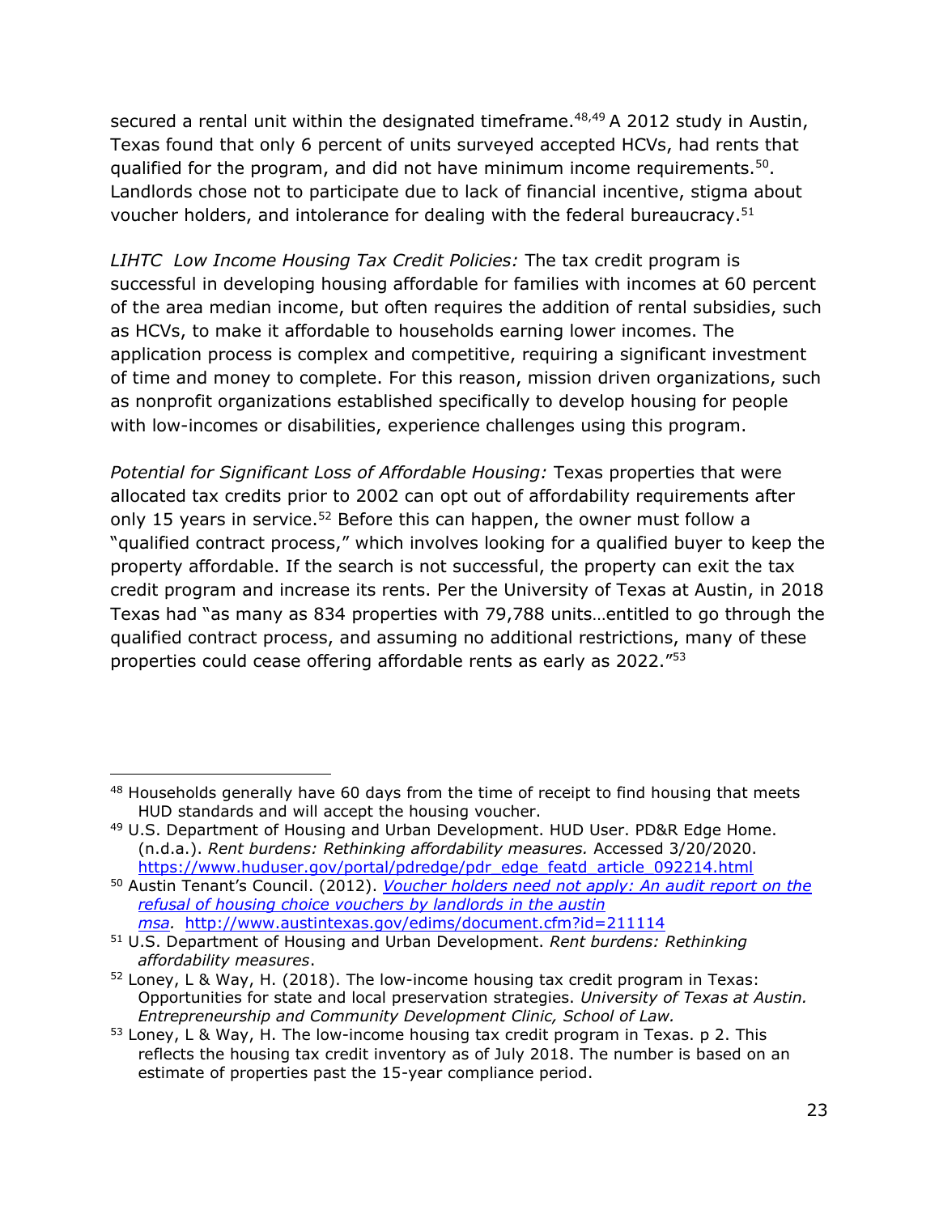secured a rental unit within the designated timeframe.[48,49] A 2012 study in Austin, Texas found that only 6 percent of units surveyed accepted HCVs, had rents that qualified for the program, and did not have minimum income requirements.[50]. Landlords chose not to participate due to lack of financial incentive, stigma about voucher holders, and intolerance for dealing with the federal bureaucracy.[51]

*LIHTC Low Income Housing Tax Credit Policies:* The tax credit program is successful in developing housing affordable for families with incomes at 60 percent of the area median income, but often requires the addition of rental subsidies, such as HCVs, to make it affordable to households earning lower incomes. The application process is complex and competitive, requiring a significant investment of time and money to complete. For this reason, mission driven organizations, such as nonprofit organizations established specifically to develop housing for people with low-incomes or disabilities, experience challenges using this program.

*Potential for Significant Loss of Affordable Housing:* Texas properties that were allocated tax credits prior to 2002 can opt out of affordability requirements after only 15 years in service.[52] Before this can happen, the owner must follow a "qualified contract process," which involves looking for a qualified buyer to keep the property affordable. If the search is not successful, the property can exit the tax credit program and increase its rents. Per the University of Texas at Austin, in 2018 Texas had "as many as 834 properties with 79,788 units…entitled to go through the qualified contract process, and assuming no additional restrictions, many of these properties could cease offering affordable rents as early as 2022."[53]

---

[48] Households generally have 60 days from the time of receipt to find housing that meets HUD standards and will accept the housing voucher.

[49] U.S. Department of Housing and Urban Development. HUD User. PD&R Edge Home. (n.d.a.). *Rent burdens: Rethinking affordability measures.* Accessed 3/20/2020. https://www.huduser.gov/portal/pdredge/pdr_edge_featd_article_092214.html

[50] Austin Tenant's Council. (2012). *Voucher holders need not apply: An audit report on the refusal of housing choice vouchers by landlords in the austin msa.* http://www.austintexas.gov/edims/document.cfm?id=211114

[51] U.S. Department of Housing and Urban Development. *Rent burdens: Rethinking affordability measures*.

[52] Loney, L & Way, H. (2018). The low-income housing tax credit program in Texas: Opportunities for state and local preservation strategies. *University of Texas at Austin. Entrepreneurship and Community Development Clinic, School of Law.*

[53] Loney, L & Way, H. The low-income housing tax credit program in Texas. p 2. This reflects the housing tax credit inventory as of July 2018. The number is based on an estimate of properties past the 15-year compliance period.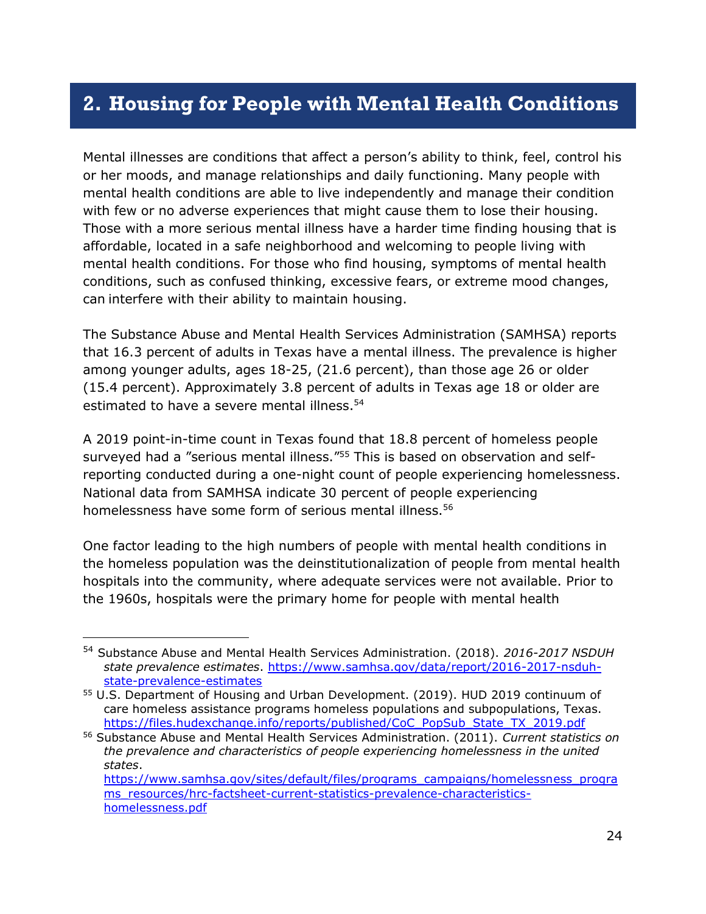## 2. Housing for People with Mental Health Conditions

Mental illnesses are conditions that affect a person's ability to think, feel, control his or her moods, and manage relationships and daily functioning. Many people with mental health conditions are able to live independently and manage their condition with few or no adverse experiences that might cause them to lose their housing. Those with a more serious mental illness have a harder time finding housing that is affordable, located in a safe neighborhood and welcoming to people living with mental health conditions. For those who find housing, symptoms of mental health conditions, such as confused thinking, excessive fears, or extreme mood changes, can interfere with their ability to maintain housing.

The Substance Abuse and Mental Health Services Administration (SAMHSA) reports that 16.3 percent of adults in Texas have a mental illness. The prevalence is higher among younger adults, ages 18-25, (21.6 percent), than those age 26 or older (15.4 percent). Approximately 3.8 percent of adults in Texas age 18 or older are estimated to have a severe mental illness.[54]

A 2019 point-in-time count in Texas found that 18.8 percent of homeless people surveyed had a "serious mental illness."[55] This is based on observation and self-reporting conducted during a one-night count of people experiencing homelessness. National data from SAMHSA indicate 30 percent of people experiencing homelessness have some form of serious mental illness.[56]

One factor leading to the high numbers of people with mental health conditions in the homeless population was the deinstitutionalization of people from mental health hospitals into the community, where adequate services were not available. Prior to the 1960s, hospitals were the primary home for people with mental health

---

[54] Substance Abuse and Mental Health Services Administration. (2018). *2016-2017 NSDUH state prevalence estimates*. https://www.samhsa.gov/data/report/2016-2017-nsduh-state-prevalence-estimates

[55] U.S. Department of Housing and Urban Development. (2019). HUD 2019 continuum of care homeless assistance programs homeless populations and subpopulations, Texas. https://files.hudexchange.info/reports/published/CoC_PopSub_State_TX_2019.pdf

[56] Substance Abuse and Mental Health Services Administration. (2011). *Current statistics on the prevalence and characteristics of people experiencing homelessness in the united states*. https://www.samhsa.gov/sites/default/files/programs_campaigns/homelessness_programs_resources/hrc-factsheet-current-statistics-prevalence-characteristics-homelessness.pdf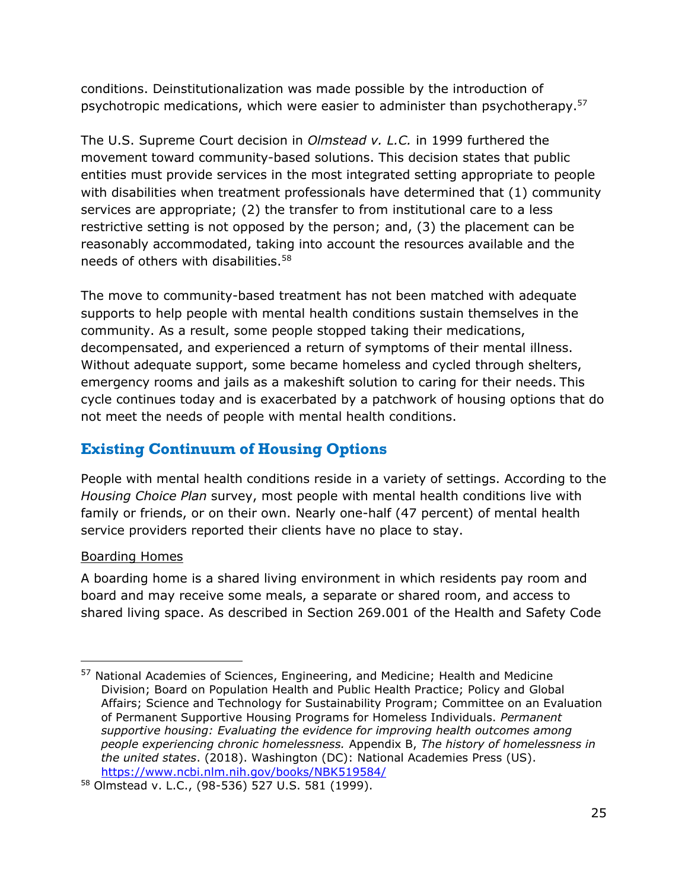conditions. Deinstitutionalization was made possible by the introduction of psychotropic medications, which were easier to administer than psychotherapy.[57]

The U.S. Supreme Court decision in *Olmstead v. L.C.* in 1999 furthered the movement toward community-based solutions. This decision states that public entities must provide services in the most integrated setting appropriate to people with disabilities when treatment professionals have determined that (1) community services are appropriate; (2) the transfer to from institutional care to a less restrictive setting is not opposed by the person; and, (3) the placement can be reasonably accommodated, taking into account the resources available and the needs of others with disabilities.[58]

The move to community-based treatment has not been matched with adequate supports to help people with mental health conditions sustain themselves in the community. As a result, some people stopped taking their medications, decompensated, and experienced a return of symptoms of their mental illness. Without adequate support, some became homeless and cycled through shelters, emergency rooms and jails as a makeshift solution to caring for their needs. This cycle continues today and is exacerbated by a patchwork of housing options that do not meet the needs of people with mental health conditions.

## Existing Continuum of Housing Options

People with mental health conditions reside in a variety of settings. According to the *Housing Choice Plan* survey, most people with mental health conditions live with family or friends, or on their own. Nearly one-half (47 percent) of mental health service providers reported their clients have no place to stay.

<u>Boarding Homes</u>

A boarding home is a shared living environment in which residents pay room and board and may receive some meals, a separate or shared room, and access to shared living space. As described in Section 269.001 of the Health and Safety Code

---

[57] National Academies of Sciences, Engineering, and Medicine; Health and Medicine Division; Board on Population Health and Public Health Practice; Policy and Global Affairs; Science and Technology for Sustainability Program; Committee on an Evaluation of Permanent Supportive Housing Programs for Homeless Individuals. *Permanent supportive housing: Evaluating the evidence for improving health outcomes among people experiencing chronic homelessness.* Appendix B, *The history of homelessness in the united states*. (2018). Washington (DC): National Academies Press (US). https://www.ncbi.nlm.nih.gov/books/NBK519584/

[58] Olmstead v. L.C., (98-536) 527 U.S. 581 (1999).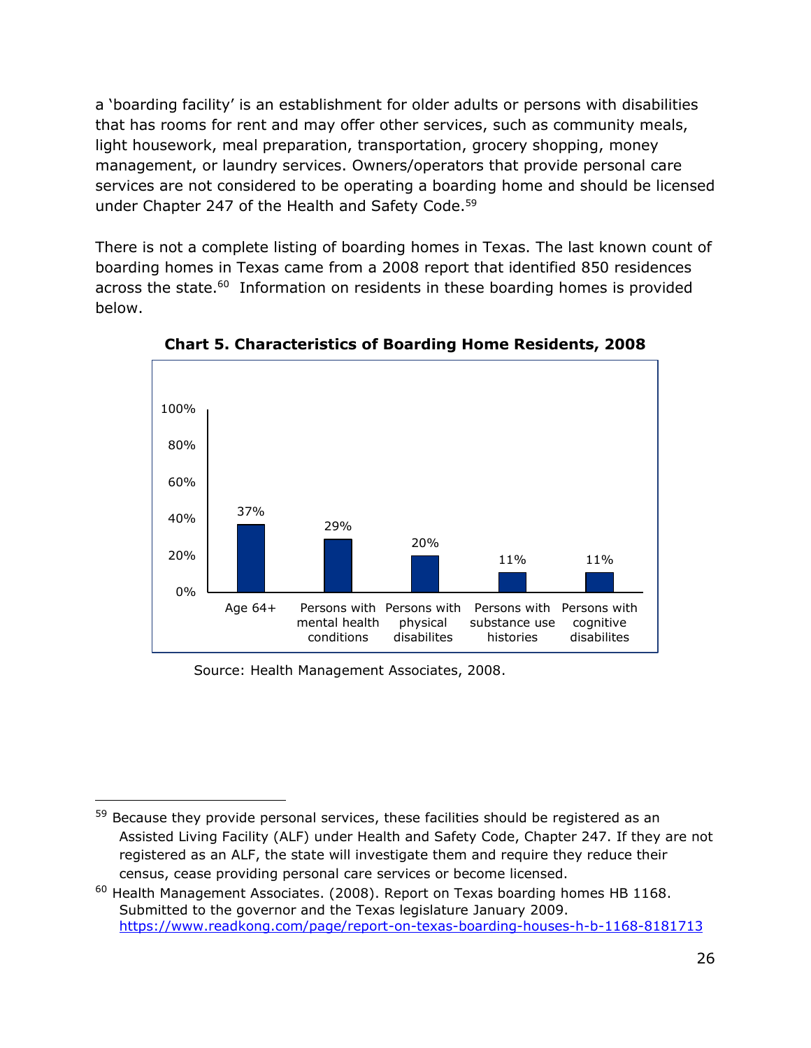a 'boarding facility' is an establishment for older adults or persons with disabilities that has rooms for rent and may offer other services, such as community meals, light housework, meal preparation, transportation, grocery shopping, money management, or laundry services. Owners/operators that provide personal care services are not considered to be operating a boarding home and should be licensed under Chapter 247 of the Health and Safety Code.[59]

There is not a complete listing of boarding homes in Texas. The last known count of boarding homes in Texas came from a 2008 report that identified 850 residences across the state.[60] Information on residents in these boarding homes is provided below.

**Chart 5. Characteristics of Boarding Home Residents, 2008**

| Characteristic | Percent |
|---|---|
| Age 64+ | 37% |
| Persons with mental health conditions | 29% |
| Persons with physical disabilites | 20% |
| Persons with substance use histories | 11% |
| Persons with cognitive disabilites | 11% |

Source: Health Management Associates, 2008.

---

[59] Because they provide personal services, these facilities should be registered as an Assisted Living Facility (ALF) under Health and Safety Code, Chapter 247. If they are not registered as an ALF, the state will investigate them and require they reduce their census, cease providing personal care services or become licensed.

[60] Health Management Associates. (2008). Report on Texas boarding homes HB 1168. Submitted to the governor and the Texas legislature January 2009. https://www.readkong.com/page/report-on-texas-boarding-houses-h-b-1168-8181713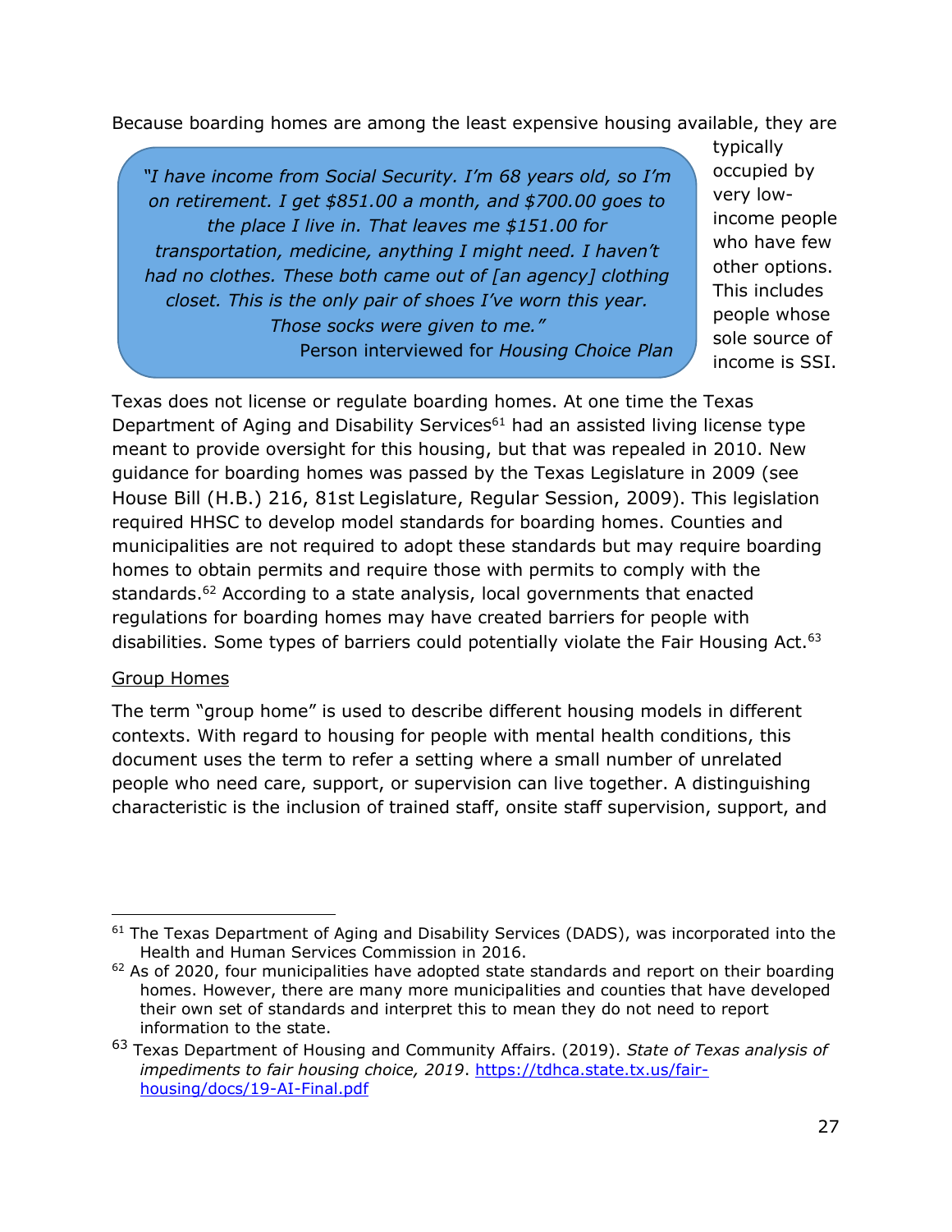Because boarding homes are among the least expensive housing available, they are typically occupied by very low-income people who have few other options. This includes people whose sole source of income is SSI.

> *"I have income from Social Security. I'm 68 years old, so I'm on retirement. I get $851.00 a month, and $700.00 goes to the place I live in. That leaves me $151.00 for transportation, medicine, anything I might need. I haven't had no clothes. These both came out of [an agency] clothing closet. This is the only pair of shoes I've worn this year. Those socks were given to me."*
>
> Person interviewed for *Housing Choice Plan*

Texas does not license or regulate boarding homes. At one time the Texas Department of Aging and Disability Services[61] had an assisted living license type meant to provide oversight for this housing, but that was repealed in 2010. New guidance for boarding homes was passed by the Texas Legislature in 2009 (see House Bill (H.B.) 216, 81st Legislature, Regular Session, 2009). This legislation required HHSC to develop model standards for boarding homes. Counties and municipalities are not required to adopt these standards but may require boarding homes to obtain permits and require those with permits to comply with the standards.[62] According to a state analysis, local governments that enacted regulations for boarding homes may have created barriers for people with disabilities. Some types of barriers could potentially violate the Fair Housing Act.[63]

Group Homes

The term "group home" is used to describe different housing models in different contexts. With regard to housing for people with mental health conditions, this document uses the term to refer a setting where a small number of unrelated people who need care, support, or supervision can live together. A distinguishing characteristic is the inclusion of trained staff, onsite staff supervision, support, and

---

[61] The Texas Department of Aging and Disability Services (DADS), was incorporated into the Health and Human Services Commission in 2016.

[62] As of 2020, four municipalities have adopted state standards and report on their boarding homes. However, there are many more municipalities and counties that have developed their own set of standards and interpret this to mean they do not need to report information to the state.

[63] Texas Department of Housing and Community Affairs. (2019). *State of Texas analysis of impediments to fair housing choice, 2019*. https://tdhca.state.tx.us/fair-housing/docs/19-AI-Final.pdf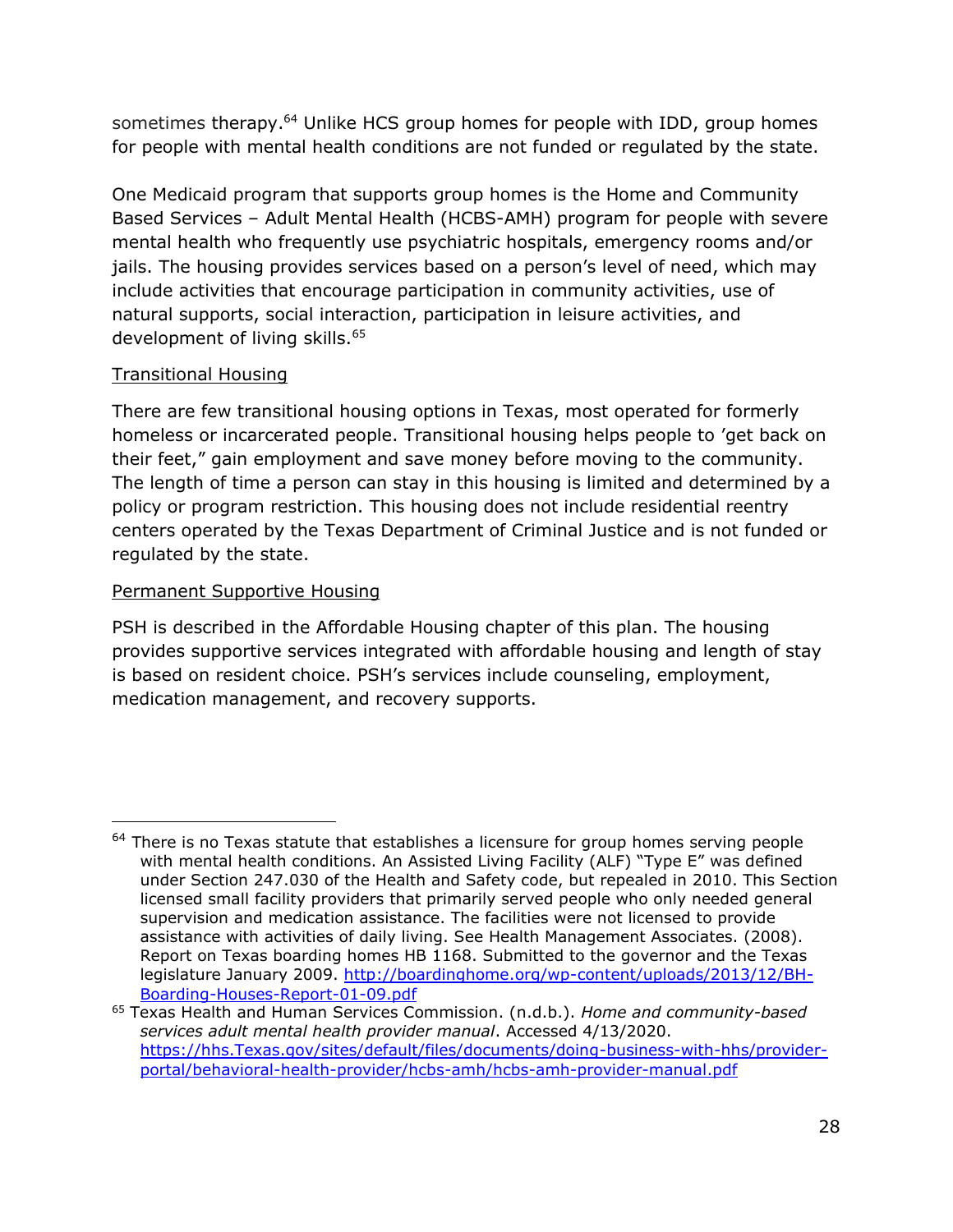sometimes therapy.[64] Unlike HCS group homes for people with IDD, group homes for people with mental health conditions are not funded or regulated by the state.

One Medicaid program that supports group homes is the Home and Community Based Services – Adult Mental Health (HCBS-AMH) program for people with severe mental health who frequently use psychiatric hospitals, emergency rooms and/or jails. The housing provides services based on a person's level of need, which may include activities that encourage participation in community activities, use of natural supports, social interaction, participation in leisure activities, and development of living skills.[65]

### Transitional Housing

There are few transitional housing options in Texas, most operated for formerly homeless or incarcerated people. Transitional housing helps people to 'get back on their feet," gain employment and save money before moving to the community. The length of time a person can stay in this housing is limited and determined by a policy or program restriction. This housing does not include residential reentry centers operated by the Texas Department of Criminal Justice and is not funded or regulated by the state.

### Permanent Supportive Housing

PSH is described in the Affordable Housing chapter of this plan. The housing provides supportive services integrated with affordable housing and length of stay is based on resident choice. PSH's services include counseling, employment, medication management, and recovery supports.

---

[64] There is no Texas statute that establishes a licensure for group homes serving people with mental health conditions. An Assisted Living Facility (ALF) "Type E" was defined under Section 247.030 of the Health and Safety code, but repealed in 2010. This Section licensed small facility providers that primarily served people who only needed general supervision and medication assistance. The facilities were not licensed to provide assistance with activities of daily living. See Health Management Associates. (2008). Report on Texas boarding homes HB 1168. Submitted to the governor and the Texas legislature January 2009. http://boardinghome.org/wp-content/uploads/2013/12/BH-Boarding-Houses-Report-01-09.pdf

[65] Texas Health and Human Services Commission. (n.d.b.). *Home and community-based services adult mental health provider manual*. Accessed 4/13/2020. https://hhs.Texas.gov/sites/default/files/documents/doing-business-with-hhs/provider-portal/behavioral-health-provider/hcbs-amh/hcbs-amh-provider-manual.pdf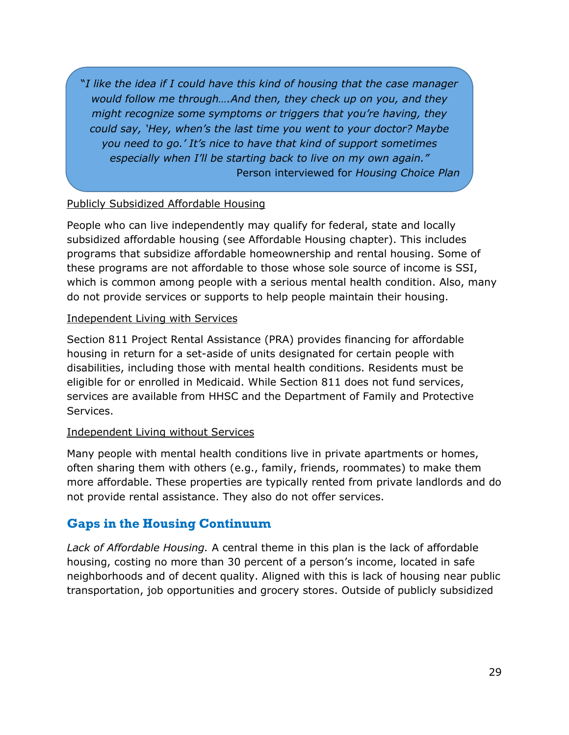> *"I like the idea if I could have this kind of housing that the case manager would follow me through….And then, they check up on you, and they might recognize some symptoms or triggers that you're having, they could say, 'Hey, when's the last time you went to your doctor? Maybe you need to go.' It's nice to have that kind of support sometimes especially when I'll be starting back to live on my own again."*
>
> Person interviewed for *Housing Choice Plan*

<u>Publicly Subsidized Affordable Housing</u>

People who can live independently may qualify for federal, state and locally subsidized affordable housing (see Affordable Housing chapter). This includes programs that subsidize affordable homeownership and rental housing. Some of these programs are not affordable to those whose sole source of income is SSI, which is common among people with a serious mental health condition. Also, many do not provide services or supports to help people maintain their housing.

<u>Independent Living with Services</u>

Section 811 Project Rental Assistance (PRA) provides financing for affordable housing in return for a set-aside of units designated for certain people with disabilities, including those with mental health conditions. Residents must be eligible for or enrolled in Medicaid. While Section 811 does not fund services, services are available from HHSC and the Department of Family and Protective Services.

<u>Independent Living without Services</u>

Many people with mental health conditions live in private apartments or homes, often sharing them with others (e.g., family, friends, roommates) to make them more affordable. These properties are typically rented from private landlords and do not provide rental assistance. They also do not offer services.

## Gaps in the Housing Continuum

*Lack of Affordable Housing.* A central theme in this plan is the lack of affordable housing, costing no more than 30 percent of a person's income, located in safe neighborhoods and of decent quality. Aligned with this is lack of housing near public transportation, job opportunities and grocery stores. Outside of publicly subsidized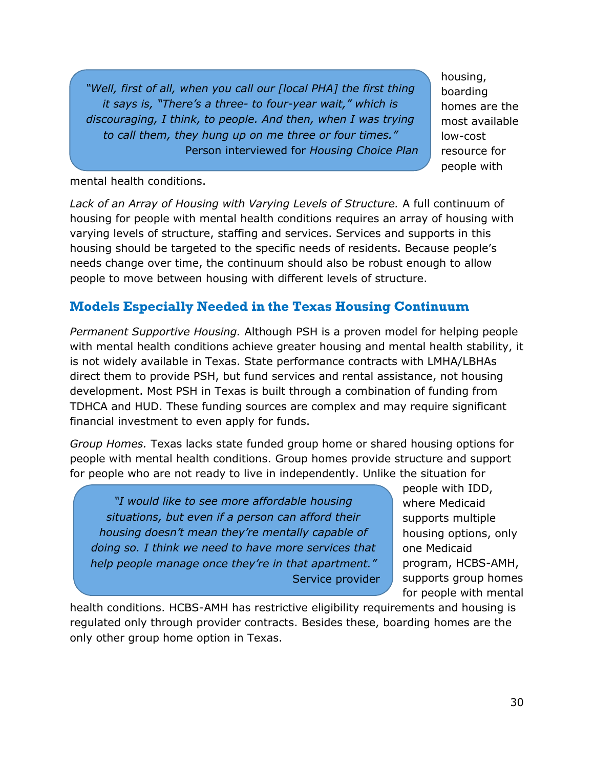> *"Well, first of all, when you call our [local PHA] the first thing it says is, "There's a three- to four-year wait," which is discouraging, I think, to people. And then, when I was trying to call them, they hung up on me three or four times."*
> Person interviewed for *Housing Choice Plan*

housing, boarding homes are the most available low-cost resource for people with mental health conditions.

*Lack of an Array of Housing with Varying Levels of Structure.* A full continuum of housing for people with mental health conditions requires an array of housing with varying levels of structure, staffing and services. Services and supports in this housing should be targeted to the specific needs of residents. Because people's needs change over time, the continuum should also be robust enough to allow people to move between housing with different levels of structure.

## Models Especially Needed in the Texas Housing Continuum

*Permanent Supportive Housing.* Although PSH is a proven model for helping people with mental health conditions achieve greater housing and mental health stability, it is not widely available in Texas. State performance contracts with LMHA/LBHAs direct them to provide PSH, but fund services and rental assistance, not housing development. Most PSH in Texas is built through a combination of funding from TDHCA and HUD. These funding sources are complex and may require significant financial investment to even apply for funds.

*Group Homes.* Texas lacks state funded group home or shared housing options for people with mental health conditions. Group homes provide structure and support for people who are not ready to live in independently. Unlike the situation for people with IDD, where Medicaid supports multiple housing options, only one Medicaid program, HCBS-AMH, supports group homes for people with mental health conditions. HCBS-AMH has restrictive eligibility requirements and housing is regulated only through provider contracts. Besides these, boarding homes are the only other group home option in Texas.

> *"I would like to see more affordable housing situations, but even if a person can afford their housing doesn't mean they're mentally capable of doing so. I think we need to have more services that help people manage once they're in that apartment."*
> Service provider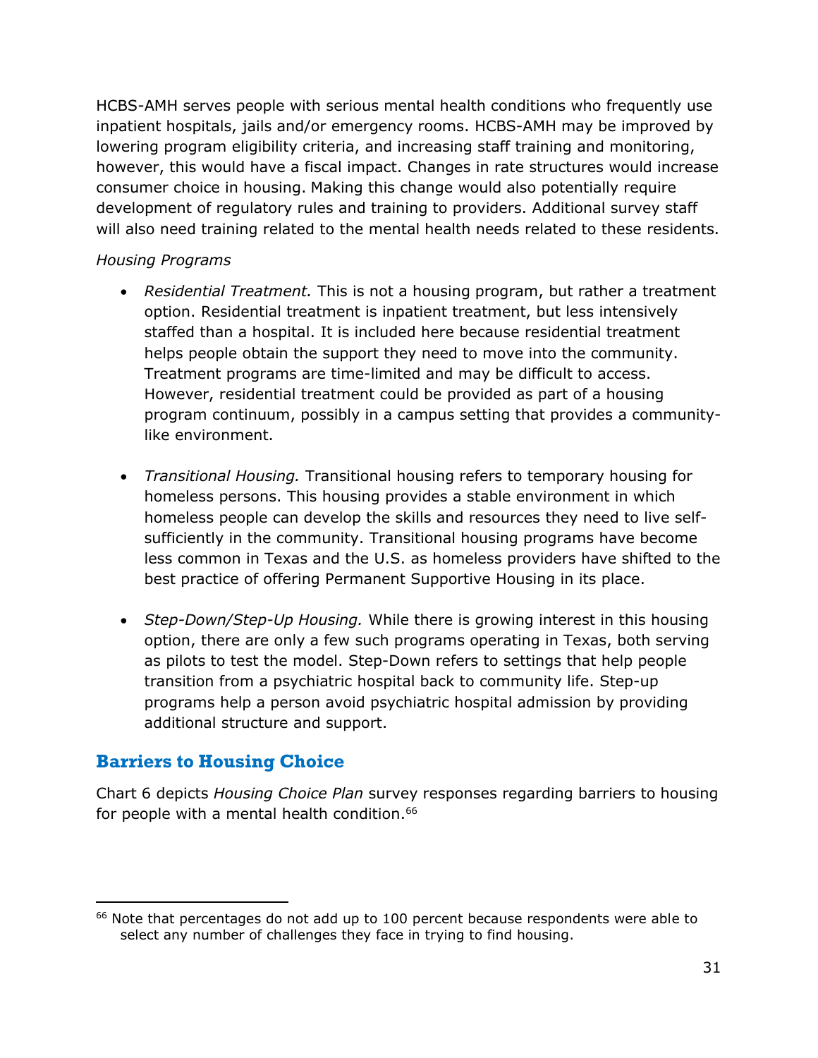HCBS-AMH serves people with serious mental health conditions who frequently use inpatient hospitals, jails and/or emergency rooms. HCBS-AMH may be improved by lowering program eligibility criteria, and increasing staff training and monitoring, however, this would have a fiscal impact. Changes in rate structures would increase consumer choice in housing. Making this change would also potentially require development of regulatory rules and training to providers. Additional survey staff will also need training related to the mental health needs related to these residents.

*Housing Programs*

- *Residential Treatment.* This is not a housing program, but rather a treatment option. Residential treatment is inpatient treatment, but less intensively staffed than a hospital. It is included here because residential treatment helps people obtain the support they need to move into the community. Treatment programs are time-limited and may be difficult to access. However, residential treatment could be provided as part of a housing program continuum, possibly in a campus setting that provides a community-like environment.

- *Transitional Housing.* Transitional housing refers to temporary housing for homeless persons. This housing provides a stable environment in which homeless people can develop the skills and resources they need to live self-sufficiently in the community. Transitional housing programs have become less common in Texas and the U.S. as homeless providers have shifted to the best practice of offering Permanent Supportive Housing in its place.

- *Step-Down/Step-Up Housing.* While there is growing interest in this housing option, there are only a few such programs operating in Texas, both serving as pilots to test the model. Step-Down refers to settings that help people transition from a psychiatric hospital back to community life. Step-up programs help a person avoid psychiatric hospital admission by providing additional structure and support.

## Barriers to Housing Choice

Chart 6 depicts *Housing Choice Plan* survey responses regarding barriers to housing for people with a mental health condition.[66]

[66] Note that percentages do not add up to 100 percent because respondents were able to select any number of challenges they face in trying to find housing.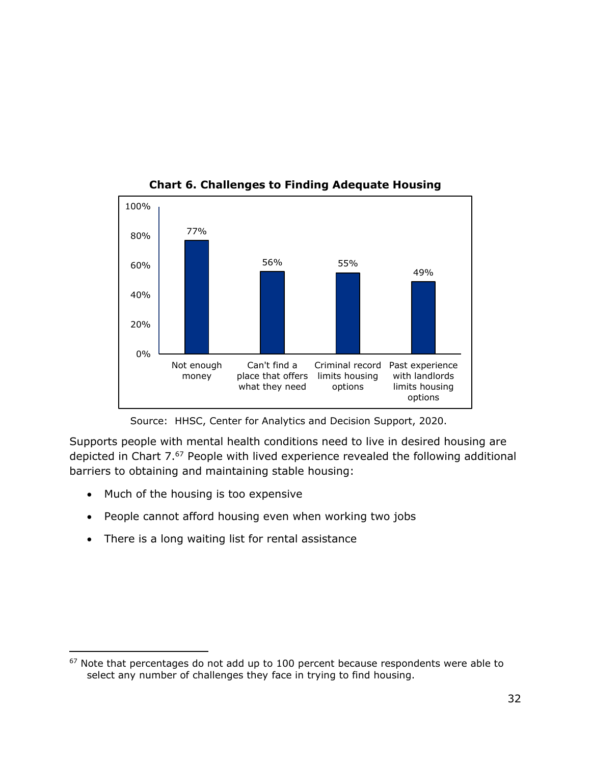**Chart 6. Challenges to Finding Adequate Housing**

| Challenge | Percent |
| --- | --- |
| Not enough money | 77% |
| Can't find a place that offers what they need | 56% |
| Criminal record limits housing options | 55% |
| Past experience with landlords limits housing options | 49% |

Source: HHSC, Center for Analytics and Decision Support, 2020.

Supports people with mental health conditions need to live in desired housing are depicted in Chart 7.[67] People with lived experience revealed the following additional barriers to obtaining and maintaining stable housing:

- Much of the housing is too expensive
- People cannot afford housing even when working two jobs
- There is a long waiting list for rental assistance

[67] Note that percentages do not add up to 100 percent because respondents were able to select any number of challenges they face in trying to find housing.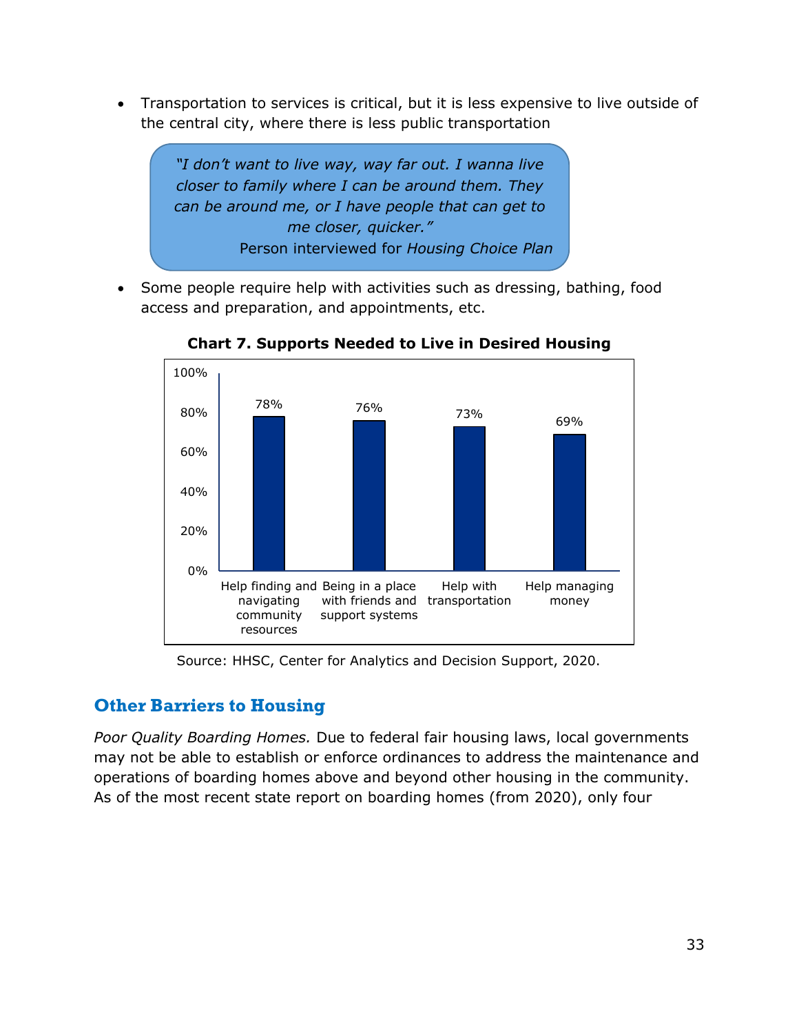- Transportation to services is critical, but it is less expensive to live outside of the central city, where there is less public transportation

> *"I don't want to live way, way far out. I wanna live closer to family where I can be around them. They can be around me, or I have people that can get to me closer, quicker."*
> Person interviewed for *Housing Choice Plan*

- Some people require help with activities such as dressing, bathing, food access and preparation, and appointments, etc.

**Chart 7. Supports Needed to Live in Desired Housing**

| Support | Percent |
| --- | --- |
| Help finding and navigating community resources | 78% |
| Being in a place with friends and support systems | 76% |
| Help with transportation | 73% |
| Help managing money | 69% |

Source: HHSC, Center for Analytics and Decision Support, 2020.

## Other Barriers to Housing

*Poor Quality Boarding Homes.* Due to federal fair housing laws, local governments may not be able to establish or enforce ordinances to address the maintenance and operations of boarding homes above and beyond other housing in the community. As of the most recent state report on boarding homes (from 2020), only four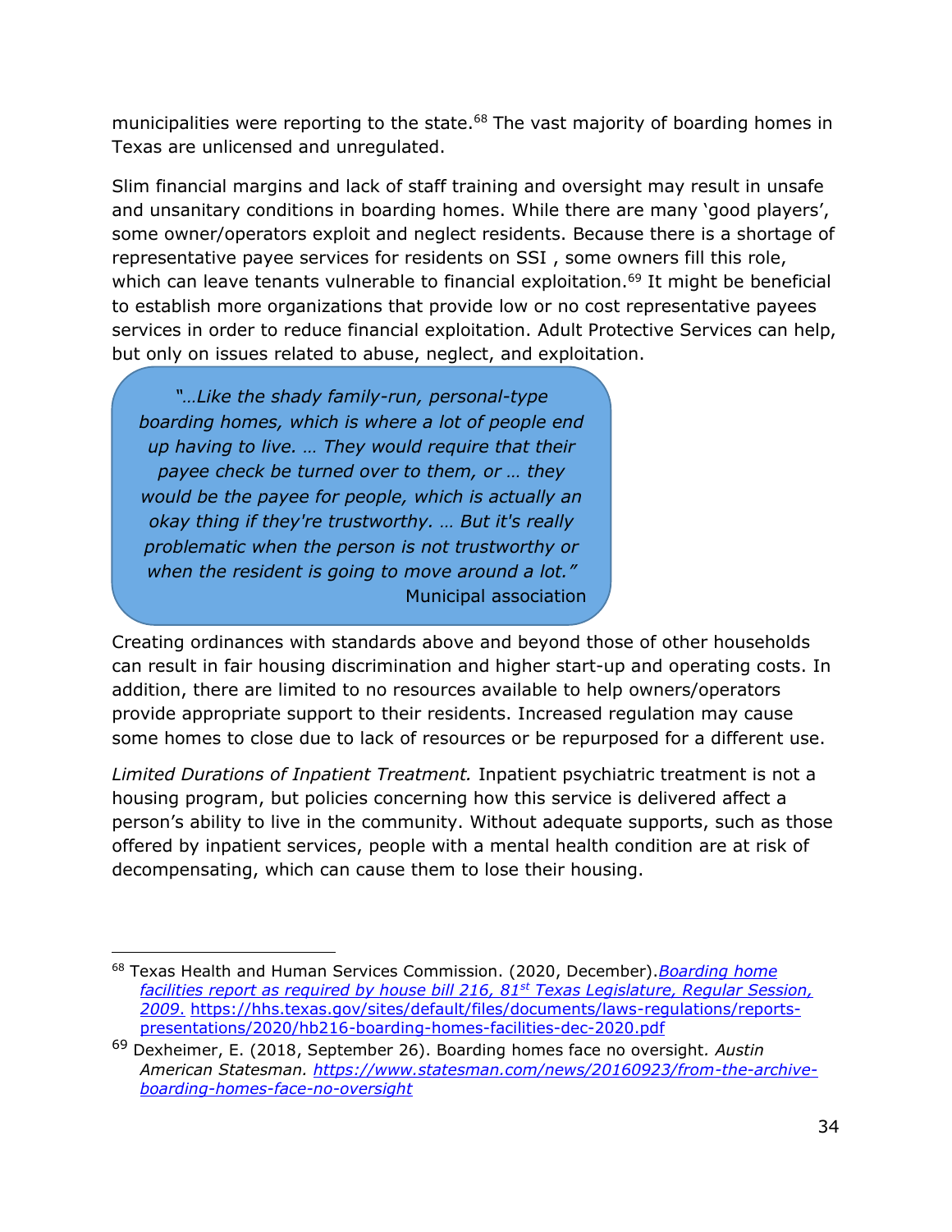municipalities were reporting to the state.[68] The vast majority of boarding homes in Texas are unlicensed and unregulated.

Slim financial margins and lack of staff training and oversight may result in unsafe and unsanitary conditions in boarding homes. While there are many 'good players', some owner/operators exploit and neglect residents. Because there is a shortage of representative payee services for residents on SSI , some owners fill this role, which can leave tenants vulnerable to financial exploitation.[69] It might be beneficial to establish more organizations that provide low or no cost representative payees services in order to reduce financial exploitation. Adult Protective Services can help, but only on issues related to abuse, neglect, and exploitation.

> *"…Like the shady family-run, personal-type boarding homes, which is where a lot of people end up having to live. … They would require that their payee check be turned over to them, or … they would be the payee for people, which is actually an okay thing if they're trustworthy. … But it's really problematic when the person is not trustworthy or when the resident is going to move around a lot."*
>
> Municipal association

Creating ordinances with standards above and beyond those of other households can result in fair housing discrimination and higher start-up and operating costs. In addition, there are limited to no resources available to help owners/operators provide appropriate support to their residents. Increased regulation may cause some homes to close due to lack of resources or be repurposed for a different use.

*Limited Durations of Inpatient Treatment.* Inpatient psychiatric treatment is not a housing program, but policies concerning how this service is delivered affect a person's ability to live in the community. Without adequate supports, such as those offered by inpatient services, people with a mental health condition are at risk of decompensating, which can cause them to lose their housing.

---

[68] Texas Health and Human Services Commission. (2020, December).*Boarding home facilities report as required by house bill 216, 81st Texas Legislature, Regular Session, 2009*. https://hhs.texas.gov/sites/default/files/documents/laws-regulations/reports-presentations/2020/hb216-boarding-homes-facilities-dec-2020.pdf

[69] Dexheimer, E. (2018, September 26). Boarding homes face no oversight*. Austin American Statesman. https://www.statesman.com/news/20160923/from-the-archive-boarding-homes-face-no-oversight*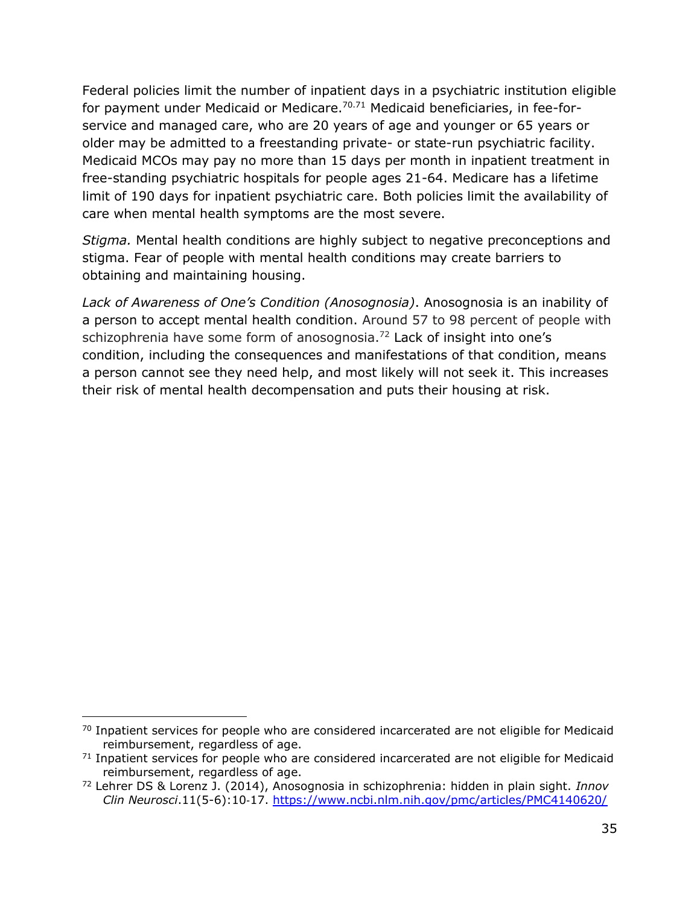Federal policies limit the number of inpatient days in a psychiatric institution eligible for payment under Medicaid or Medicare.[70.71] Medicaid beneficiaries, in fee-for-service and managed care, who are 20 years of age and younger or 65 years or older may be admitted to a freestanding private- or state-run psychiatric facility. Medicaid MCOs may pay no more than 15 days per month in inpatient treatment in free-standing psychiatric hospitals for people ages 21-64. Medicare has a lifetime limit of 190 days for inpatient psychiatric care. Both policies limit the availability of care when mental health symptoms are the most severe.

*Stigma.* Mental health conditions are highly subject to negative preconceptions and stigma. Fear of people with mental health conditions may create barriers to obtaining and maintaining housing.

*Lack of Awareness of One's Condition (Anosognosia)*. Anosognosia is an inability of a person to accept mental health condition. Around 57 to 98 percent of people with schizophrenia have some form of anosognosia.[72] Lack of insight into one's condition, including the consequences and manifestations of that condition, means a person cannot see they need help, and most likely will not seek it. This increases their risk of mental health decompensation and puts their housing at risk.

---

[70] Inpatient services for people who are considered incarcerated are not eligible for Medicaid reimbursement, regardless of age.

[71] Inpatient services for people who are considered incarcerated are not eligible for Medicaid reimbursement, regardless of age.

[72] Lehrer DS & Lorenz J. (2014), Anosognosia in schizophrenia: hidden in plain sight. *Innov Clin Neurosci*.11(5-6):10-17. https://www.ncbi.nlm.nih.gov/pmc/articles/PMC4140620/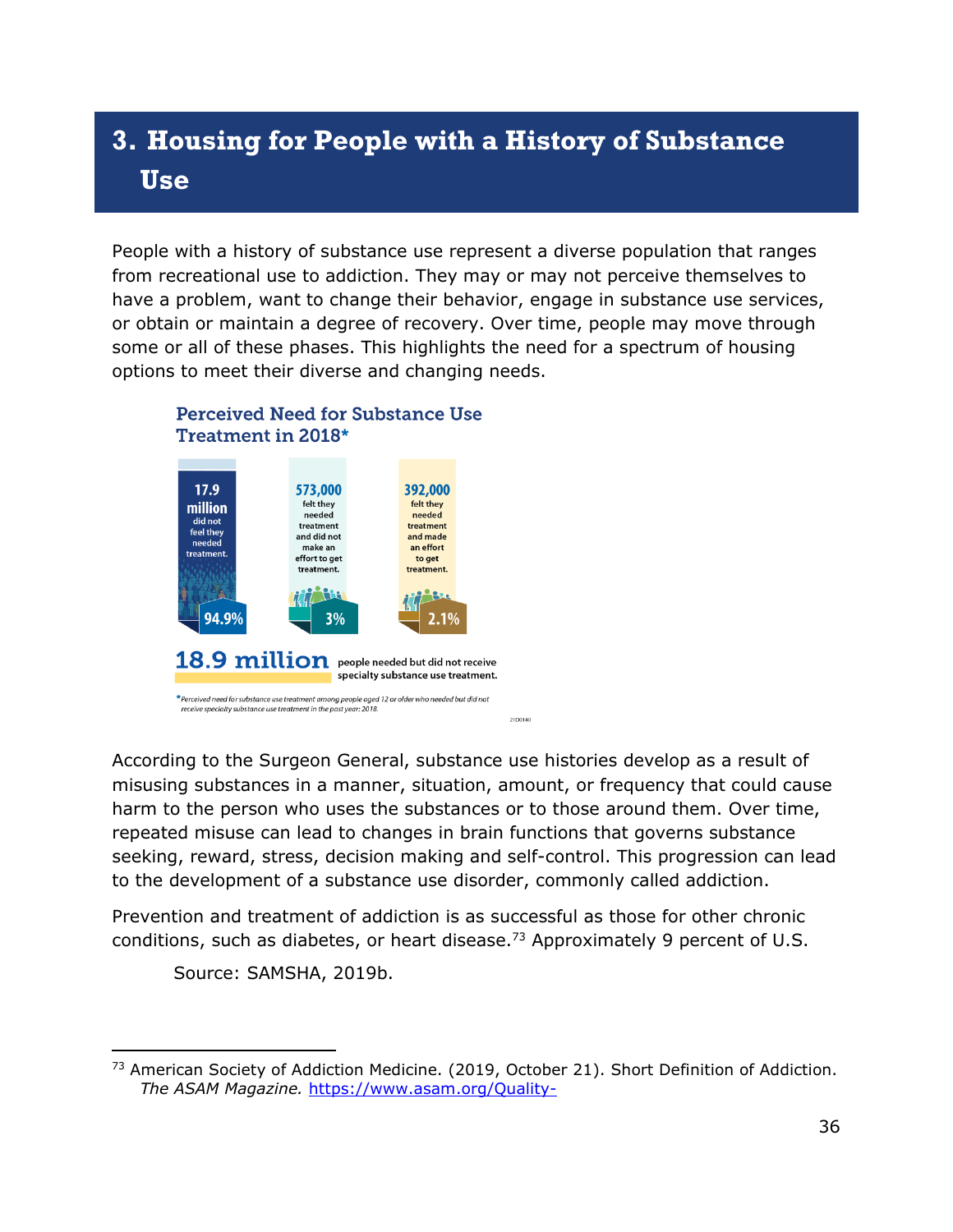## 3. Housing for People with a History of Substance Use

People with a history of substance use represent a diverse population that ranges from recreational use to addiction. They may or may not perceive themselves to have a problem, want to change their behavior, engage in substance use services, or obtain or maintain a degree of recovery. Over time, people may move through some or all of these phases. This highlights the need for a spectrum of housing options to meet their diverse and changing needs.

**Perceived Need for Substance Use Treatment in 2018***

- **17.9 million** did not feel they needed treatment. **94.9%**
- **573,000** felt they needed treatment and did not make an effort to get treatment. **3%**
- **392,000** felt they needed treatment and made an effort to get treatment. **2.1%**

**18.9 million** people needed but did not receive specialty substance use treatment.

*Perceived need for substance use treatment among people aged 12 or older who needed but did not receive specialty substance use treatment in the past year: 2018.

According to the Surgeon General, substance use histories develop as a result of misusing substances in a manner, situation, amount, or frequency that could cause harm to the person who uses the substances or to those around them. Over time, repeated misuse can lead to changes in brain functions that governs substance seeking, reward, stress, decision making and self-control. This progression can lead to the development of a substance use disorder, commonly called addiction.

Prevention and treatment of addiction is as successful as those for other chronic conditions, such as diabetes, or heart disease.[73] Approximately 9 percent of U.S.

Source: SAMSHA, 2019b.

---

[73] American Society of Addiction Medicine. (2019, October 21). Short Definition of Addiction. *The ASAM Magazine.* https://www.asam.org/Quality-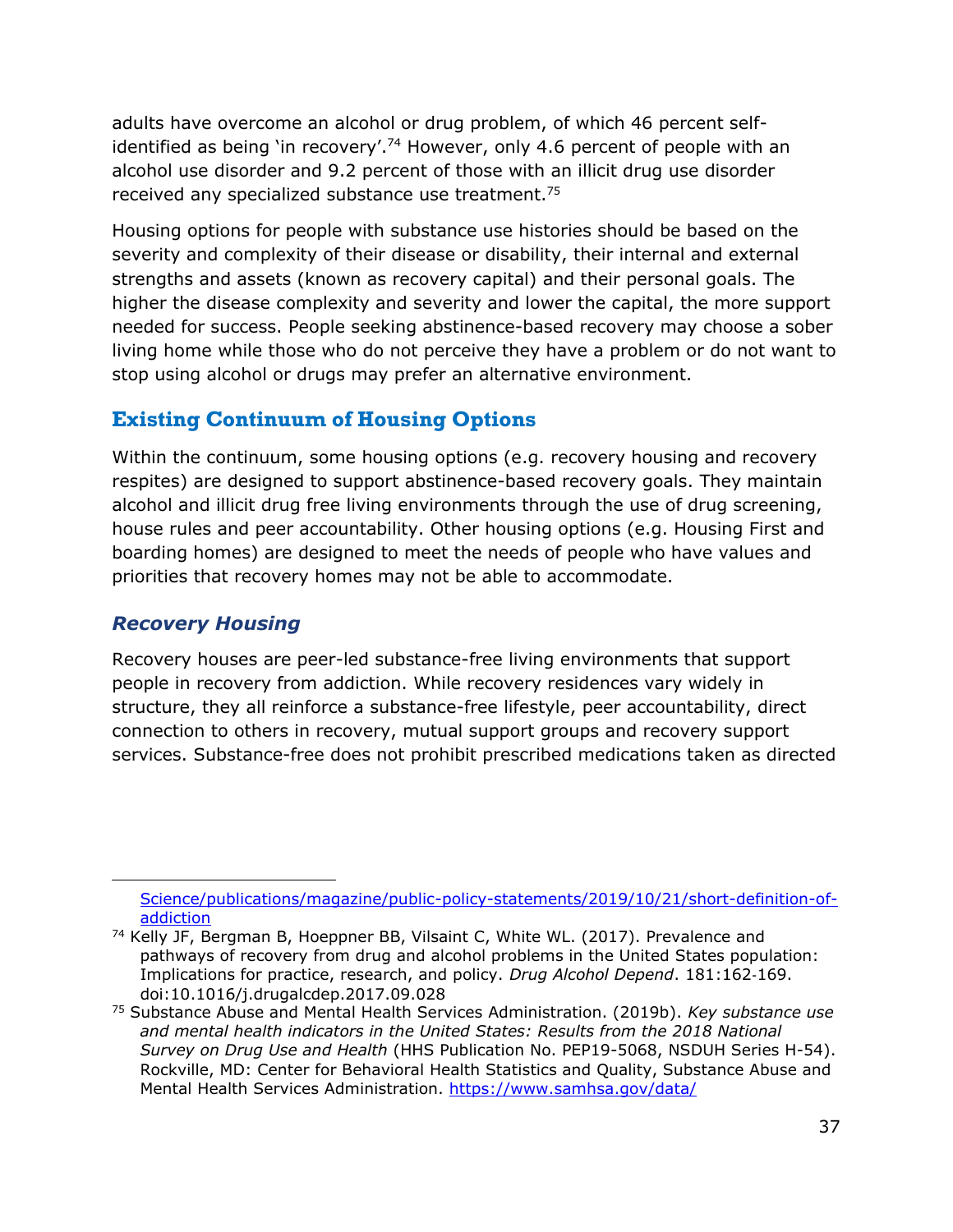adults have overcome an alcohol or drug problem, of which 46 percent self-identified as being 'in recovery'.[74] However, only 4.6 percent of people with an alcohol use disorder and 9.2 percent of those with an illicit drug use disorder received any specialized substance use treatment.[75]

Housing options for people with substance use histories should be based on the severity and complexity of their disease or disability, their internal and external strengths and assets (known as recovery capital) and their personal goals. The higher the disease complexity and severity and lower the capital, the more support needed for success. People seeking abstinence-based recovery may choose a sober living home while those who do not perceive they have a problem or do not want to stop using alcohol or drugs may prefer an alternative environment.

## Existing Continuum of Housing Options

Within the continuum, some housing options (e.g. recovery housing and recovery respites) are designed to support abstinence-based recovery goals. They maintain alcohol and illicit drug free living environments through the use of drug screening, house rules and peer accountability. Other housing options (e.g. Housing First and boarding homes) are designed to meet the needs of people who have values and priorities that recovery homes may not be able to accommodate.

### *Recovery Housing*

Recovery houses are peer-led substance-free living environments that support people in recovery from addiction. While recovery residences vary widely in structure, they all reinforce a substance-free lifestyle, peer accountability, direct connection to others in recovery, mutual support groups and recovery support services. Substance-free does not prohibit prescribed medications taken as directed

---

Science/publications/magazine/public-policy-statements/2019/10/21/short-definition-of-addiction

[74] Kelly JF, Bergman B, Hoeppner BB, Vilsaint C, White WL. (2017). Prevalence and pathways of recovery from drug and alcohol problems in the United States population: Implications for practice, research, and policy. *Drug Alcohol Depend*. 181:162-169. doi:10.1016/j.drugalcdep.2017.09.028

[75] Substance Abuse and Mental Health Services Administration. (2019b). *Key substance use and mental health indicators in the United States: Results from the 2018 National Survey on Drug Use and Health* (HHS Publication No. PEP19-5068, NSDUH Series H-54). Rockville, MD: Center for Behavioral Health Statistics and Quality, Substance Abuse and Mental Health Services Administration. https://www.samhsa.gov/data/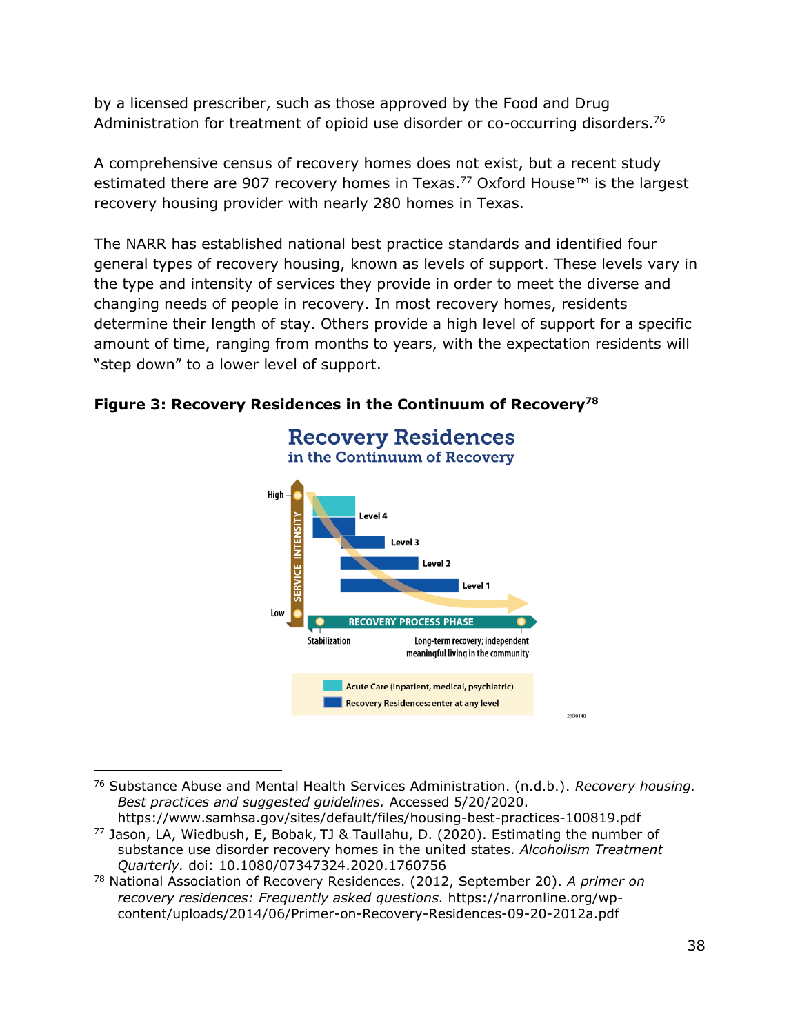by a licensed prescriber, such as those approved by the Food and Drug Administration for treatment of opioid use disorder or co-occurring disorders.[76]

A comprehensive census of recovery homes does not exist, but a recent study estimated there are 907 recovery homes in Texas.[77] Oxford House™ is the largest recovery housing provider with nearly 280 homes in Texas.

The NARR has established national best practice standards and identified four general types of recovery housing, known as levels of support. These levels vary in the type and intensity of services they provide in order to meet the diverse and changing needs of people in recovery. In most recovery homes, residents determine their length of stay. Others provide a high level of support for a specific amount of time, ranging from months to years, with the expectation residents will "step down" to a lower level of support.

**Figure 3: Recovery Residences in the Continuum of Recovery[78]**

---

[76] Substance Abuse and Mental Health Services Administration. (n.d.b.). *Recovery housing. Best practices and suggested guidelines.* Accessed 5/20/2020. https://www.samhsa.gov/sites/default/files/housing-best-practices-100819.pdf

[77] Jason, LA, Wiedbush, E, Bobak, TJ & Taullahu, D. (2020). Estimating the number of substance use disorder recovery homes in the united states. *Alcoholism Treatment Quarterly.* doi: 10.1080/07347324.2020.1760756

[78] National Association of Recovery Residences. (2012, September 20). *A primer on recovery residences: Frequently asked questions.* https://narronline.org/wp-content/uploads/2014/06/Primer-on-Recovery-Residences-09-20-2012a.pdf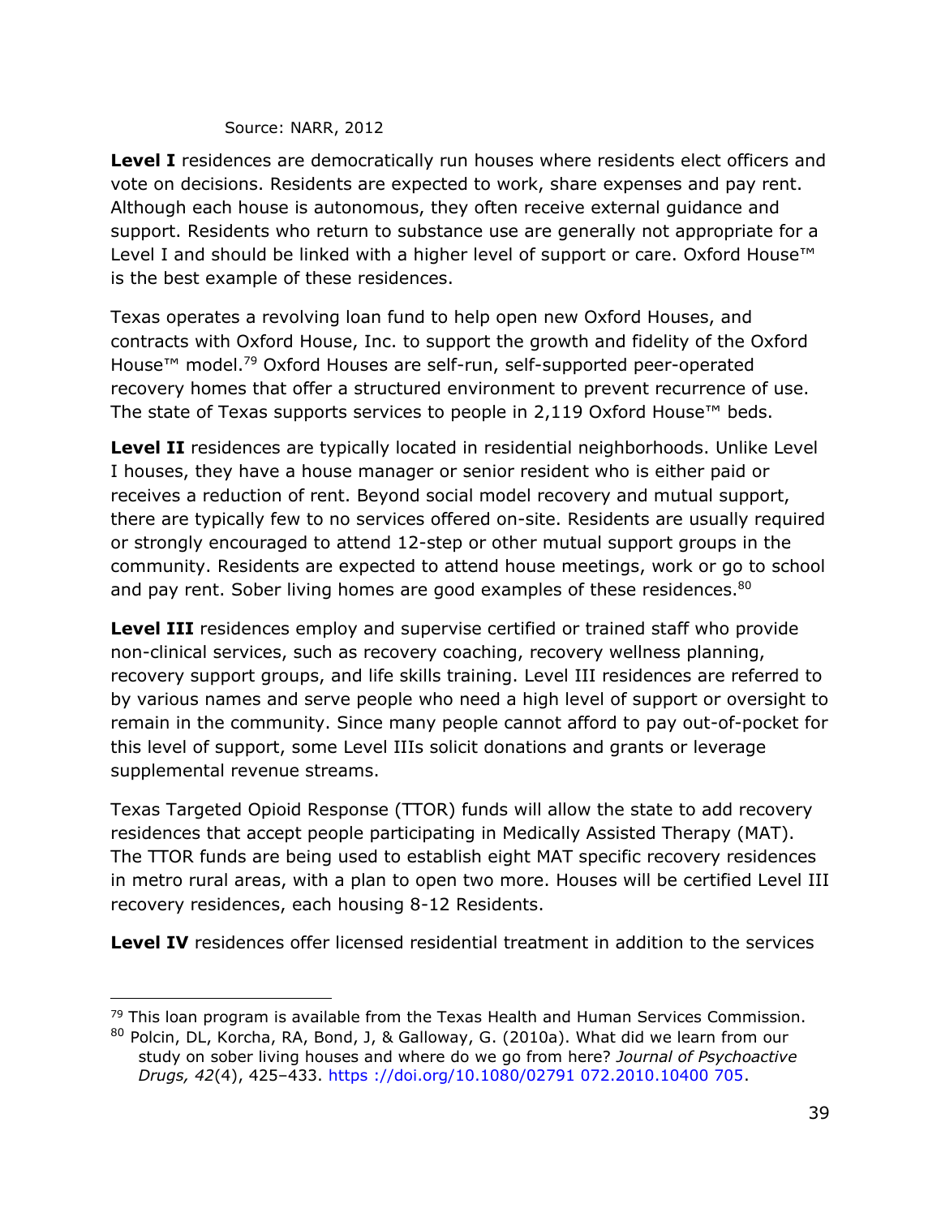Source: NARR, 2012

**Level I** residences are democratically run houses where residents elect officers and vote on decisions. Residents are expected to work, share expenses and pay rent. Although each house is autonomous, they often receive external guidance and support. Residents who return to substance use are generally not appropriate for a Level I and should be linked with a higher level of support or care. Oxford House™ is the best example of these residences.

Texas operates a revolving loan fund to help open new Oxford Houses, and contracts with Oxford House, Inc. to support the growth and fidelity of the Oxford House™ model.[79] Oxford Houses are self-run, self-supported peer-operated recovery homes that offer a structured environment to prevent recurrence of use. The state of Texas supports services to people in 2,119 Oxford House™ beds.

**Level II** residences are typically located in residential neighborhoods. Unlike Level I houses, they have a house manager or senior resident who is either paid or receives a reduction of rent. Beyond social model recovery and mutual support, there are typically few to no services offered on-site. Residents are usually required or strongly encouraged to attend 12-step or other mutual support groups in the community. Residents are expected to attend house meetings, work or go to school and pay rent. Sober living homes are good examples of these residences.[80]

**Level III** residences employ and supervise certified or trained staff who provide non-clinical services, such as recovery coaching, recovery wellness planning, recovery support groups, and life skills training. Level III residences are referred to by various names and serve people who need a high level of support or oversight to remain in the community. Since many people cannot afford to pay out-of-pocket for this level of support, some Level IIIs solicit donations and grants or leverage supplemental revenue streams.

Texas Targeted Opioid Response (TTOR) funds will allow the state to add recovery residences that accept people participating in Medically Assisted Therapy (MAT). The TTOR funds are being used to establish eight MAT specific recovery residences in metro rural areas, with a plan to open two more. Houses will be certified Level III recovery residences, each housing 8-12 Residents.

**Level IV** residences offer licensed residential treatment in addition to the services

---

[79] This loan program is available from the Texas Health and Human Services Commission.

[80] Polcin, DL, Korcha, RA, Bond, J, & Galloway, G. (2010a). What did we learn from our study on sober living houses and where do we go from here? *Journal of Psychoactive Drugs, 42*(4), 425–433. https ://doi.org/10.1080/02791 072.2010.10400 705.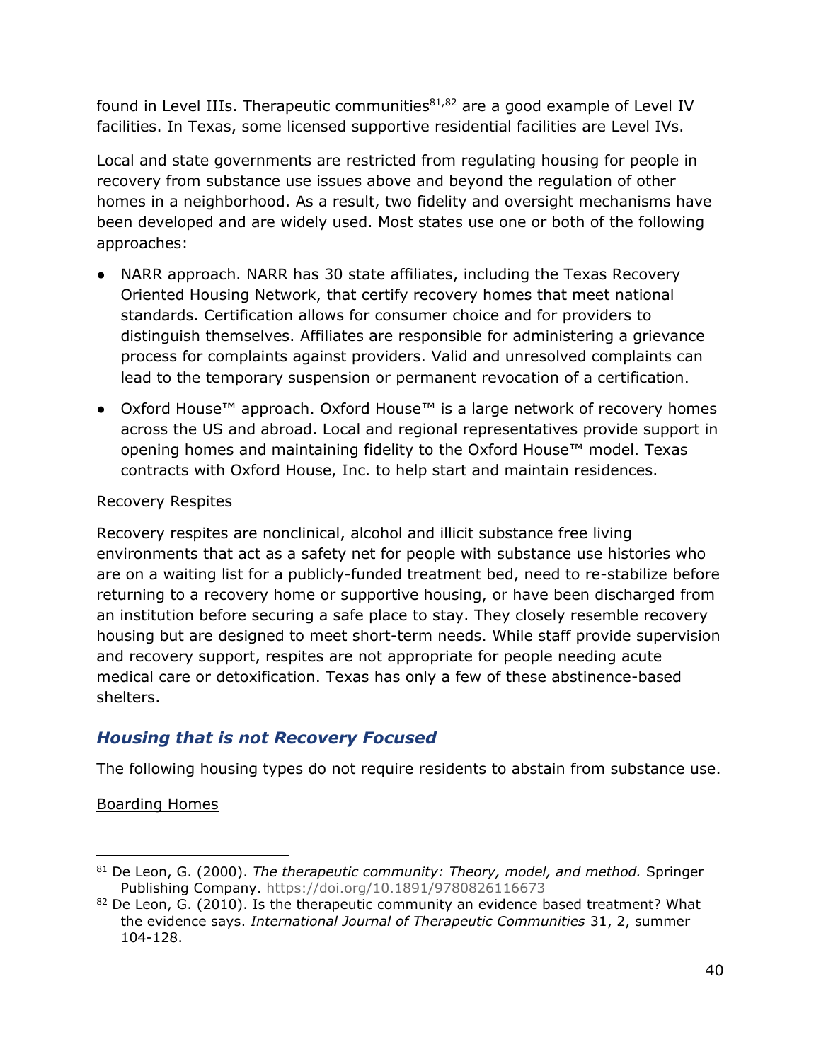found in Level IIIs. Therapeutic communities[81,82] are a good example of Level IV facilities. In Texas, some licensed supportive residential facilities are Level IVs.

Local and state governments are restricted from regulating housing for people in recovery from substance use issues above and beyond the regulation of other homes in a neighborhood. As a result, two fidelity and oversight mechanisms have been developed and are widely used. Most states use one or both of the following approaches:

- NARR approach. NARR has 30 state affiliates, including the Texas Recovery Oriented Housing Network, that certify recovery homes that meet national standards. Certification allows for consumer choice and for providers to distinguish themselves. Affiliates are responsible for administering a grievance process for complaints against providers. Valid and unresolved complaints can lead to the temporary suspension or permanent revocation of a certification.
- Oxford House™ approach. Oxford House™ is a large network of recovery homes across the US and abroad. Local and regional representatives provide support in opening homes and maintaining fidelity to the Oxford House™ model. Texas contracts with Oxford House, Inc. to help start and maintain residences.

<u>Recovery Respites</u>

Recovery respites are nonclinical, alcohol and illicit substance free living environments that act as a safety net for people with substance use histories who are on a waiting list for a publicly-funded treatment bed, need to re-stabilize before returning to a recovery home or supportive housing, or have been discharged from an institution before securing a safe place to stay. They closely resemble recovery housing but are designed to meet short-term needs. While staff provide supervision and recovery support, respites are not appropriate for people needing acute medical care or detoxification. Texas has only a few of these abstinence-based shelters.

### *Housing that is not Recovery Focused*

The following housing types do not require residents to abstain from substance use.

<u>Boarding Homes</u>

---

[81] De Leon, G. (2000). *The therapeutic community: Theory, model, and method.* Springer Publishing Company. https://doi.org/10.1891/9780826116673

[82] De Leon, G. (2010). Is the therapeutic community an evidence based treatment? What the evidence says. *International Journal of Therapeutic Communities* 31, 2, summer 104-128.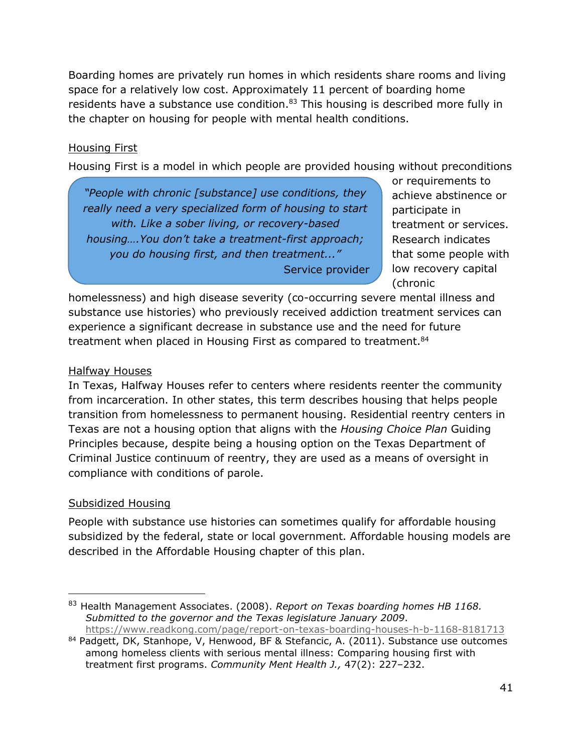Boarding homes are privately run homes in which residents share rooms and living space for a relatively low cost. Approximately 11 percent of boarding home residents have a substance use condition.[83] This housing is described more fully in the chapter on housing for people with mental health conditions.

Housing First

Housing First is a model in which people are provided housing without preconditions or requirements to achieve abstinence or participate in treatment or services. Research indicates that some people with low recovery capital (chronic homelessness) and high disease severity (co-occurring severe mental illness and substance use histories) who previously received addiction treatment services can experience a significant decrease in substance use and the need for future treatment when placed in Housing First as compared to treatment.[84]

> *"People with chronic [substance] use conditions, they really need a very specialized form of housing to start with. Like a sober living, or recovery-based housing….You don't take a treatment-first approach; you do housing first, and then treatment..."*
>
> Service provider

Halfway Houses

In Texas, Halfway Houses refer to centers where residents reenter the community from incarceration. In other states, this term describes housing that helps people transition from homelessness to permanent housing. Residential reentry centers in Texas are not a housing option that aligns with the *Housing Choice Plan* Guiding Principles because, despite being a housing option on the Texas Department of Criminal Justice continuum of reentry, they are used as a means of oversight in compliance with conditions of parole.

Subsidized Housing

People with substance use histories can sometimes qualify for affordable housing subsidized by the federal, state or local government. Affordable housing models are described in the Affordable Housing chapter of this plan.

---

[83] Health Management Associates. (2008). *Report on Texas boarding homes HB 1168. Submitted to the governor and the Texas legislature January 2009*. https://www.readkong.com/page/report-on-texas-boarding-houses-h-b-1168-8181713

[84] Padgett, DK, Stanhope, V, Henwood, BF & Stefancic, A. (2011). Substance use outcomes among homeless clients with serious mental illness: Comparing housing first with treatment first programs. *Community Ment Health J.,* 47(2): 227–232.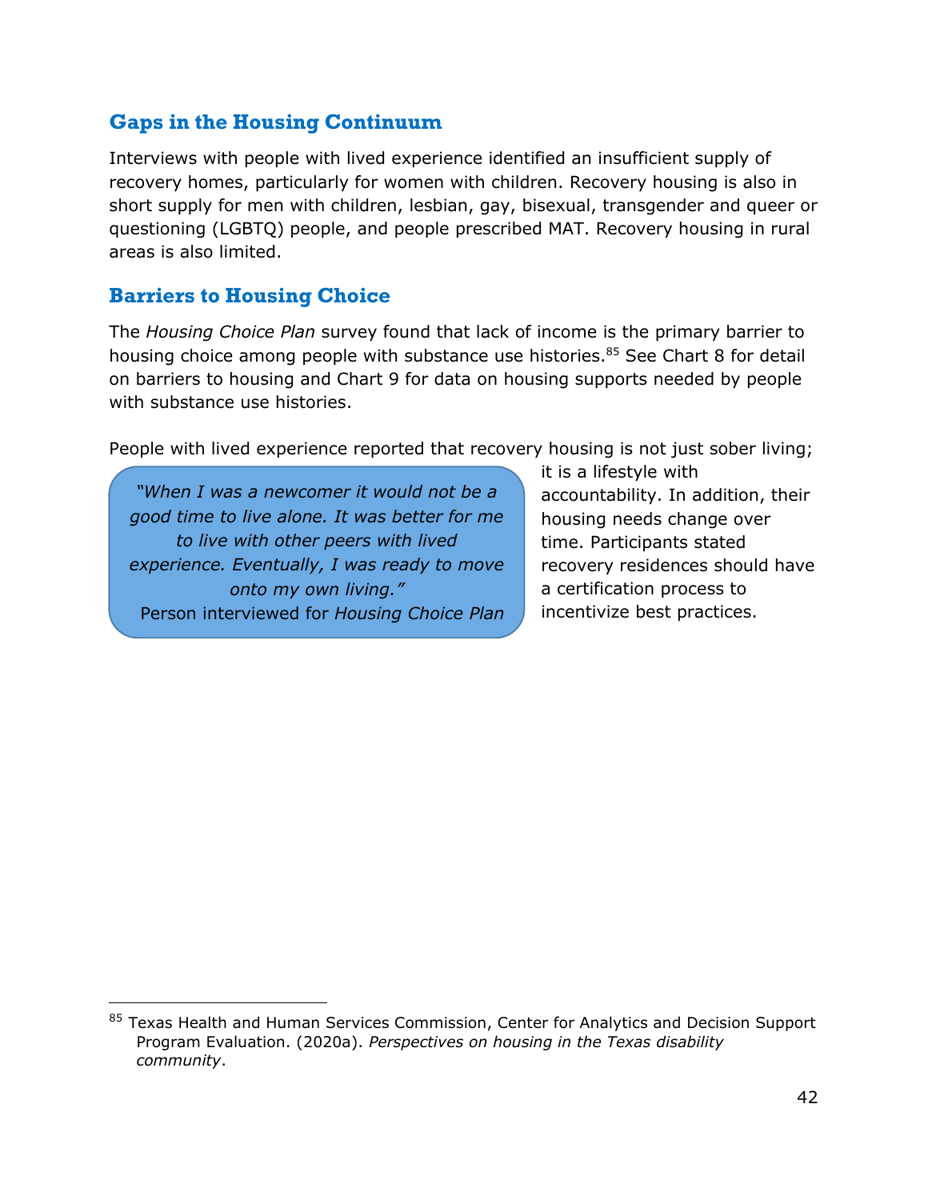## Gaps in the Housing Continuum

Interviews with people with lived experience identified an insufficient supply of recovery homes, particularly for women with children. Recovery housing is also in short supply for men with children, lesbian, gay, bisexual, transgender and queer or questioning (LGBTQ) people, and people prescribed MAT. Recovery housing in rural areas is also limited.

## Barriers to Housing Choice

The *Housing Choice Plan* survey found that lack of income is the primary barrier to housing choice among people with substance use histories.[85] See Chart 8 for detail on barriers to housing and Chart 9 for data on housing supports needed by people with substance use histories.

People with lived experience reported that recovery housing is not just sober living; it is a lifestyle with accountability. In addition, their housing needs change over time. Participants stated recovery residences should have a certification process to incentivize best practices.

> *"When I was a newcomer it would not be a good time to live alone. It was better for me to live with other peers with lived experience. Eventually, I was ready to move onto my own living."*
> Person interviewed for *Housing Choice Plan*

---

[85] Texas Health and Human Services Commission, Center for Analytics and Decision Support Program Evaluation. (2020a). *Perspectives on housing in the Texas disability community*.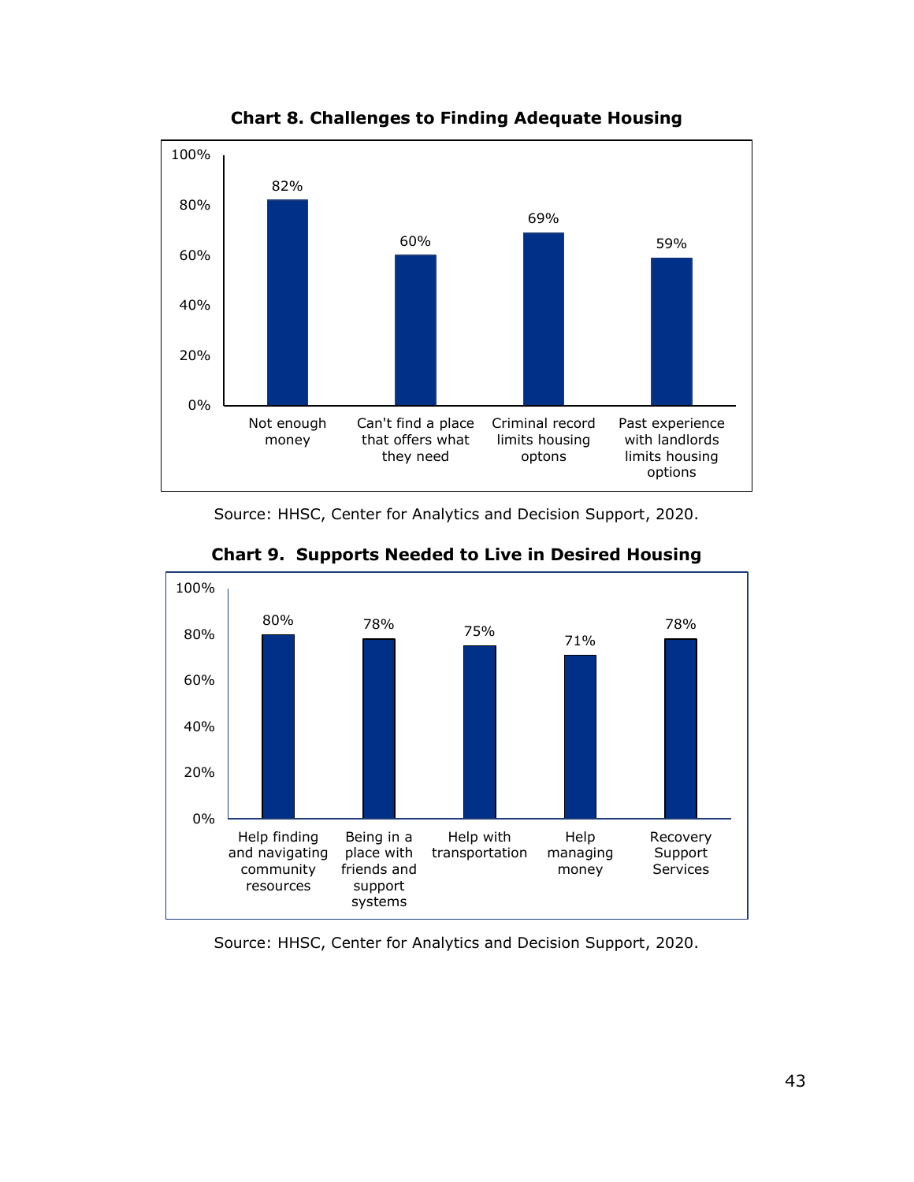**Chart 8. Challenges to Finding Adequate Housing**

| Challenge | Percent |
| --- | --- |
| Not enough money | 82% |
| Can't find a place that offers what they need | 60% |
| Criminal record limits housing optons | 69% |
| Past experience with landlords limits housing options | 59% |

Source: HHSC, Center for Analytics and Decision Support, 2020.

**Chart 9. Supports Needed to Live in Desired Housing**

| Support | Percent |
| --- | --- |
| Help finding and navigating community resources | 80% |
| Being in a place with friends and support systems | 78% |
| Help with transportation | 75% |
| Help managing money | 71% |
| Recovery Support Services | 78% |

Source: HHSC, Center for Analytics and Decision Support, 2020.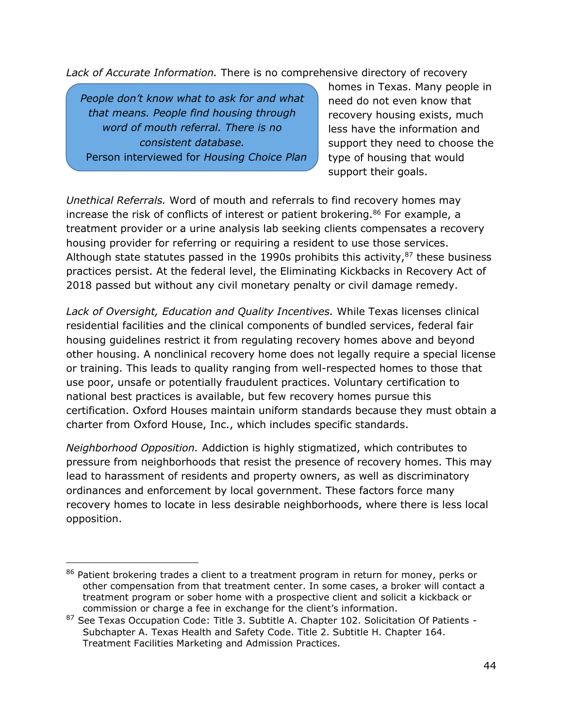*Lack of Accurate Information.* There is no comprehensive directory of recovery homes in Texas. Many people in need do not even know that recovery housing exists, much less have the information and support they need to choose the type of housing that would support their goals.

> *People don't know what to ask for and what that means. People find housing through word of mouth referral. There is no consistent database.*
> Person interviewed for *Housing Choice Plan*

*Unethical Referrals.* Word of mouth and referrals to find recovery homes may increase the risk of conflicts of interest or patient brokering.[86] For example, a treatment provider or a urine analysis lab seeking clients compensates a recovery housing provider for referring or requiring a resident to use those services. Although state statutes passed in the 1990s prohibits this activity,[87] these business practices persist. At the federal level, the Eliminating Kickbacks in Recovery Act of 2018 passed but without any civil monetary penalty or civil damage remedy.

*Lack of Oversight, Education and Quality Incentives.* While Texas licenses clinical residential facilities and the clinical components of bundled services, federal fair housing guidelines restrict it from regulating recovery homes above and beyond other housing. A nonclinical recovery home does not legally require a special license or training. This leads to quality ranging from well-respected homes to those that use poor, unsafe or potentially fraudulent practices. Voluntary certification to national best practices is available, but few recovery homes pursue this certification. Oxford Houses maintain uniform standards because they must obtain a charter from Oxford House, Inc., which includes specific standards.

*Neighborhood Opposition.* Addiction is highly stigmatized, which contributes to pressure from neighborhoods that resist the presence of recovery homes. This may lead to harassment of residents and property owners, as well as discriminatory ordinances and enforcement by local government. These factors force many recovery homes to locate in less desirable neighborhoods, where there is less local opposition.

---

[86] Patient brokering trades a client to a treatment program in return for money, perks or other compensation from that treatment center. In some cases, a broker will contact a treatment program or sober home with a prospective client and solicit a kickback or commission or charge a fee in exchange for the client's information.

[87] See Texas Occupation Code: Title 3. Subtitle A. Chapter 102. Solicitation Of Patients - Subchapter A. Texas Health and Safety Code. Title 2. Subtitle H. Chapter 164. Treatment Facilities Marketing and Admission Practices.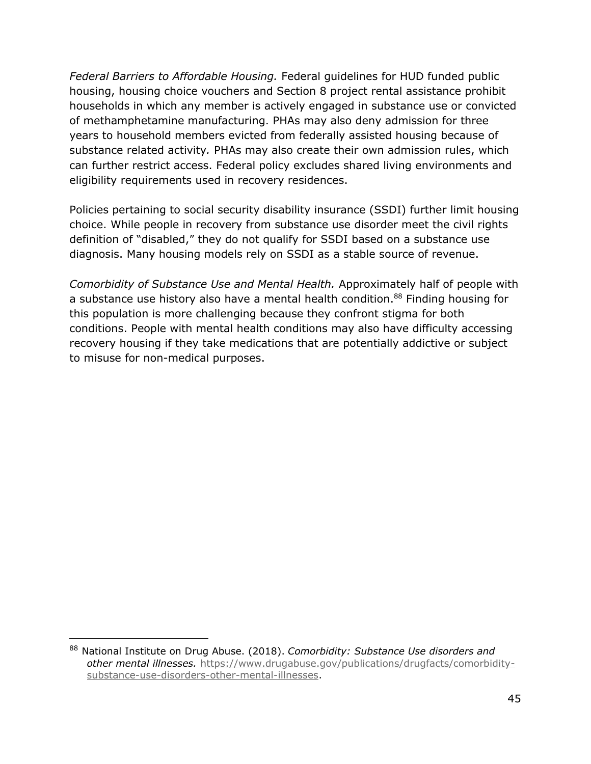*Federal Barriers to Affordable Housing.* Federal guidelines for HUD funded public housing, housing choice vouchers and Section 8 project rental assistance prohibit households in which any member is actively engaged in substance use or convicted of methamphetamine manufacturing. PHAs may also deny admission for three years to household members evicted from federally assisted housing because of substance related activity. PHAs may also create their own admission rules, which can further restrict access. Federal policy excludes shared living environments and eligibility requirements used in recovery residences.

Policies pertaining to social security disability insurance (SSDI) further limit housing choice. While people in recovery from substance use disorder meet the civil rights definition of "disabled," they do not qualify for SSDI based on a substance use diagnosis. Many housing models rely on SSDI as a stable source of revenue.

*Comorbidity of Substance Use and Mental Health.* Approximately half of people with a substance use history also have a mental health condition.[88] Finding housing for this population is more challenging because they confront stigma for both conditions. People with mental health conditions may also have difficulty accessing recovery housing if they take medications that are potentially addictive or subject to misuse for non-medical purposes.

---

[88] National Institute on Drug Abuse. (2018). *Comorbidity: Substance Use disorders and other mental illnesses.* https://www.drugabuse.gov/publications/drugfacts/comorbidity-substance-use-disorders-other-mental-illnesses.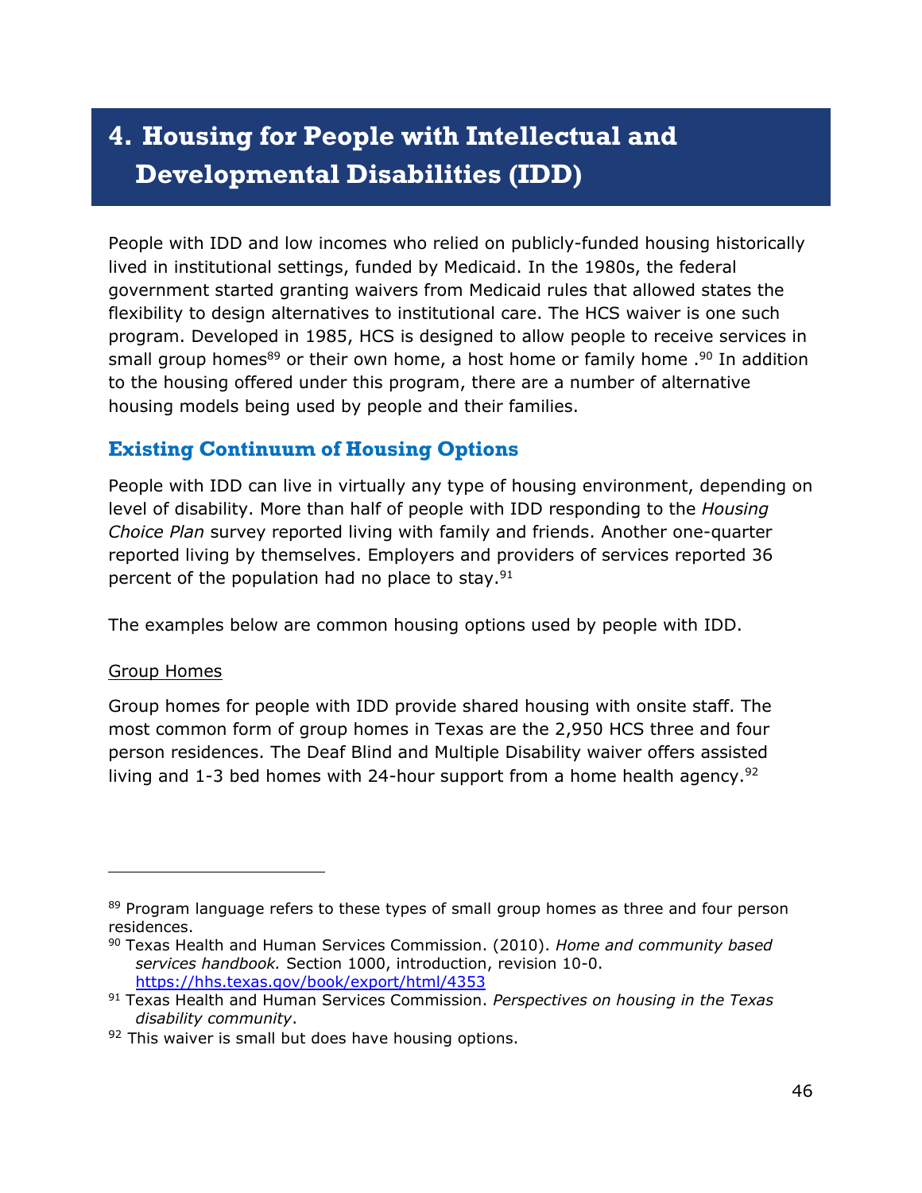# 4. Housing for People with Intellectual and Developmental Disabilities (IDD)

People with IDD and low incomes who relied on publicly-funded housing historically lived in institutional settings, funded by Medicaid. In the 1980s, the federal government started granting waivers from Medicaid rules that allowed states the flexibility to design alternatives to institutional care. The HCS waiver is one such program. Developed in 1985, HCS is designed to allow people to receive services in small group homes[89] or their own home, a host home or family home .[90] In addition to the housing offered under this program, there are a number of alternative housing models being used by people and their families.

## Existing Continuum of Housing Options

People with IDD can live in virtually any type of housing environment, depending on level of disability. More than half of people with IDD responding to the *Housing Choice Plan* survey reported living with family and friends. Another one-quarter reported living by themselves. Employers and providers of services reported 36 percent of the population had no place to stay.[91]

The examples below are common housing options used by people with IDD.

<u>Group Homes</u>

Group homes for people with IDD provide shared housing with onsite staff. The most common form of group homes in Texas are the 2,950 HCS three and four person residences. The Deaf Blind and Multiple Disability waiver offers assisted living and 1-3 bed homes with 24-hour support from a home health agency.[92]

---

[89] Program language refers to these types of small group homes as three and four person residences.

[90] Texas Health and Human Services Commission. (2010). *Home and community based services handbook.* Section 1000, introduction, revision 10-0. https://hhs.texas.gov/book/export/html/4353

[91] Texas Health and Human Services Commission. *Perspectives on housing in the Texas disability community*.

[92] This waiver is small but does have housing options.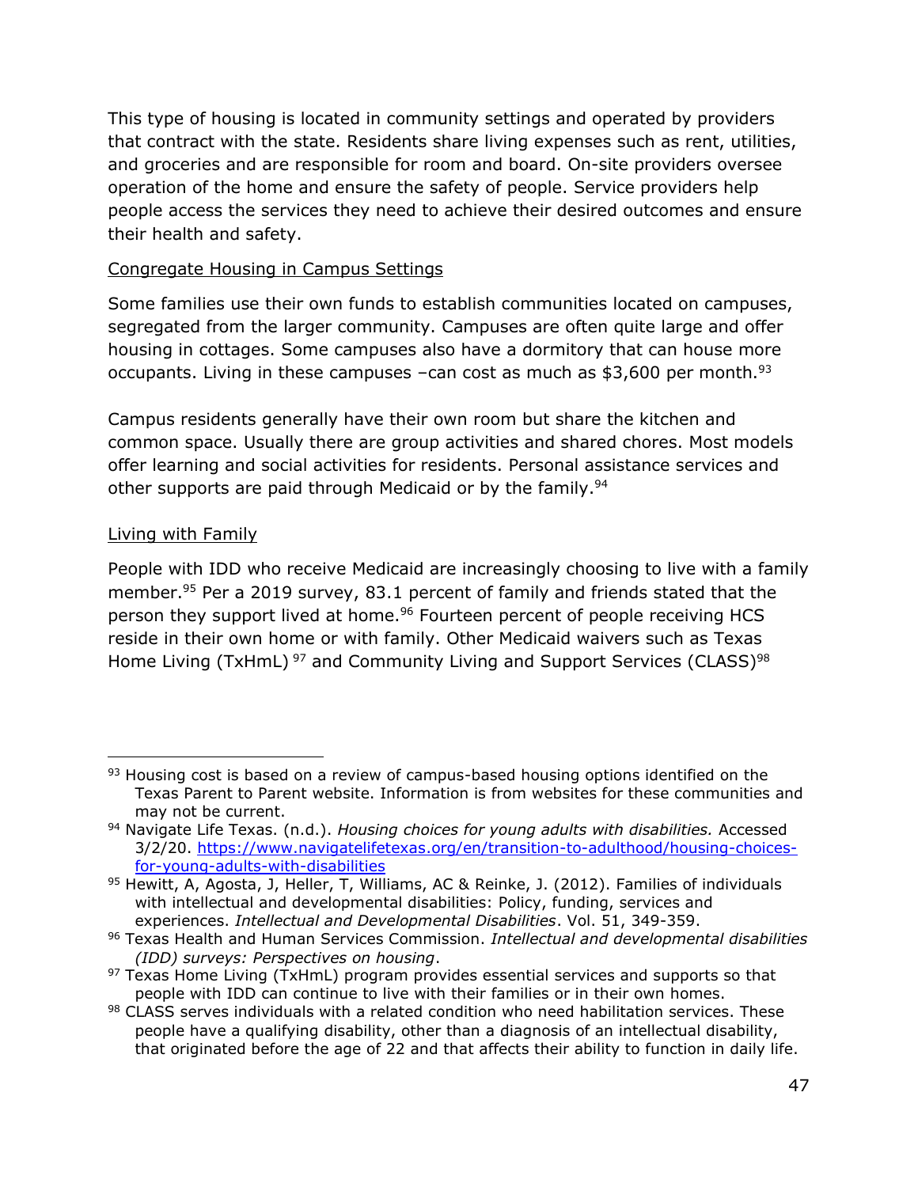This type of housing is located in community settings and operated by providers that contract with the state. Residents share living expenses such as rent, utilities, and groceries and are responsible for room and board. On-site providers oversee operation of the home and ensure the safety of people. Service providers help people access the services they need to achieve their desired outcomes and ensure their health and safety.

Congregate Housing in Campus Settings

Some families use their own funds to establish communities located on campuses, segregated from the larger community. Campuses are often quite large and offer housing in cottages. Some campuses also have a dormitory that can house more occupants. Living in these campuses –can cost as much as $3,600 per month.[93]

Campus residents generally have their own room but share the kitchen and common space. Usually there are group activities and shared chores. Most models offer learning and social activities for residents. Personal assistance services and other supports are paid through Medicaid or by the family.[94]

Living with Family

People with IDD who receive Medicaid are increasingly choosing to live with a family member.[95] Per a 2019 survey, 83.1 percent of family and friends stated that the person they support lived at home.[96] Fourteen percent of people receiving HCS reside in their own home or with family. Other Medicaid waivers such as Texas Home Living (TxHmL)[97] and Community Living and Support Services (CLASS)[98]

---

[93] Housing cost is based on a review of campus-based housing options identified on the Texas Parent to Parent website. Information is from websites for these communities and may not be current.

[94] Navigate Life Texas. (n.d.). *Housing choices for young adults with disabilities.* Accessed 3/2/20. https://www.navigatelifetexas.org/en/transition-to-adulthood/housing-choices-for-young-adults-with-disabilities

[95] Hewitt, A, Agosta, J, Heller, T, Williams, AC & Reinke, J. (2012). Families of individuals with intellectual and developmental disabilities: Policy, funding, services and experiences. *Intellectual and Developmental Disabilities*. Vol. 51, 349-359.

[96] Texas Health and Human Services Commission. *Intellectual and developmental disabilities (IDD) surveys: Perspectives on housing*.

[97] Texas Home Living (TxHmL) program provides essential services and supports so that people with IDD can continue to live with their families or in their own homes.

[98] CLASS serves individuals with a related condition who need habilitation services. These people have a qualifying disability, other than a diagnosis of an intellectual disability, that originated before the age of 22 and that affects their ability to function in daily life.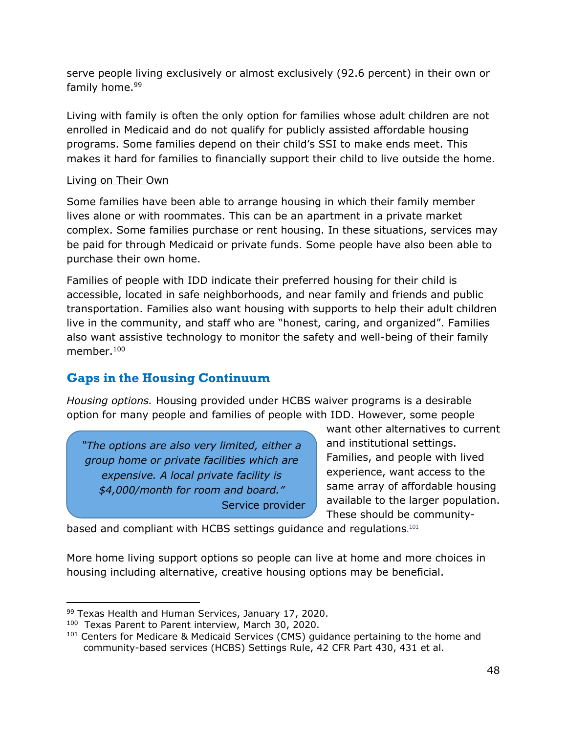serve people living exclusively or almost exclusively (92.6 percent) in their own or family home.[99]

Living with family is often the only option for families whose adult children are not enrolled in Medicaid and do not qualify for publicly assisted affordable housing programs. Some families depend on their child's SSI to make ends meet. This makes it hard for families to financially support their child to live outside the home.

Living on Their Own

Some families have been able to arrange housing in which their family member lives alone or with roommates. This can be an apartment in a private market complex. Some families purchase or rent housing. In these situations, services may be paid for through Medicaid or private funds. Some people have also been able to purchase their own home.

Families of people with IDD indicate their preferred housing for their child is accessible, located in safe neighborhoods, and near family and friends and public transportation. Families also want housing with supports to help their adult children live in the community, and staff who are "honest, caring, and organized". Families also want assistive technology to monitor the safety and well-being of their family member.[100]

## Gaps in the Housing Continuum

*Housing options.* Housing provided under HCBS waiver programs is a desirable option for many people and families of people with IDD. However, some people want other alternatives to current and institutional settings. Families, and people with lived experience, want access to the same array of affordable housing available to the larger population. These should be community-based and compliant with HCBS settings guidance and regulations.[101]

> *"The options are also very limited, either a group home or private facilities which are expensive. A local private facility is $4,000/month for room and board."*
> Service provider

More home living support options so people can live at home and more choices in housing including alternative, creative housing options may be beneficial.

---

[99] Texas Health and Human Services, January 17, 2020.
[100] Texas Parent to Parent interview, March 30, 2020.
[101] Centers for Medicare & Medicaid Services (CMS) guidance pertaining to the home and community-based services (HCBS) Settings Rule, 42 CFR Part 430, 431 et al.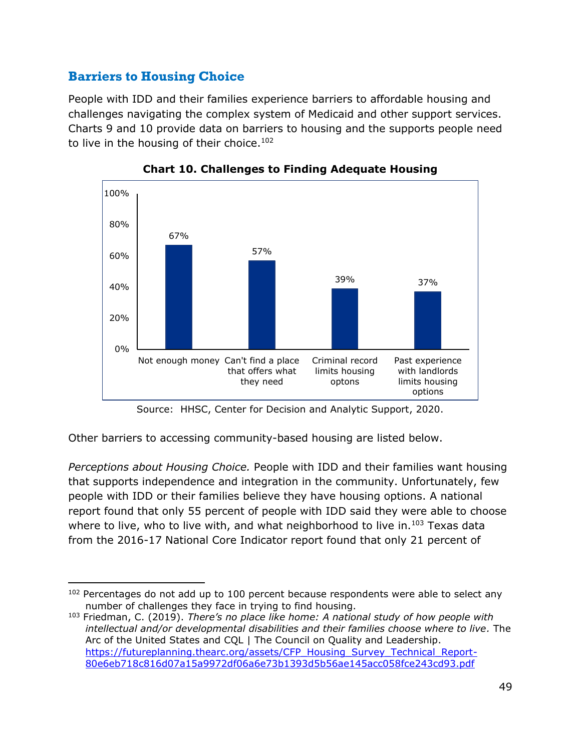## Barriers to Housing Choice

People with IDD and their families experience barriers to affordable housing and challenges navigating the complex system of Medicaid and other support services. Charts 9 and 10 provide data on barriers to housing and the supports people need to live in the housing of their choice.[102]

**Chart 10. Challenges to Finding Adequate Housing**

| Challenge | Percent |
|---|---|
| Not enough money | 67% |
| Can't find a place that offers what they need | 57% |
| Criminal record limits housing optons | 39% |
| Past experience with landlords limits housing options | 37% |

Source: HHSC, Center for Decision and Analytic Support, 2020.

Other barriers to accessing community-based housing are listed below.

*Perceptions about Housing Choice.* People with IDD and their families want housing that supports independence and integration in the community. Unfortunately, few people with IDD or their families believe they have housing options. A national report found that only 55 percent of people with IDD said they were able to choose where to live, who to live with, and what neighborhood to live in.[103] Texas data from the 2016-17 National Core Indicator report found that only 21 percent of

---

[102] Percentages do not add up to 100 percent because respondents were able to select any number of challenges they face in trying to find housing.

[103] Friedman, C. (2019). *There's no place like home: A national study of how people with intellectual and/or developmental disabilities and their families choose where to live.* The Arc of the United States and CQL | The Council on Quality and Leadership. https://futureplanning.thearc.org/assets/CFP_Housing_Survey_Technical_Report-80e6eb718c816d07a15a9972df06a6e73b1393d5b56ae145acc058fce243cd93.pdf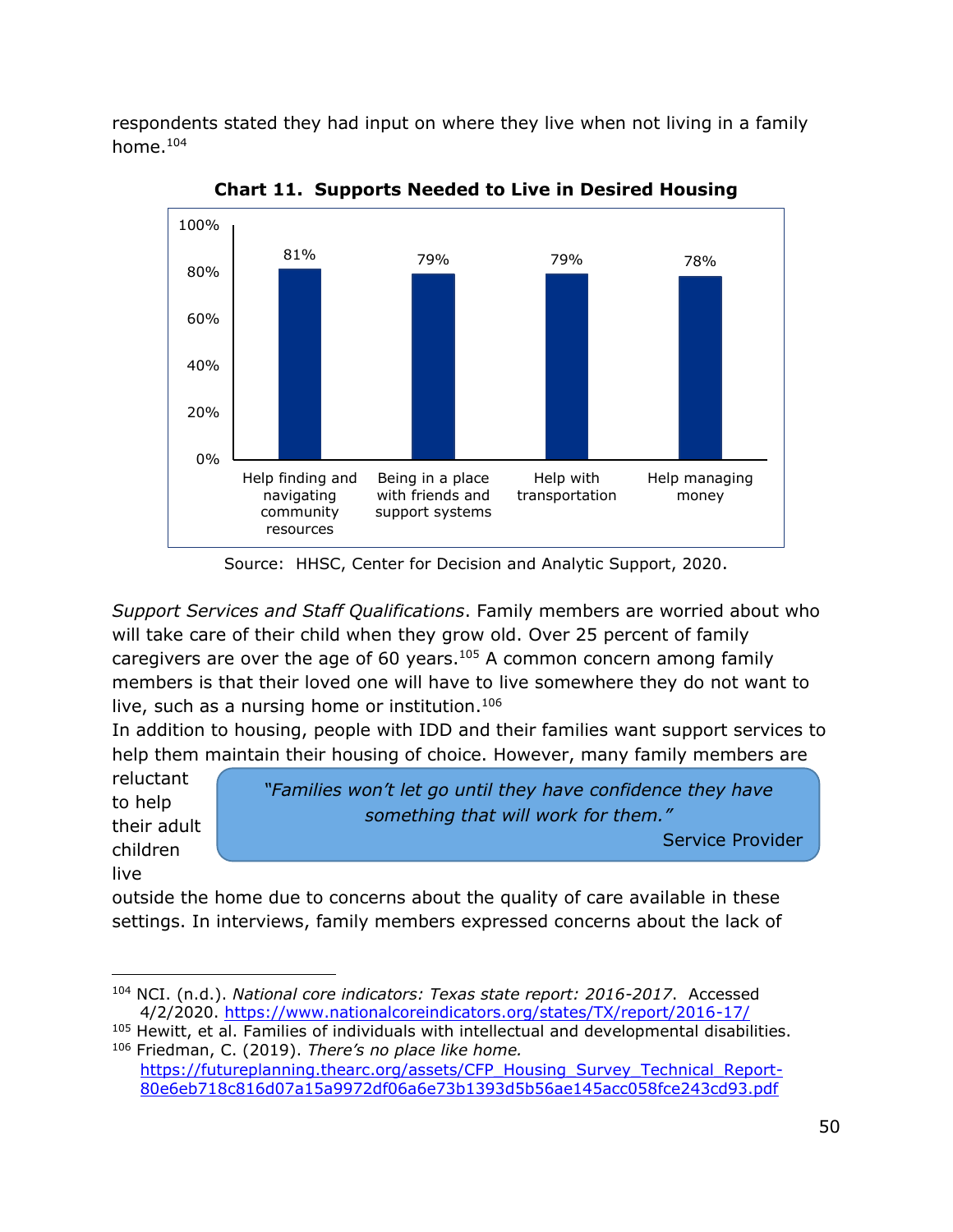respondents stated they had input on where they live when not living in a family home.[104]

**Chart 11. Supports Needed to Live in Desired Housing**

| Support | Percent |
|---|---|
| Help finding and navigating community resources | 81% |
| Being in a place with friends and support systems | 79% |
| Help with transportation | 79% |
| Help managing money | 78% |

Source: HHSC, Center for Decision and Analytic Support, 2020.

*Support Services and Staff Qualifications*. Family members are worried about who will take care of their child when they grow old. Over 25 percent of family caregivers are over the age of 60 years.[105] A common concern among family members is that their loved one will have to live somewhere they do not want to live, such as a nursing home or institution.[106]

In addition to housing, people with IDD and their families want support services to help them maintain their housing of choice. However, many family members are reluctant to help their adult children live outside the home due to concerns about the quality of care available in these settings. In interviews, family members expressed concerns about the lack of

> *"Families won't let go until they have confidence they have something that will work for them."*
>
> Service Provider

---

[104] NCI. (n.d.). *National core indicators: Texas state report: 2016-2017*. Accessed 4/2/2020. https://www.nationalcoreindicators.org/states/TX/report/2016-17/

[105] Hewitt, et al. Families of individuals with intellectual and developmental disabilities.

[106] Friedman, C. (2019). *There's no place like home.* https://futureplanning.thearc.org/assets/CFP_Housing_Survey_Technical_Report-80e6eb718c816d07a15a9972df06a6e73b1393d5b56ae145acc058fce243cd93.pdf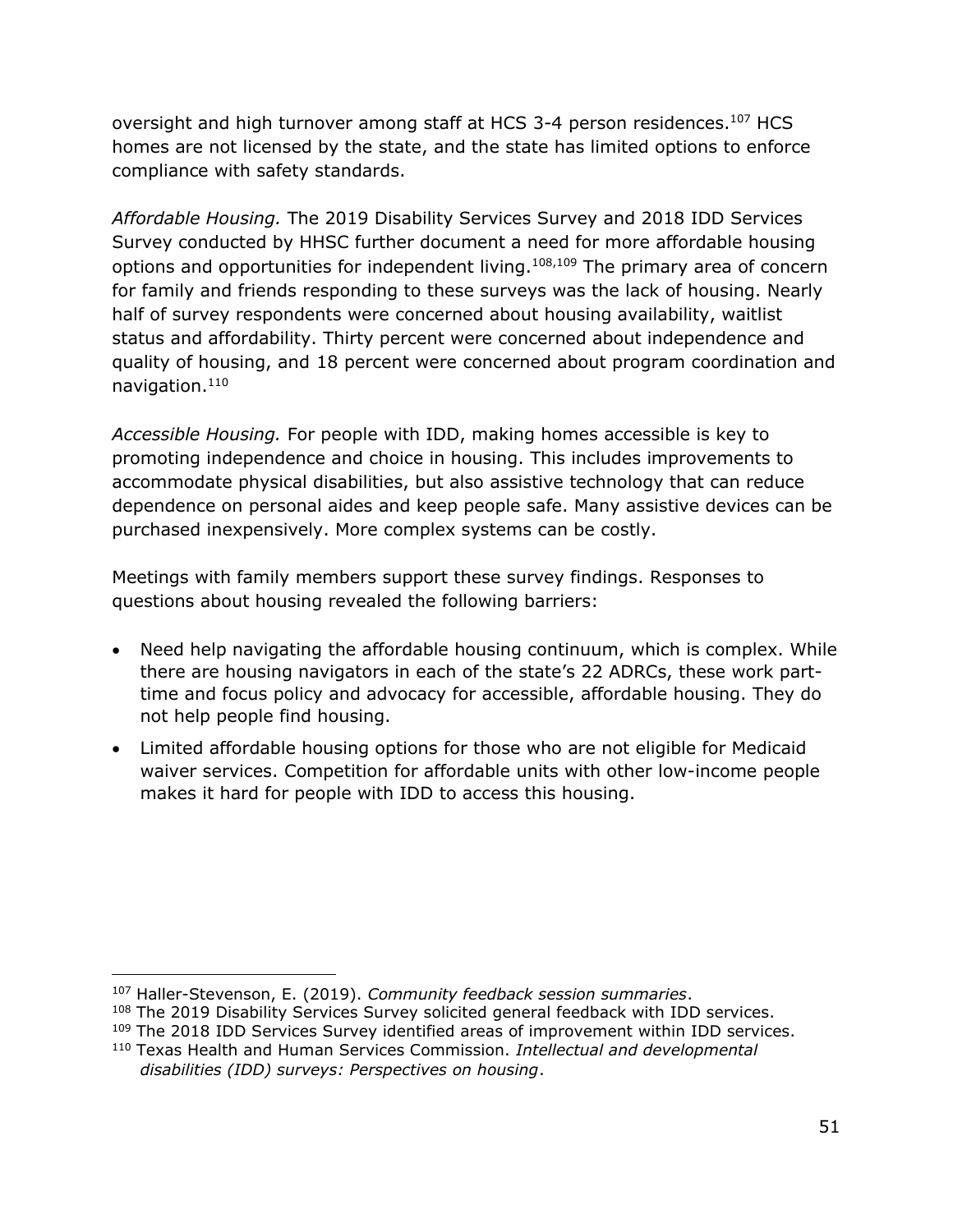oversight and high turnover among staff at HCS 3-4 person residences.[107] HCS homes are not licensed by the state, and the state has limited options to enforce compliance with safety standards.

*Affordable Housing.* The 2019 Disability Services Survey and 2018 IDD Services Survey conducted by HHSC further document a need for more affordable housing options and opportunities for independent living.[108,109] The primary area of concern for family and friends responding to these surveys was the lack of housing. Nearly half of survey respondents were concerned about housing availability, waitlist status and affordability. Thirty percent were concerned about independence and quality of housing, and 18 percent were concerned about program coordination and navigation.[110]

*Accessible Housing.* For people with IDD, making homes accessible is key to promoting independence and choice in housing. This includes improvements to accommodate physical disabilities, but also assistive technology that can reduce dependence on personal aides and keep people safe. Many assistive devices can be purchased inexpensively. More complex systems can be costly.

Meetings with family members support these survey findings. Responses to questions about housing revealed the following barriers:

- Need help navigating the affordable housing continuum, which is complex. While there are housing navigators in each of the state's 22 ADRCs, these work part-time and focus policy and advocacy for accessible, affordable housing. They do not help people find housing.
- Limited affordable housing options for those who are not eligible for Medicaid waiver services. Competition for affordable units with other low-income people makes it hard for people with IDD to access this housing.

---

[107] Haller-Stevenson, E. (2019). *Community feedback session summaries*.

[108] The 2019 Disability Services Survey solicited general feedback with IDD services.

[109] The 2018 IDD Services Survey identified areas of improvement within IDD services.

[110] Texas Health and Human Services Commission. *Intellectual and developmental disabilities (IDD) surveys: Perspectives on housing*.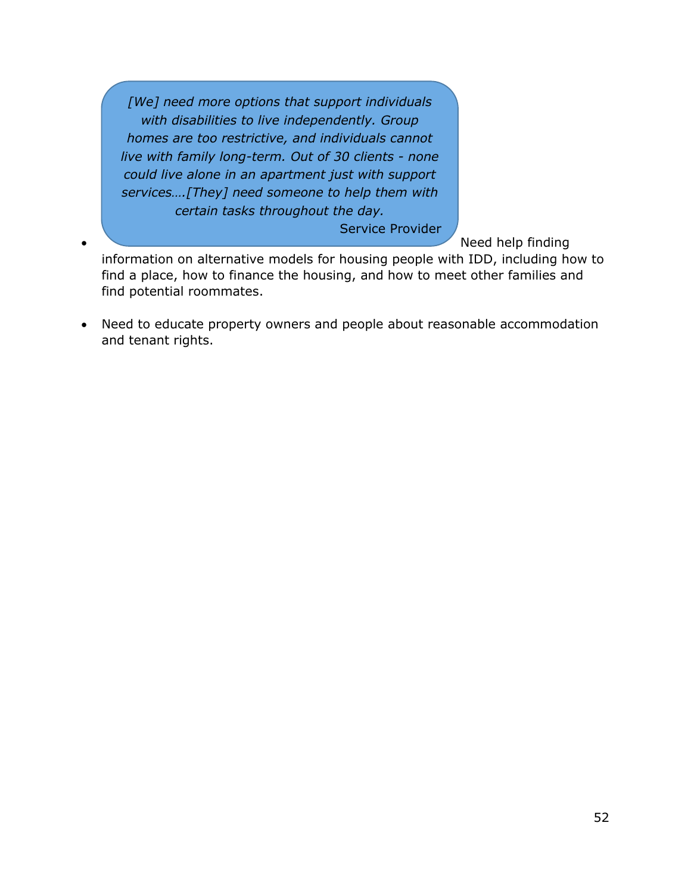> *[We] need more options that support individuals with disabilities to live independently. Group homes are too restrictive, and individuals cannot live with family long-term. Out of 30 clients - none could live alone in an apartment just with support services….[They] need someone to help them with certain tasks throughout the day.*
>
> Service Provider

- Need help finding information on alternative models for housing people with IDD, including how to find a place, how to finance the housing, and how to meet other families and find potential roommates.

- Need to educate property owners and people about reasonable accommodation and tenant rights.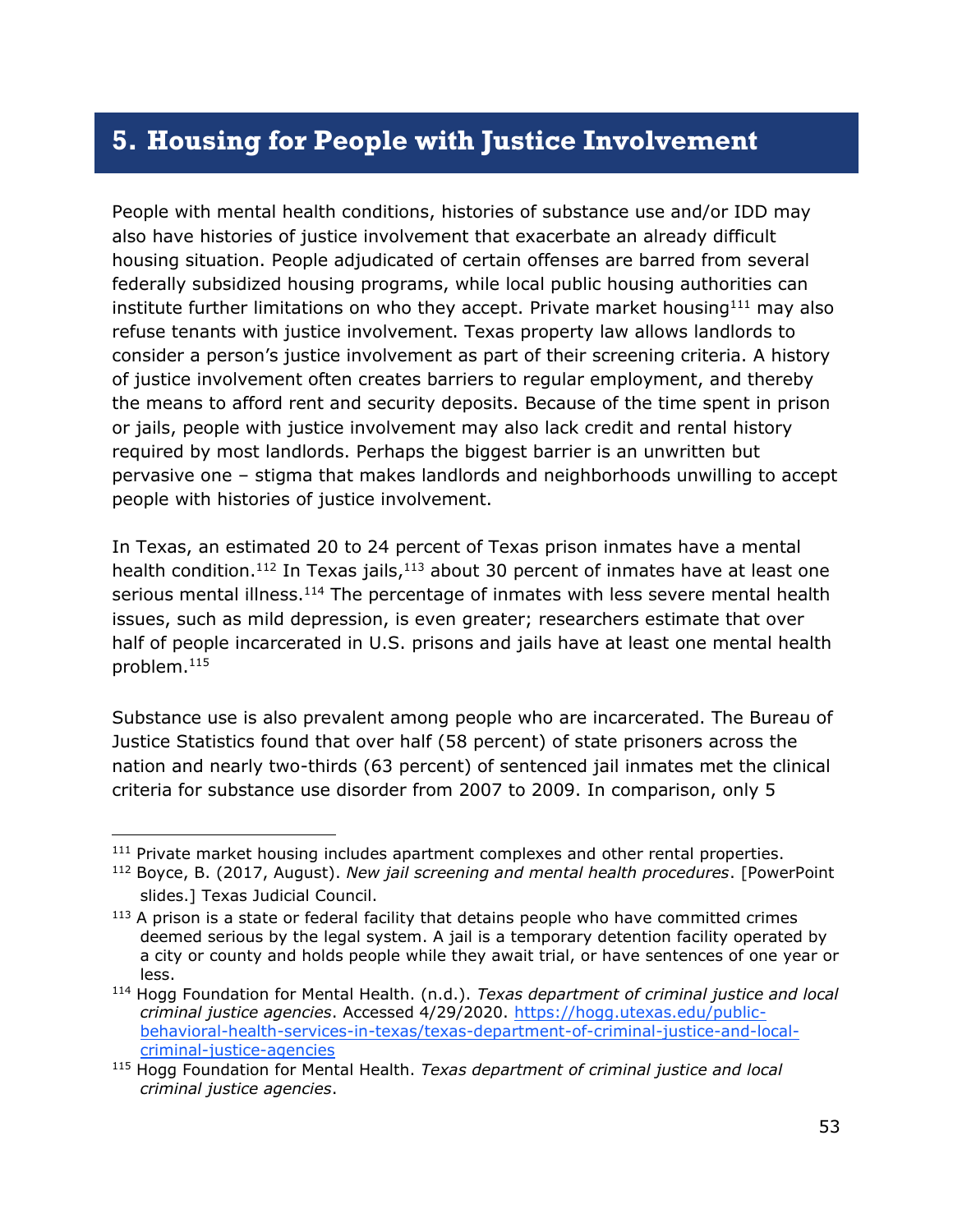# 5. Housing for People with Justice Involvement

People with mental health conditions, histories of substance use and/or IDD may also have histories of justice involvement that exacerbate an already difficult housing situation. People adjudicated of certain offenses are barred from several federally subsidized housing programs, while local public housing authorities can institute further limitations on who they accept. Private market housing[111] may also refuse tenants with justice involvement. Texas property law allows landlords to consider a person's justice involvement as part of their screening criteria. A history of justice involvement often creates barriers to regular employment, and thereby the means to afford rent and security deposits. Because of the time spent in prison or jails, people with justice involvement may also lack credit and rental history required by most landlords. Perhaps the biggest barrier is an unwritten but pervasive one – stigma that makes landlords and neighborhoods unwilling to accept people with histories of justice involvement.

In Texas, an estimated 20 to 24 percent of Texas prison inmates have a mental health condition.[112] In Texas jails,[113] about 30 percent of inmates have at least one serious mental illness.[114] The percentage of inmates with less severe mental health issues, such as mild depression, is even greater; researchers estimate that over half of people incarcerated in U.S. prisons and jails have at least one mental health problem.[115]

Substance use is also prevalent among people who are incarcerated. The Bureau of Justice Statistics found that over half (58 percent) of state prisoners across the nation and nearly two-thirds (63 percent) of sentenced jail inmates met the clinical criteria for substance use disorder from 2007 to 2009. In comparison, only 5

---

[111] Private market housing includes apartment complexes and other rental properties.

[112] Boyce, B. (2017, August). *New jail screening and mental health procedures*. [PowerPoint slides.] Texas Judicial Council.

[113] A prison is a state or federal facility that detains people who have committed crimes deemed serious by the legal system. A jail is a temporary detention facility operated by a city or county and holds people while they await trial, or have sentences of one year or less.

[114] Hogg Foundation for Mental Health. (n.d.). *Texas department of criminal justice and local criminal justice agencies*. Accessed 4/29/2020. https://hogg.utexas.edu/public-behavioral-health-services-in-texas/texas-department-of-criminal-justice-and-local-criminal-justice-agencies

[115] Hogg Foundation for Mental Health. *Texas department of criminal justice and local criminal justice agencies*.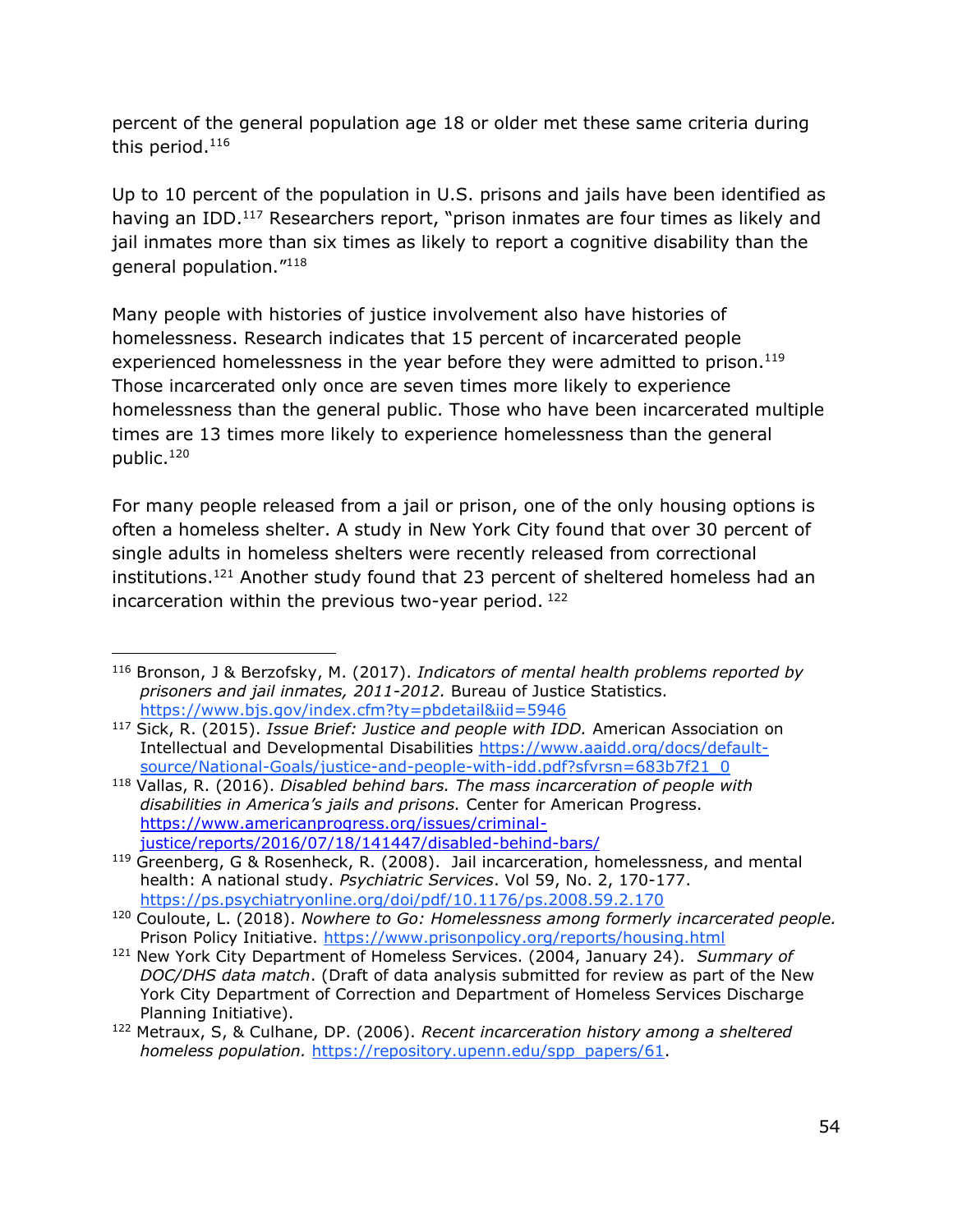percent of the general population age 18 or older met these same criteria during this period.[116]

Up to 10 percent of the population in U.S. prisons and jails have been identified as having an IDD.[117] Researchers report, "prison inmates are four times as likely and jail inmates more than six times as likely to report a cognitive disability than the general population."[118]

Many people with histories of justice involvement also have histories of homelessness. Research indicates that 15 percent of incarcerated people experienced homelessness in the year before they were admitted to prison.[119] Those incarcerated only once are seven times more likely to experience homelessness than the general public. Those who have been incarcerated multiple times are 13 times more likely to experience homelessness than the general public.[120]

For many people released from a jail or prison, one of the only housing options is often a homeless shelter. A study in New York City found that over 30 percent of single adults in homeless shelters were recently released from correctional institutions.[121] Another study found that 23 percent of sheltered homeless had an incarceration within the previous two-year period. [122]

---

[116] Bronson, J & Berzofsky, M. (2017). *Indicators of mental health problems reported by prisoners and jail inmates, 2011-2012.* Bureau of Justice Statistics. https://www.bjs.gov/index.cfm?ty=pbdetail&iid=5946

[117] Sick, R. (2015). *Issue Brief: Justice and people with IDD.* American Association on Intellectual and Developmental Disabilities https://www.aaidd.org/docs/default-source/National-Goals/justice-and-people-with-idd.pdf?sfvrsn=683b7f21_0

[118] Vallas, R. (2016). *Disabled behind bars. The mass incarceration of people with disabilities in America's jails and prisons.* Center for American Progress. https://www.americanprogress.org/issues/criminal-justice/reports/2016/07/18/141447/disabled-behind-bars/

[119] Greenberg, G & Rosenheck, R. (2008). Jail incarceration, homelessness, and mental health: A national study. *Psychiatric Services*. Vol 59, No. 2, 170-177. https://ps.psychiatryonline.org/doi/pdf/10.1176/ps.2008.59.2.170

[120] Couloute, L. (2018). *Nowhere to Go: Homelessness among formerly incarcerated people.* Prison Policy Initiative. https://www.prisonpolicy.org/reports/housing.html

[121] New York City Department of Homeless Services. (2004, January 24). *Summary of DOC/DHS data match*. (Draft of data analysis submitted for review as part of the New York City Department of Correction and Department of Homeless Services Discharge Planning Initiative).

[122] Metraux, S, & Culhane, DP. (2006). *Recent incarceration history among a sheltered homeless population.* https://repository.upenn.edu/spp_papers/61.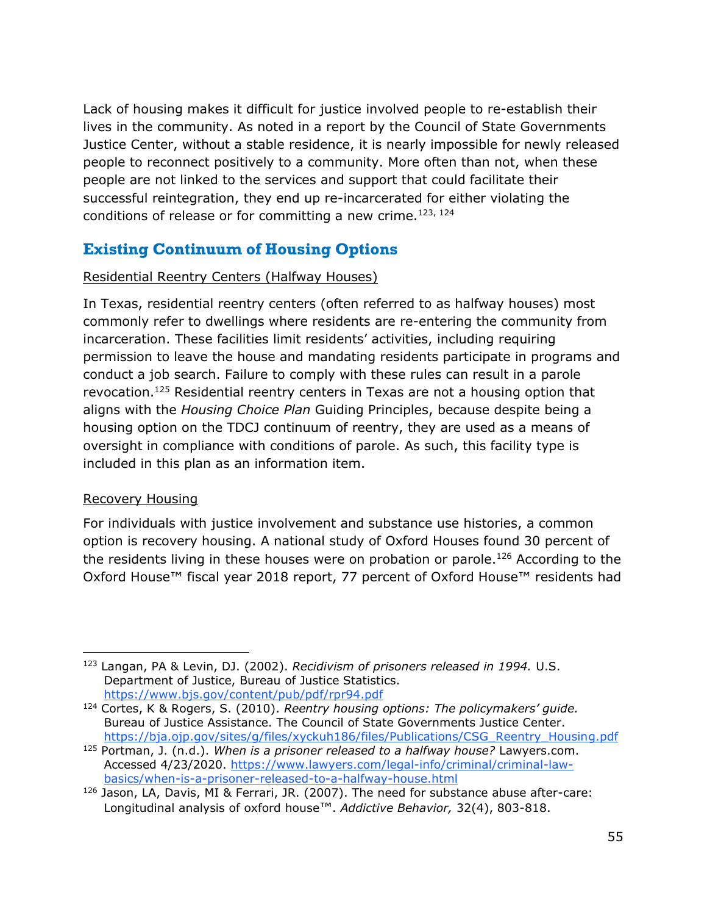Lack of housing makes it difficult for justice involved people to re-establish their lives in the community. As noted in a report by the Council of State Governments Justice Center, without a stable residence, it is nearly impossible for newly released people to reconnect positively to a community. More often than not, when these people are not linked to the services and support that could facilitate their successful reintegration, they end up re-incarcerated for either violating the conditions of release or for committing a new crime.[123, 124]

## Existing Continuum of Housing Options

Residential Reentry Centers (Halfway Houses)

In Texas, residential reentry centers (often referred to as halfway houses) most commonly refer to dwellings where residents are re-entering the community from incarceration. These facilities limit residents' activities, including requiring permission to leave the house and mandating residents participate in programs and conduct a job search. Failure to comply with these rules can result in a parole revocation.[125] Residential reentry centers in Texas are not a housing option that aligns with the *Housing Choice Plan* Guiding Principles, because despite being a housing option on the TDCJ continuum of reentry, they are used as a means of oversight in compliance with conditions of parole. As such, this facility type is included in this plan as an information item.

Recovery Housing

For individuals with justice involvement and substance use histories, a common option is recovery housing. A national study of Oxford Houses found 30 percent of the residents living in these houses were on probation or parole.[126] According to the Oxford House™ fiscal year 2018 report, 77 percent of Oxford House™ residents had

---

[123] Langan, PA & Levin, DJ. (2002). *Recidivism of prisoners released in 1994.* U.S. Department of Justice, Bureau of Justice Statistics. https://www.bjs.gov/content/pub/pdf/rpr94.pdf

[124] Cortes, K & Rogers, S. (2010). *Reentry housing options: The policymakers' guide.* Bureau of Justice Assistance. The Council of State Governments Justice Center. https://bja.ojp.gov/sites/g/files/xyckuh186/files/Publications/CSG_Reentry_Housing.pdf

[125] Portman, J. (n.d.). *When is a prisoner released to a halfway house?* Lawyers.com. Accessed 4/23/2020. https://www.lawyers.com/legal-info/criminal/criminal-law-basics/when-is-a-prisoner-released-to-a-halfway-house.html

[126] Jason, LA, Davis, MI & Ferrari, JR. (2007). The need for substance abuse after-care: Longitudinal analysis of oxford house™. *Addictive Behavior,* 32(4), 803-818.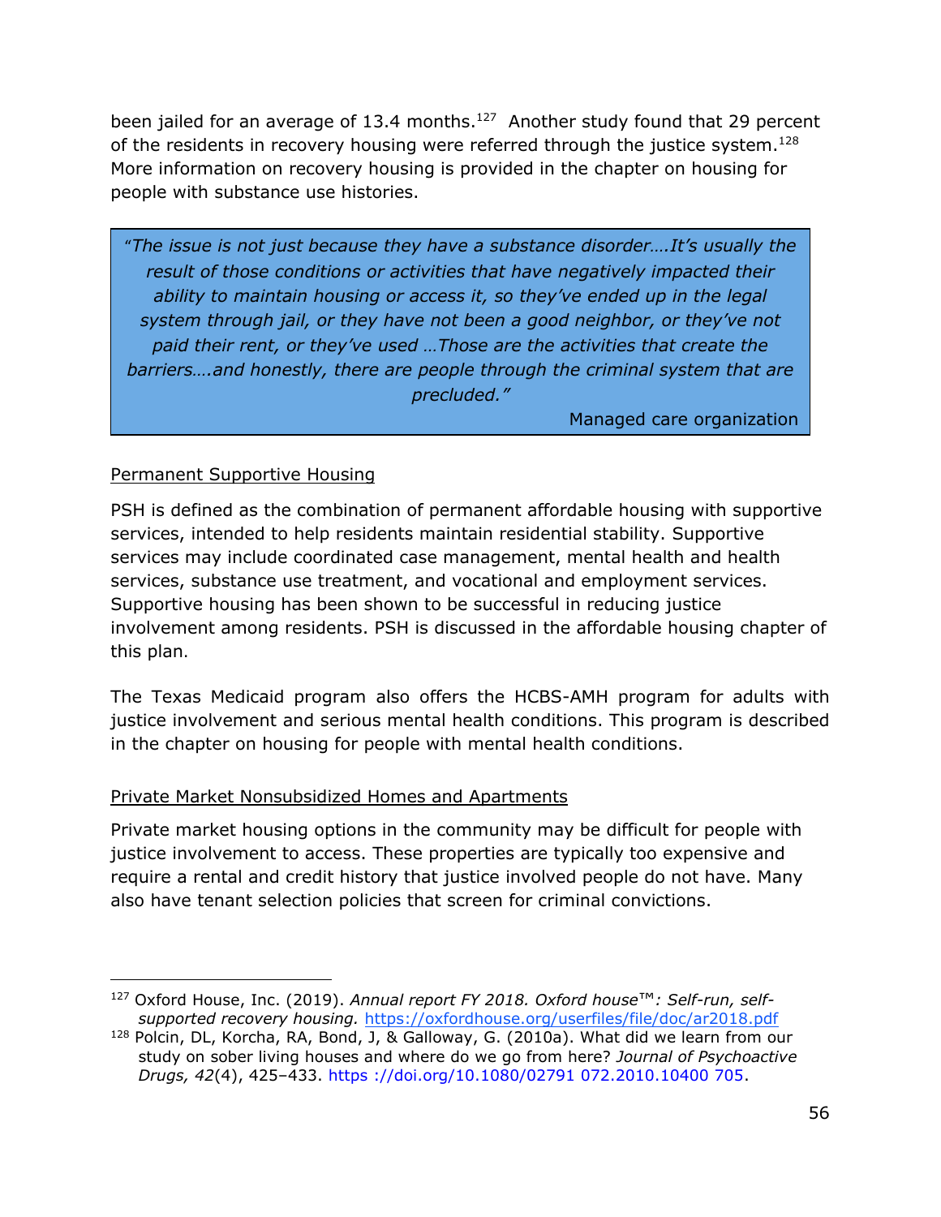been jailed for an average of 13.4 months.[127] Another study found that 29 percent of the residents in recovery housing were referred through the justice system.[128] More information on recovery housing is provided in the chapter on housing for people with substance use histories.

> *"The issue is not just because they have a substance disorder….It's usually the result of those conditions or activities that have negatively impacted their ability to maintain housing or access it, so they've ended up in the legal system through jail, or they have not been a good neighbor, or they've not paid their rent, or they've used …Those are the activities that create the barriers….and honestly, there are people through the criminal system that are precluded."*
>
> Managed care organization

Permanent Supportive Housing

PSH is defined as the combination of permanent affordable housing with supportive services, intended to help residents maintain residential stability. Supportive services may include coordinated case management, mental health and health services, substance use treatment, and vocational and employment services. Supportive housing has been shown to be successful in reducing justice involvement among residents. PSH is discussed in the affordable housing chapter of this plan.

The Texas Medicaid program also offers the HCBS-AMH program for adults with justice involvement and serious mental health conditions. This program is described in the chapter on housing for people with mental health conditions.

Private Market Nonsubsidized Homes and Apartments

Private market housing options in the community may be difficult for people with justice involvement to access. These properties are typically too expensive and require a rental and credit history that justice involved people do not have. Many also have tenant selection policies that screen for criminal convictions.

---

[127] Oxford House, Inc. (2019). *Annual report FY 2018. Oxford house™: Self-run, self-supported recovery housing.* https://oxfordhouse.org/userfiles/file/doc/ar2018.pdf

[128] Polcin, DL, Korcha, RA, Bond, J, & Galloway, G. (2010a). What did we learn from our study on sober living houses and where do we go from here? *Journal of Psychoactive Drugs, 42*(4), 425–433. https ://doi.org/10.1080/02791 072.2010.10400 705.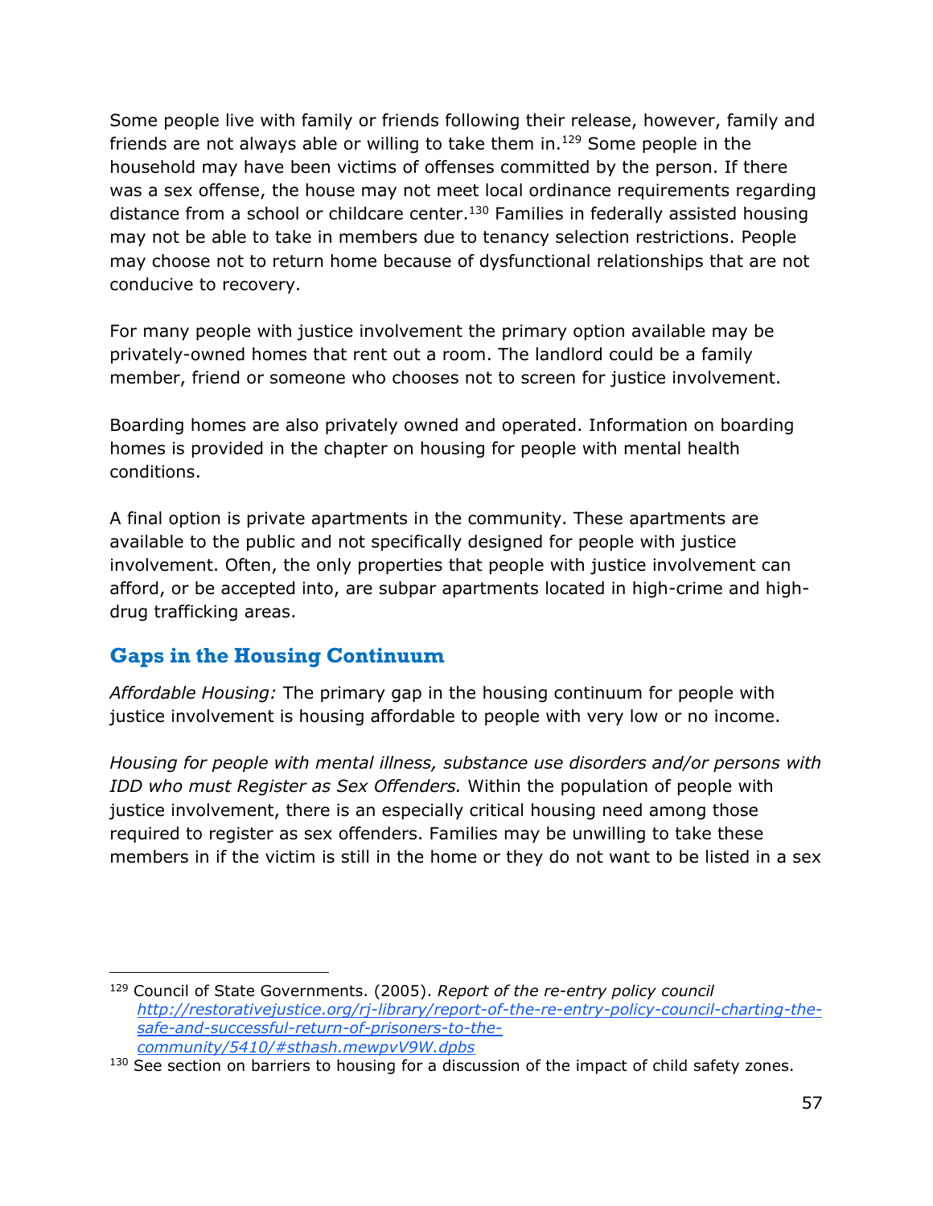Some people live with family or friends following their release, however, family and friends are not always able or willing to take them in.[129] Some people in the household may have been victims of offenses committed by the person. If there was a sex offense, the house may not meet local ordinance requirements regarding distance from a school or childcare center.[130] Families in federally assisted housing may not be able to take in members due to tenancy selection restrictions. People may choose not to return home because of dysfunctional relationships that are not conducive to recovery.

For many people with justice involvement the primary option available may be privately-owned homes that rent out a room. The landlord could be a family member, friend or someone who chooses not to screen for justice involvement.

Boarding homes are also privately owned and operated. Information on boarding homes is provided in the chapter on housing for people with mental health conditions.

A final option is private apartments in the community. These apartments are available to the public and not specifically designed for people with justice involvement. Often, the only properties that people with justice involvement can afford, or be accepted into, are subpar apartments located in high-crime and high-drug trafficking areas.

## Gaps in the Housing Continuum

*Affordable Housing:* The primary gap in the housing continuum for people with justice involvement is housing affordable to people with very low or no income.

*Housing for people with mental illness, substance use disorders and/or persons with IDD who must Register as Sex Offenders.* Within the population of people with justice involvement, there is an especially critical housing need among those required to register as sex offenders. Families may be unwilling to take these members in if the victim is still in the home or they do not want to be listed in a sex

---

[129] Council of State Governments. (2005). *Report of the re-entry policy council* [http://restorativejustice.org/rj-library/report-of-the-re-entry-policy-council-charting-the-safe-and-successful-return-of-prisoners-to-the-community/5410/#sthash.mewpvV9W.dpbs](http://restorativejustice.org/rj-library/report-of-the-re-entry-policy-council-charting-the-safe-and-successful-return-of-prisoners-to-the-community/5410/#sthash.mewpvV9W.dpbs)

[130] See section on barriers to housing for a discussion of the impact of child safety zones.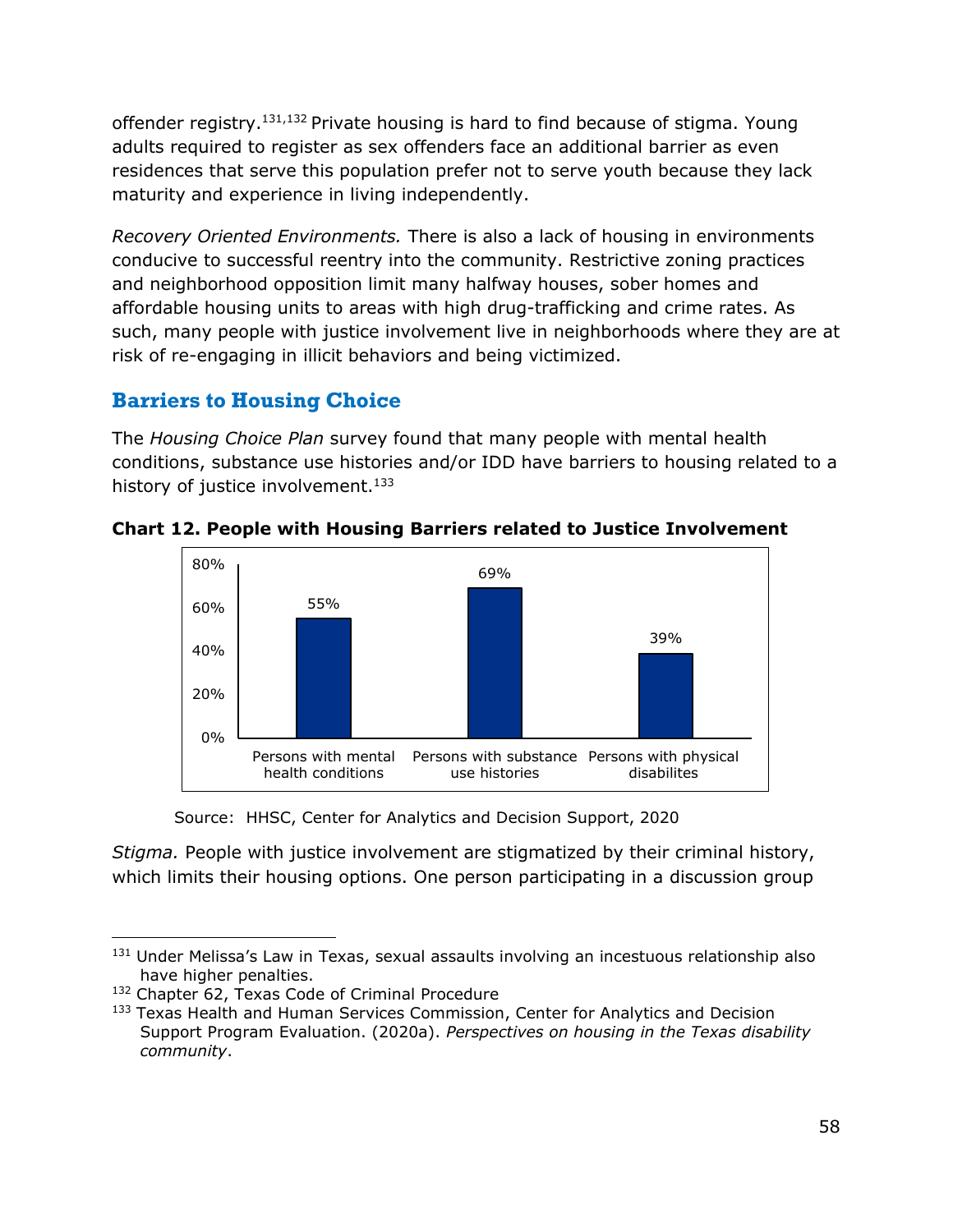offender registry.[131,132] Private housing is hard to find because of stigma. Young adults required to register as sex offenders face an additional barrier as even residences that serve this population prefer not to serve youth because they lack maturity and experience in living independently.

*Recovery Oriented Environments.* There is also a lack of housing in environments conducive to successful reentry into the community. Restrictive zoning practices and neighborhood opposition limit many halfway houses, sober homes and affordable housing units to areas with high drug-trafficking and crime rates. As such, many people with justice involvement live in neighborhoods where they are at risk of re-engaging in illicit behaviors and being victimized.

## Barriers to Housing Choice

The *Housing Choice Plan* survey found that many people with mental health conditions, substance use histories and/or IDD have barriers to housing related to a history of justice involvement.[133]

**Chart 12. People with Housing Barriers related to Justice Involvement**

| Group | Percent |
|---|---|
| Persons with mental health conditions | 55% |
| Persons with substance use histories | 69% |
| Persons with physical disabilites | 39% |

Source: HHSC, Center for Analytics and Decision Support, 2020

*Stigma.* People with justice involvement are stigmatized by their criminal history, which limits their housing options. One person participating in a discussion group

---

[131] Under Melissa's Law in Texas, sexual assaults involving an incestuous relationship also have higher penalties.

[132] Chapter 62, Texas Code of Criminal Procedure

[133] Texas Health and Human Services Commission, Center for Analytics and Decision Support Program Evaluation. (2020a). *Perspectives on housing in the Texas disability community*.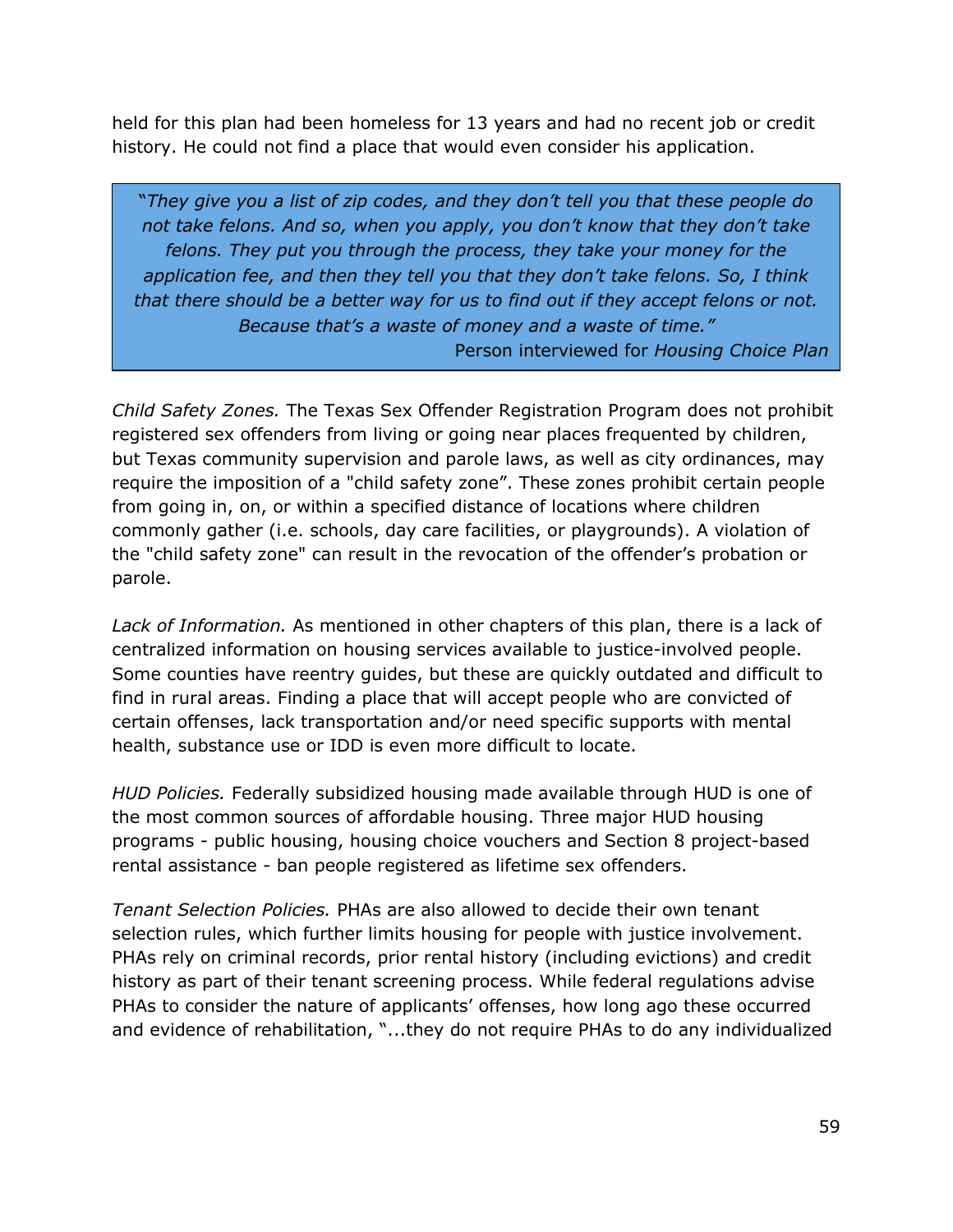held for this plan had been homeless for 13 years and had no recent job or credit history. He could not find a place that would even consider his application.

> *"They give you a list of zip codes, and they don't tell you that these people do not take felons. And so, when you apply, you don't know that they don't take felons. They put you through the process, they take your money for the application fee, and then they tell you that they don't take felons. So, I think that there should be a better way for us to find out if they accept felons or not. Because that's a waste of money and a waste of time."*
>
> Person interviewed for *Housing Choice Plan*

*Child Safety Zones.* The Texas Sex Offender Registration Program does not prohibit registered sex offenders from living or going near places frequented by children, but Texas community supervision and parole laws, as well as city ordinances, may require the imposition of a "child safety zone". These zones prohibit certain people from going in, on, or within a specified distance of locations where children commonly gather (i.e. schools, day care facilities, or playgrounds). A violation of the "child safety zone" can result in the revocation of the offender's probation or parole.

*Lack of Information.* As mentioned in other chapters of this plan, there is a lack of centralized information on housing services available to justice-involved people. Some counties have reentry guides, but these are quickly outdated and difficult to find in rural areas. Finding a place that will accept people who are convicted of certain offenses, lack transportation and/or need specific supports with mental health, substance use or IDD is even more difficult to locate.

*HUD Policies.* Federally subsidized housing made available through HUD is one of the most common sources of affordable housing. Three major HUD housing programs - public housing, housing choice vouchers and Section 8 project-based rental assistance - ban people registered as lifetime sex offenders.

*Tenant Selection Policies.* PHAs are also allowed to decide their own tenant selection rules, which further limits housing for people with justice involvement. PHAs rely on criminal records, prior rental history (including evictions) and credit history as part of their tenant screening process. While federal regulations advise PHAs to consider the nature of applicants' offenses, how long ago these occurred and evidence of rehabilitation, "...they do not require PHAs to do any individualized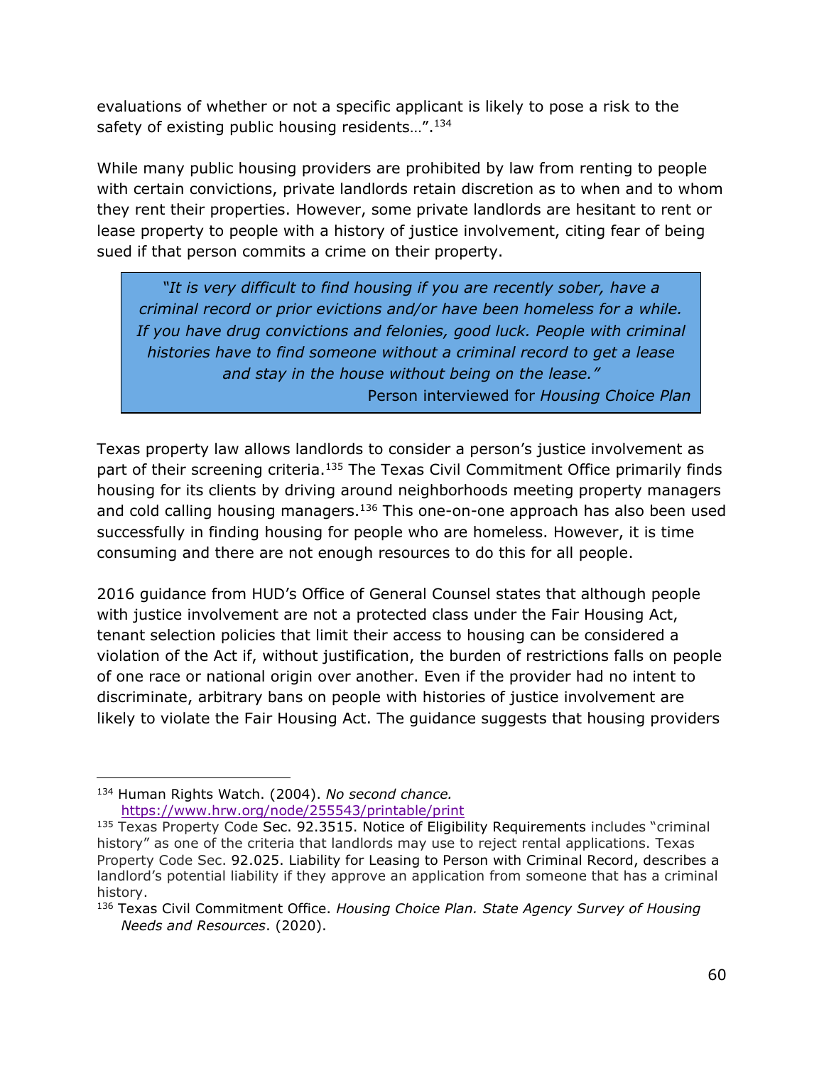evaluations of whether or not a specific applicant is likely to pose a risk to the safety of existing public housing residents…".[134]

While many public housing providers are prohibited by law from renting to people with certain convictions, private landlords retain discretion as to when and to whom they rent their properties. However, some private landlords are hesitant to rent or lease property to people with a history of justice involvement, citing fear of being sued if that person commits a crime on their property.

> *"It is very difficult to find housing if you are recently sober, have a criminal record or prior evictions and/or have been homeless for a while. If you have drug convictions and felonies, good luck. People with criminal histories have to find someone without a criminal record to get a lease and stay in the house without being on the lease."*
>
> Person interviewed for *Housing Choice Plan*

Texas property law allows landlords to consider a person's justice involvement as part of their screening criteria.[135] The Texas Civil Commitment Office primarily finds housing for its clients by driving around neighborhoods meeting property managers and cold calling housing managers.[136] This one-on-one approach has also been used successfully in finding housing for people who are homeless. However, it is time consuming and there are not enough resources to do this for all people.

2016 guidance from HUD's Office of General Counsel states that although people with justice involvement are not a protected class under the Fair Housing Act, tenant selection policies that limit their access to housing can be considered a violation of the Act if, without justification, the burden of restrictions falls on people of one race or national origin over another. Even if the provider had no intent to discriminate, arbitrary bans on people with histories of justice involvement are likely to violate the Fair Housing Act. The guidance suggests that housing providers

---

[134] Human Rights Watch. (2004). *No second chance.* https://www.hrw.org/node/255543/printable/print

[135] Texas Property Code Sec. 92.3515. Notice of Eligibility Requirements includes "criminal history" as one of the criteria that landlords may use to reject rental applications. Texas Property Code Sec. 92.025. Liability for Leasing to Person with Criminal Record, describes a landlord's potential liability if they approve an application from someone that has a criminal history.

[136] Texas Civil Commitment Office. *Housing Choice Plan. State Agency Survey of Housing Needs and Resources*. (2020).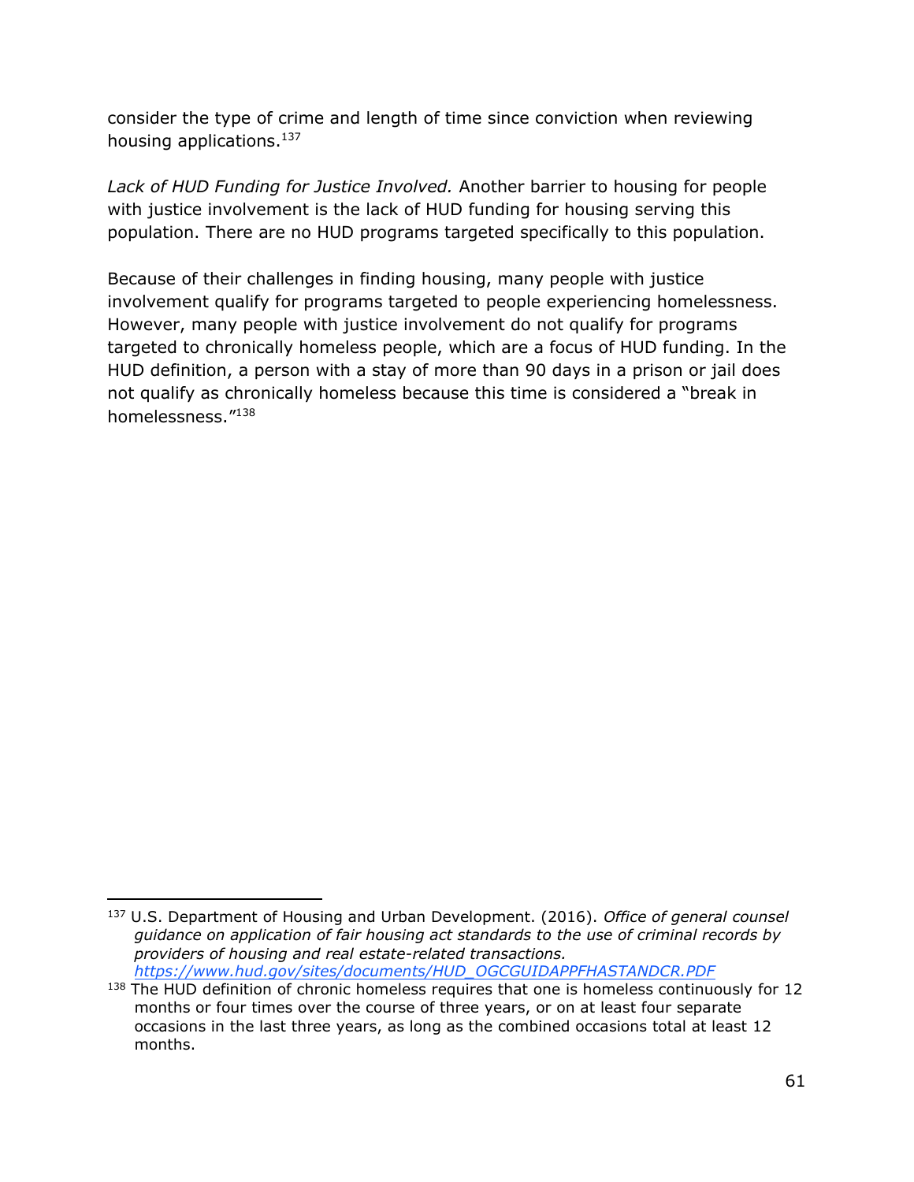consider the type of crime and length of time since conviction when reviewing housing applications.[137]

*Lack of HUD Funding for Justice Involved.* Another barrier to housing for people with justice involvement is the lack of HUD funding for housing serving this population. There are no HUD programs targeted specifically to this population.

Because of their challenges in finding housing, many people with justice involvement qualify for programs targeted to people experiencing homelessness. However, many people with justice involvement do not qualify for programs targeted to chronically homeless people, which are a focus of HUD funding. In the HUD definition, a person with a stay of more than 90 days in a prison or jail does not qualify as chronically homeless because this time is considered a "break in homelessness."[138]

---

[137] U.S. Department of Housing and Urban Development. (2016). *Office of general counsel guidance on application of fair housing act standards to the use of criminal records by providers of housing and real estate-related transactions.* [https://www.hud.gov/sites/documents/HUD_OGCGUIDAPPFHASTANDCR.PDF](https://www.hud.gov/sites/documents/HUD_OGCGUIDAPPFHASTANDCR.PDF)

[138] The HUD definition of chronic homeless requires that one is homeless continuously for 12 months or four times over the course of three years, or on at least four separate occasions in the last three years, as long as the combined occasions total at least 12 months.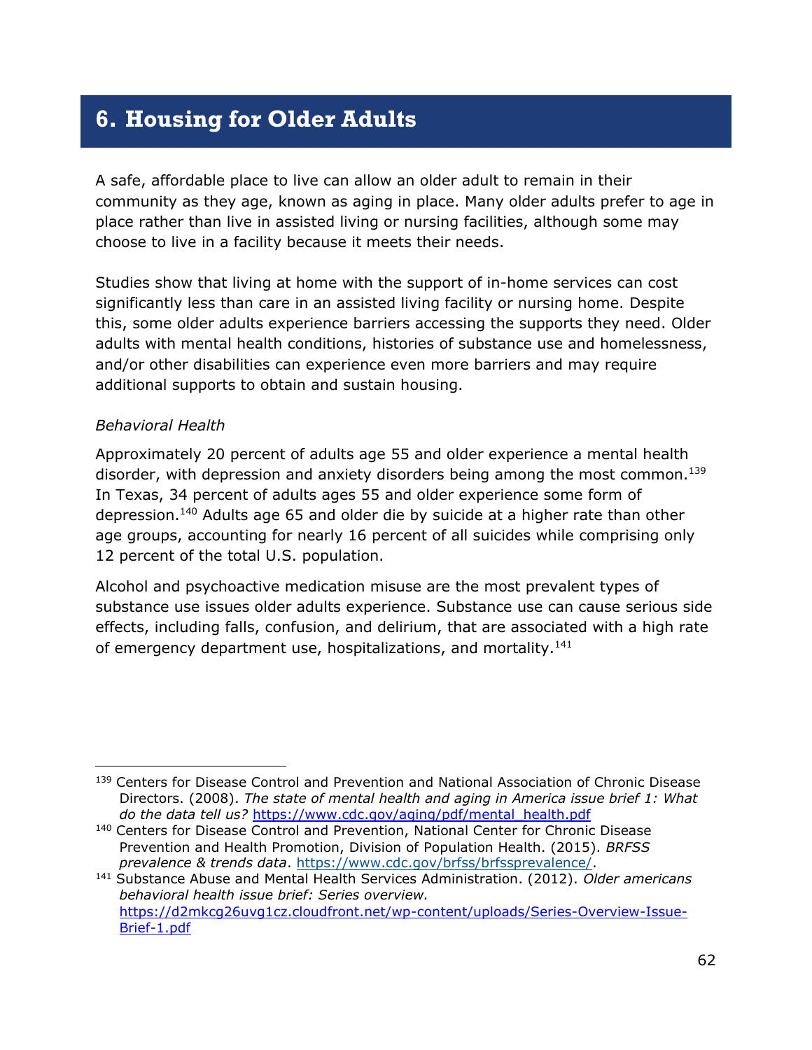# 6. Housing for Older Adults

A safe, affordable place to live can allow an older adult to remain in their community as they age, known as aging in place. Many older adults prefer to age in place rather than live in assisted living or nursing facilities, although some may choose to live in a facility because it meets their needs.

Studies show that living at home with the support of in-home services can cost significantly less than care in an assisted living facility or nursing home. Despite this, some older adults experience barriers accessing the supports they need. Older adults with mental health conditions, histories of substance use and homelessness, and/or other disabilities can experience even more barriers and may require additional supports to obtain and sustain housing.

*Behavioral Health*

Approximately 20 percent of adults age 55 and older experience a mental health disorder, with depression and anxiety disorders being among the most common.[139] In Texas, 34 percent of adults ages 55 and older experience some form of depression.[140] Adults age 65 and older die by suicide at a higher rate than other age groups, accounting for nearly 16 percent of all suicides while comprising only 12 percent of the total U.S. population.

Alcohol and psychoactive medication misuse are the most prevalent types of substance use issues older adults experience. Substance use can cause serious side effects, including falls, confusion, and delirium, that are associated with a high rate of emergency department use, hospitalizations, and mortality.[141]

---

[139] Centers for Disease Control and Prevention and National Association of Chronic Disease Directors. (2008). *The state of mental health and aging in America issue brief 1: What do the data tell us?* https://www.cdc.gov/aging/pdf/mental_health.pdf

[140] Centers for Disease Control and Prevention, National Center for Chronic Disease Prevention and Health Promotion, Division of Population Health. (2015). *BRFSS prevalence & trends data*. https://www.cdc.gov/brfss/brfssprevalence/.

[141] Substance Abuse and Mental Health Services Administration. (2012). *Older americans behavioral health issue brief: Series overview.* https://d2mkcg26uvg1cz.cloudfront.net/wp-content/uploads/Series-Overview-Issue-Brief-1.pdf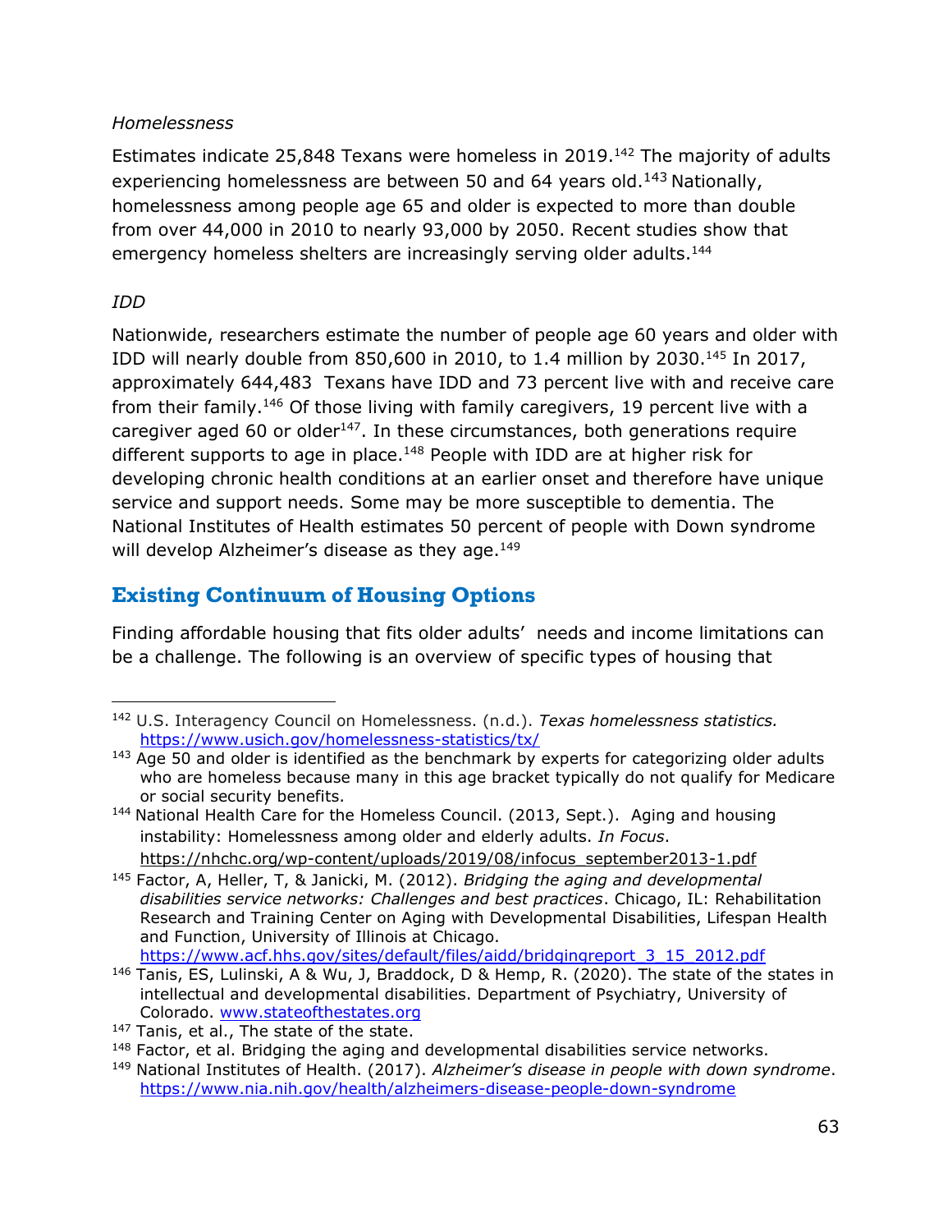*Homelessness*

Estimates indicate 25,848 Texans were homeless in 2019.[142] The majority of adults experiencing homelessness are between 50 and 64 years old.[143] Nationally, homelessness among people age 65 and older is expected to more than double from over 44,000 in 2010 to nearly 93,000 by 2050. Recent studies show that emergency homeless shelters are increasingly serving older adults.[144]

*IDD*

Nationwide, researchers estimate the number of people age 60 years and older with IDD will nearly double from 850,600 in 2010, to 1.4 million by 2030.[145] In 2017, approximately 644,483 Texans have IDD and 73 percent live with and receive care from their family.[146] Of those living with family caregivers, 19 percent live with a caregiver aged 60 or older[147]. In these circumstances, both generations require different supports to age in place.[148] People with IDD are at higher risk for developing chronic health conditions at an earlier onset and therefore have unique service and support needs. Some may be more susceptible to dementia. The National Institutes of Health estimates 50 percent of people with Down syndrome will develop Alzheimer's disease as they age.[149]

## Existing Continuum of Housing Options

Finding affordable housing that fits older adults' needs and income limitations can be a challenge. The following is an overview of specific types of housing that

---

[142] U.S. Interagency Council on Homelessness. (n.d.). *Texas homelessness statistics.* https://www.usich.gov/homelessness-statistics/tx/

[143] Age 50 and older is identified as the benchmark by experts for categorizing older adults who are homeless because many in this age bracket typically do not qualify for Medicare or social security benefits.

[144] National Health Care for the Homeless Council. (2013, Sept.). Aging and housing instability: Homelessness among older and elderly adults. *In Focus*. https://nhchc.org/wp-content/uploads/2019/08/infocus_september2013-1.pdf

[145] Factor, A, Heller, T, & Janicki, M. (2012). *Bridging the aging and developmental disabilities service networks: Challenges and best practices*. Chicago, IL: Rehabilitation Research and Training Center on Aging with Developmental Disabilities, Lifespan Health and Function, University of Illinois at Chicago. https://www.acf.hhs.gov/sites/default/files/aidd/bridgingreport_3_15_2012.pdf

[146] Tanis, ES, Lulinski, A & Wu, J, Braddock, D & Hemp, R. (2020). The state of the states in intellectual and developmental disabilities. Department of Psychiatry, University of Colorado. www.stateofthestates.org

[147] Tanis, et al., The state of the state.

[148] Factor, et al. Bridging the aging and developmental disabilities service networks.

[149] National Institutes of Health. (2017). *Alzheimer's disease in people with down syndrome*. https://www.nia.nih.gov/health/alzheimers-disease-people-down-syndrome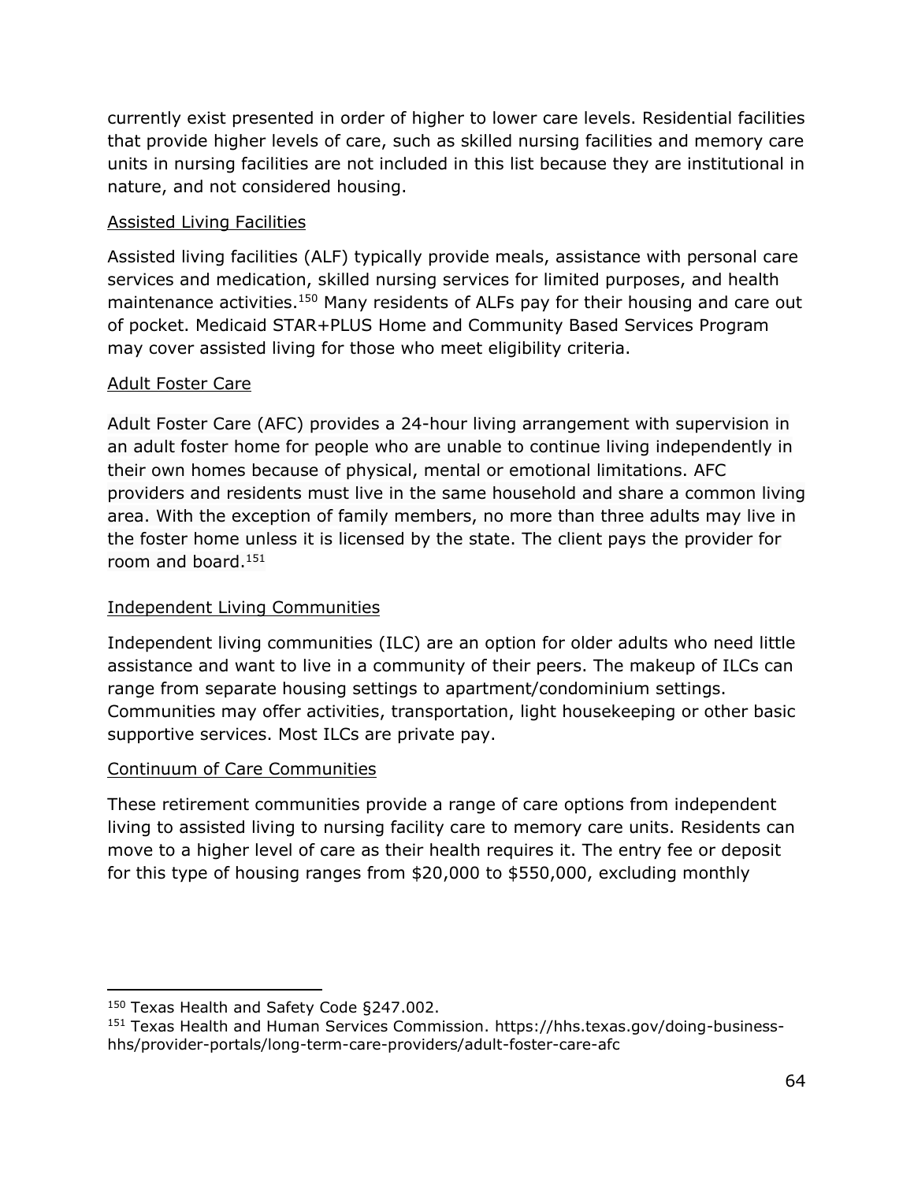currently exist presented in order of higher to lower care levels. Residential facilities that provide higher levels of care, such as skilled nursing facilities and memory care units in nursing facilities are not included in this list because they are institutional in nature, and not considered housing.

### Assisted Living Facilities

Assisted living facilities (ALF) typically provide meals, assistance with personal care services and medication, skilled nursing services for limited purposes, and health maintenance activities.[150] Many residents of ALFs pay for their housing and care out of pocket. Medicaid STAR+PLUS Home and Community Based Services Program may cover assisted living for those who meet eligibility criteria.

### Adult Foster Care

Adult Foster Care (AFC) provides a 24-hour living arrangement with supervision in an adult foster home for people who are unable to continue living independently in their own homes because of physical, mental or emotional limitations. AFC providers and residents must live in the same household and share a common living area. With the exception of family members, no more than three adults may live in the foster home unless it is licensed by the state. The client pays the provider for room and board.[151]

### Independent Living Communities

Independent living communities (ILC) are an option for older adults who need little assistance and want to live in a community of their peers. The makeup of ILCs can range from separate housing settings to apartment/condominium settings. Communities may offer activities, transportation, light housekeeping or other basic supportive services. Most ILCs are private pay.

### Continuum of Care Communities

These retirement communities provide a range of care options from independent living to assisted living to nursing facility care to memory care units. Residents can move to a higher level of care as their health requires it. The entry fee or deposit for this type of housing ranges from $20,000 to $550,000, excluding monthly

---

[150] Texas Health and Safety Code §247.002.

[151] Texas Health and Human Services Commission. https://hhs.texas.gov/doing-business-hhs/provider-portals/long-term-care-providers/adult-foster-care-afc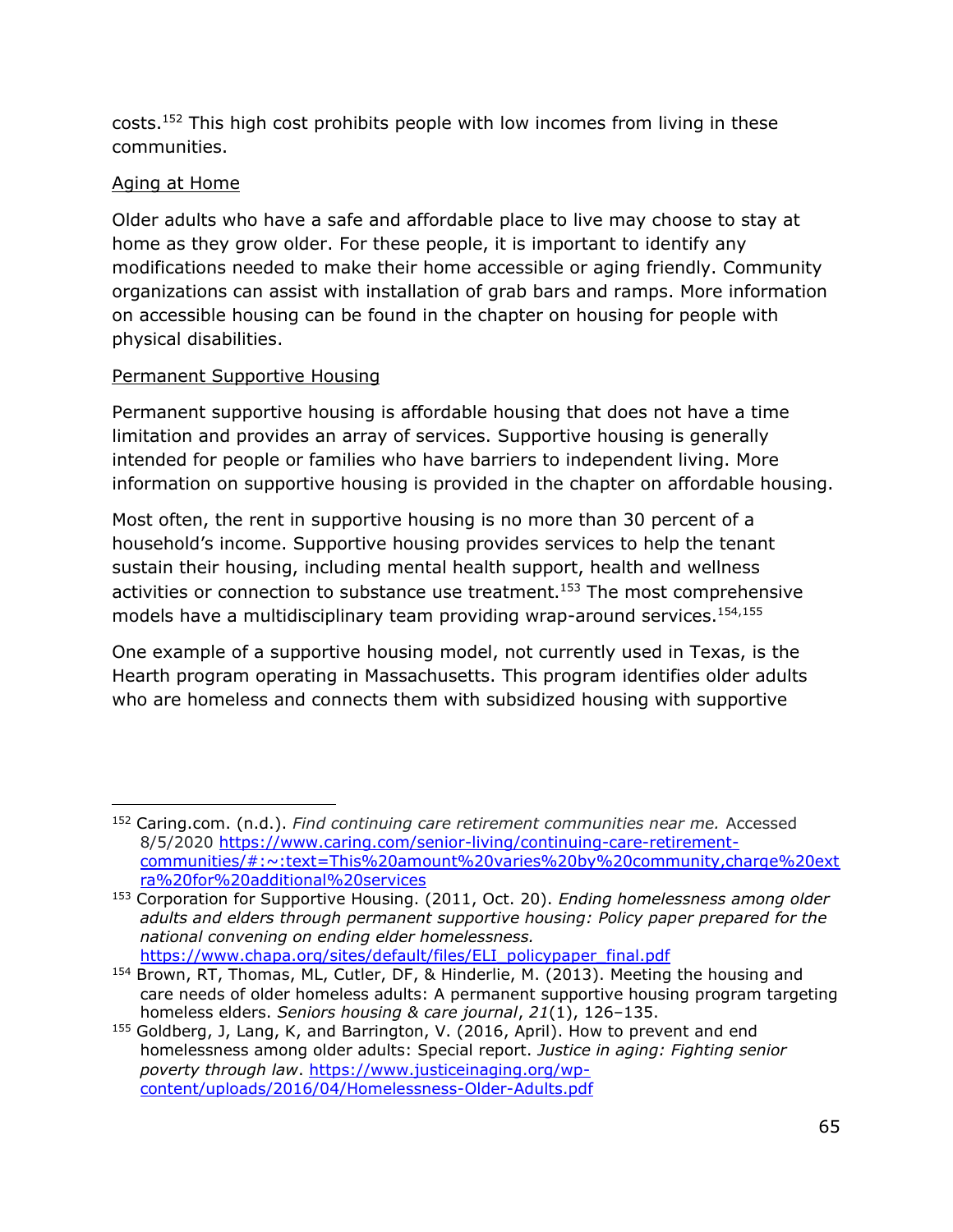costs.[152] This high cost prohibits people with low incomes from living in these communities.

Aging at Home

Older adults who have a safe and affordable place to live may choose to stay at home as they grow older. For these people, it is important to identify any modifications needed to make their home accessible or aging friendly. Community organizations can assist with installation of grab bars and ramps. More information on accessible housing can be found in the chapter on housing for people with physical disabilities.

Permanent Supportive Housing

Permanent supportive housing is affordable housing that does not have a time limitation and provides an array of services. Supportive housing is generally intended for people or families who have barriers to independent living. More information on supportive housing is provided in the chapter on affordable housing.

Most often, the rent in supportive housing is no more than 30 percent of a household's income. Supportive housing provides services to help the tenant sustain their housing, including mental health support, health and wellness activities or connection to substance use treatment.[153] The most comprehensive models have a multidisciplinary team providing wrap-around services.[154,155]

One example of a supportive housing model, not currently used in Texas, is the Hearth program operating in Massachusetts. This program identifies older adults who are homeless and connects them with subsidized housing with supportive

---

[152] Caring.com. (n.d.). *Find continuing care retirement communities near me.* Accessed 8/5/2020 https://www.caring.com/senior-living/continuing-care-retirement-communities/#:~:text=This%20amount%20varies%20by%20community,charge%20extra%20for%20additional%20services

[153] Corporation for Supportive Housing. (2011, Oct. 20). *Ending homelessness among older adults and elders through permanent supportive housing: Policy paper prepared for the national convening on ending elder homelessness.* https://www.chapa.org/sites/default/files/ELI_policypaper_final.pdf

[154] Brown, RT, Thomas, ML, Cutler, DF, & Hinderlie, M. (2013). Meeting the housing and care needs of older homeless adults: A permanent supportive housing program targeting homeless elders. *Seniors housing & care journal*, *21*(1), 126–135.

[155] Goldberg, J, Lang, K, and Barrington, V. (2016, April). How to prevent and end homelessness among older adults: Special report. *Justice in aging: Fighting senior poverty through law*. https://www.justiceinaging.org/wp-content/uploads/2016/04/Homelessness-Older-Adults.pdf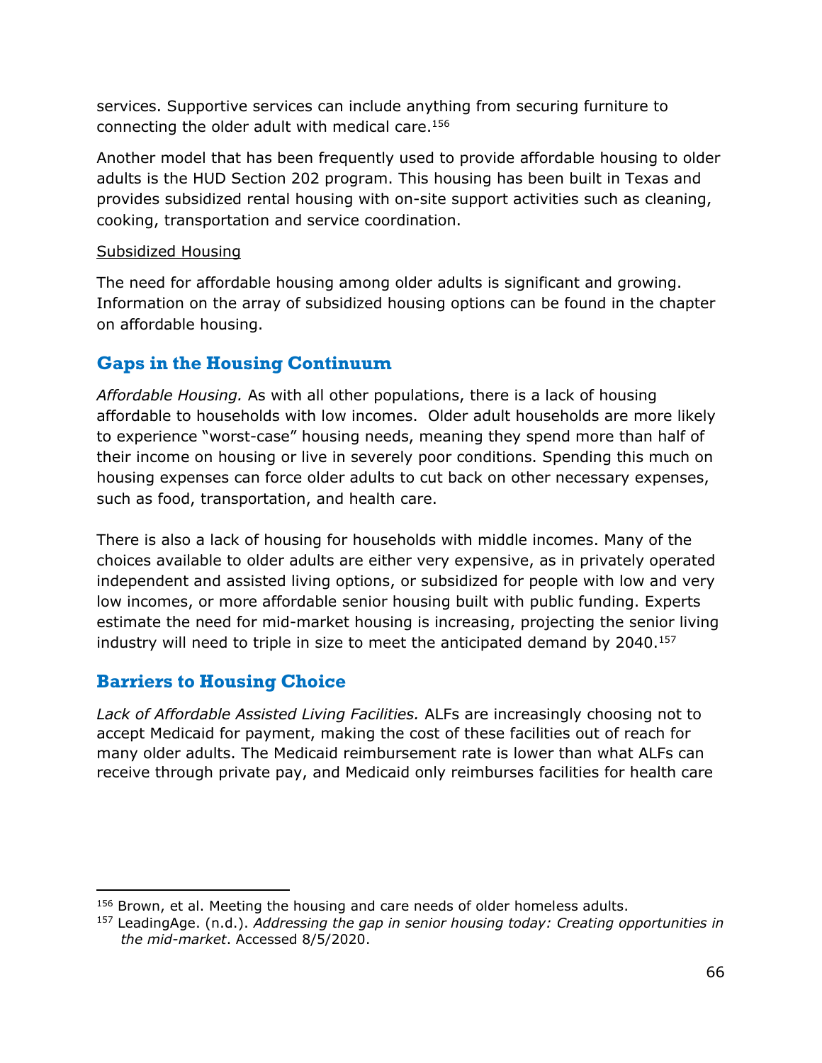services. Supportive services can include anything from securing furniture to connecting the older adult with medical care.[156]

Another model that has been frequently used to provide affordable housing to older adults is the HUD Section 202 program. This housing has been built in Texas and provides subsidized rental housing with on-site support activities such as cleaning, cooking, transportation and service coordination.

<u>Subsidized Housing</u>

The need for affordable housing among older adults is significant and growing. Information on the array of subsidized housing options can be found in the chapter on affordable housing.

## Gaps in the Housing Continuum

*Affordable Housing.* As with all other populations, there is a lack of housing affordable to households with low incomes. Older adult households are more likely to experience "worst-case" housing needs, meaning they spend more than half of their income on housing or live in severely poor conditions. Spending this much on housing expenses can force older adults to cut back on other necessary expenses, such as food, transportation, and health care.

There is also a lack of housing for households with middle incomes. Many of the choices available to older adults are either very expensive, as in privately operated independent and assisted living options, or subsidized for people with low and very low incomes, or more affordable senior housing built with public funding. Experts estimate the need for mid-market housing is increasing, projecting the senior living industry will need to triple in size to meet the anticipated demand by 2040.[157]

## Barriers to Housing Choice

*Lack of Affordable Assisted Living Facilities.* ALFs are increasingly choosing not to accept Medicaid for payment, making the cost of these facilities out of reach for many older adults. The Medicaid reimbursement rate is lower than what ALFs can receive through private pay, and Medicaid only reimburses facilities for health care

---

[156] Brown, et al. Meeting the housing and care needs of older homeless adults.

[157] LeadingAge. (n.d.). *Addressing the gap in senior housing today: Creating opportunities in the mid-market*. Accessed 8/5/2020.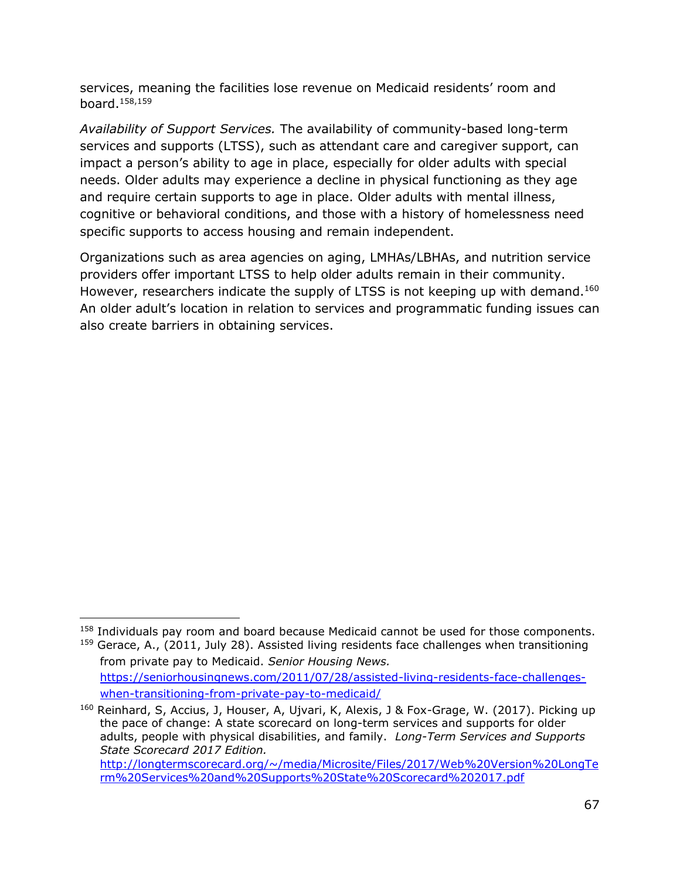services, meaning the facilities lose revenue on Medicaid residents' room and board.[158,159]

*Availability of Support Services.* The availability of community-based long-term services and supports (LTSS), such as attendant care and caregiver support, can impact a person's ability to age in place, especially for older adults with special needs. Older adults may experience a decline in physical functioning as they age and require certain supports to age in place. Older adults with mental illness, cognitive or behavioral conditions, and those with a history of homelessness need specific supports to access housing and remain independent.

Organizations such as area agencies on aging, LMHAs/LBHAs, and nutrition service providers offer important LTSS to help older adults remain in their community. However, researchers indicate the supply of LTSS is not keeping up with demand.[160] An older adult's location in relation to services and programmatic funding issues can also create barriers in obtaining services.

---

[158] Individuals pay room and board because Medicaid cannot be used for those components.

[159] Gerace, A., (2011, July 28). Assisted living residents face challenges when transitioning from private pay to Medicaid. *Senior Housing News.* https://seniorhousingnews.com/2011/07/28/assisted-living-residents-face-challenges-when-transitioning-from-private-pay-to-medicaid/

[160] Reinhard, S, Accius, J, Houser, A, Ujvari, K, Alexis, J & Fox-Grage, W. (2017). Picking up the pace of change: A state scorecard on long-term services and supports for older adults, people with physical disabilities, and family. *Long-Term Services and Supports State Scorecard 2017 Edition.* http://longtermscorecard.org/~/media/Microsite/Files/2017/Web%20Version%20LongTerm%20Services%20and%20Supports%20State%20Scorecard%202017.pdf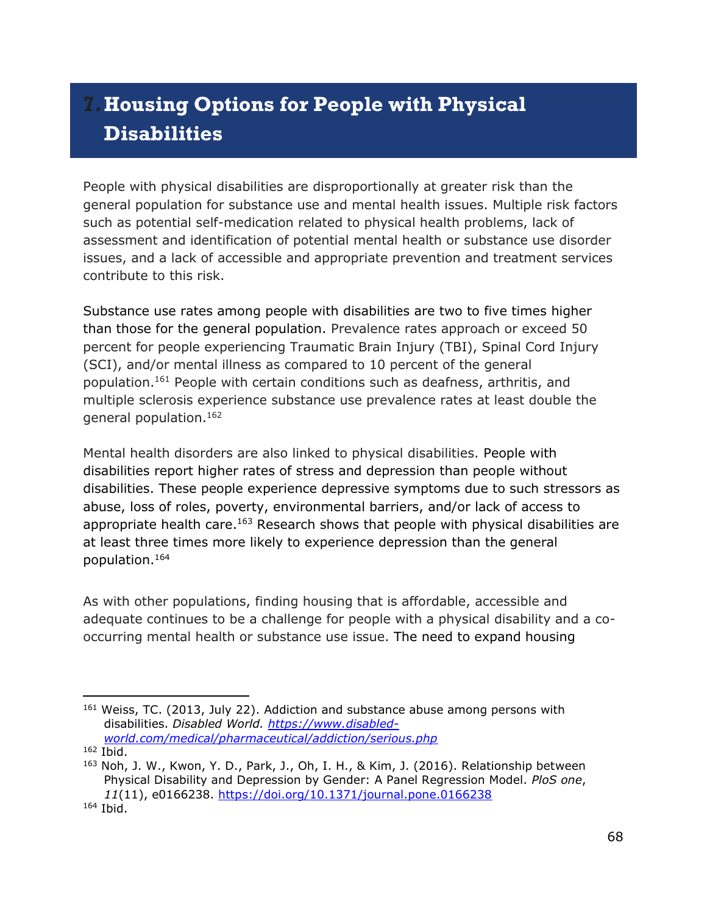# 7. Housing Options for People with Physical Disabilities

People with physical disabilities are disproportionally at greater risk than the general population for substance use and mental health issues. Multiple risk factors such as potential self-medication related to physical health problems, lack of assessment and identification of potential mental health or substance use disorder issues, and a lack of accessible and appropriate prevention and treatment services contribute to this risk.

Substance use rates among people with disabilities are two to five times higher than those for the general population. Prevalence rates approach or exceed 50 percent for people experiencing Traumatic Brain Injury (TBI), Spinal Cord Injury (SCI), and/or mental illness as compared to 10 percent of the general population.[161] People with certain conditions such as deafness, arthritis, and multiple sclerosis experience substance use prevalence rates at least double the general population.[162]

Mental health disorders are also linked to physical disabilities. People with disabilities report higher rates of stress and depression than people without disabilities. These people experience depressive symptoms due to such stressors as abuse, loss of roles, poverty, environmental barriers, and/or lack of access to appropriate health care.[163] Research shows that people with physical disabilities are at least three times more likely to experience depression than the general population.[164]

As with other populations, finding housing that is affordable, accessible and adequate continues to be a challenge for people with a physical disability and a co-occurring mental health or substance use issue. The need to expand housing

---

[161] Weiss, TC. (2013, July 22). Addiction and substance abuse among persons with disabilities. *Disabled World.* https://www.disabled-world.com/medical/pharmaceutical/addiction/serious.php

[162] Ibid.

[163] Noh, J. W., Kwon, Y. D., Park, J., Oh, I. H., & Kim, J. (2016). Relationship between Physical Disability and Depression by Gender: A Panel Regression Model. *PloS one*, *11*(11), e0166238. https://doi.org/10.1371/journal.pone.0166238

[164] Ibid.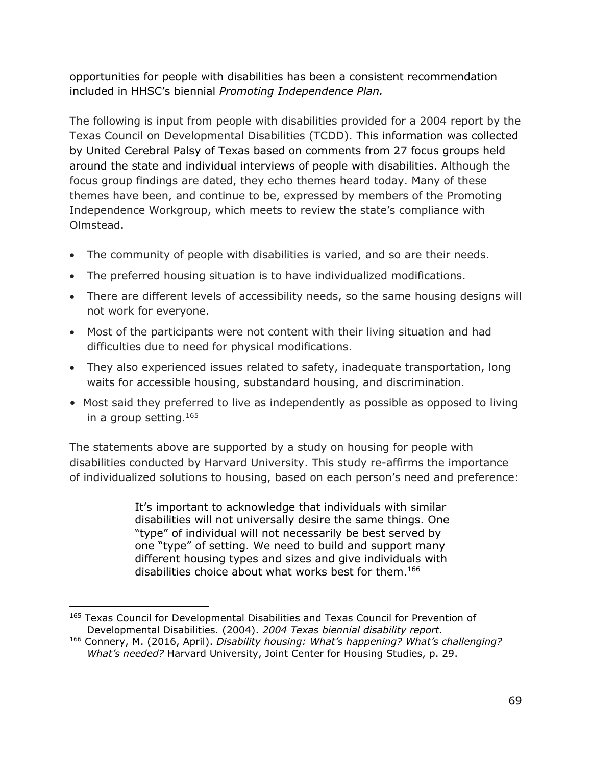opportunities for people with disabilities has been a consistent recommendation included in HHSC's biennial *Promoting Independence Plan.*

The following is input from people with disabilities provided for a 2004 report by the Texas Council on Developmental Disabilities (TCDD). This information was collected by United Cerebral Palsy of Texas based on comments from 27 focus groups held around the state and individual interviews of people with disabilities. Although the focus group findings are dated, they echo themes heard today. Many of these themes have been, and continue to be, expressed by members of the Promoting Independence Workgroup, which meets to review the state's compliance with Olmstead.

- The community of people with disabilities is varied, and so are their needs.
- The preferred housing situation is to have individualized modifications.
- There are different levels of accessibility needs, so the same housing designs will not work for everyone.
- Most of the participants were not content with their living situation and had difficulties due to need for physical modifications.
- They also experienced issues related to safety, inadequate transportation, long waits for accessible housing, substandard housing, and discrimination.
- Most said they preferred to live as independently as possible as opposed to living in a group setting.[165]

The statements above are supported by a study on housing for people with disabilities conducted by Harvard University. This study re-affirms the importance of individualized solutions to housing, based on each person's need and preference:

> It's important to acknowledge that individuals with similar disabilities will not universally desire the same things. One "type" of individual will not necessarily be best served by one "type" of setting. We need to build and support many different housing types and sizes and give individuals with disabilities choice about what works best for them.[166]

---

[165] Texas Council for Developmental Disabilities and Texas Council for Prevention of Developmental Disabilities. (2004). *2004 Texas biennial disability report.*

[166] Connery, M. (2016, April). *Disability housing: What's happening? What's challenging? What's needed?* Harvard University, Joint Center for Housing Studies, p. 29.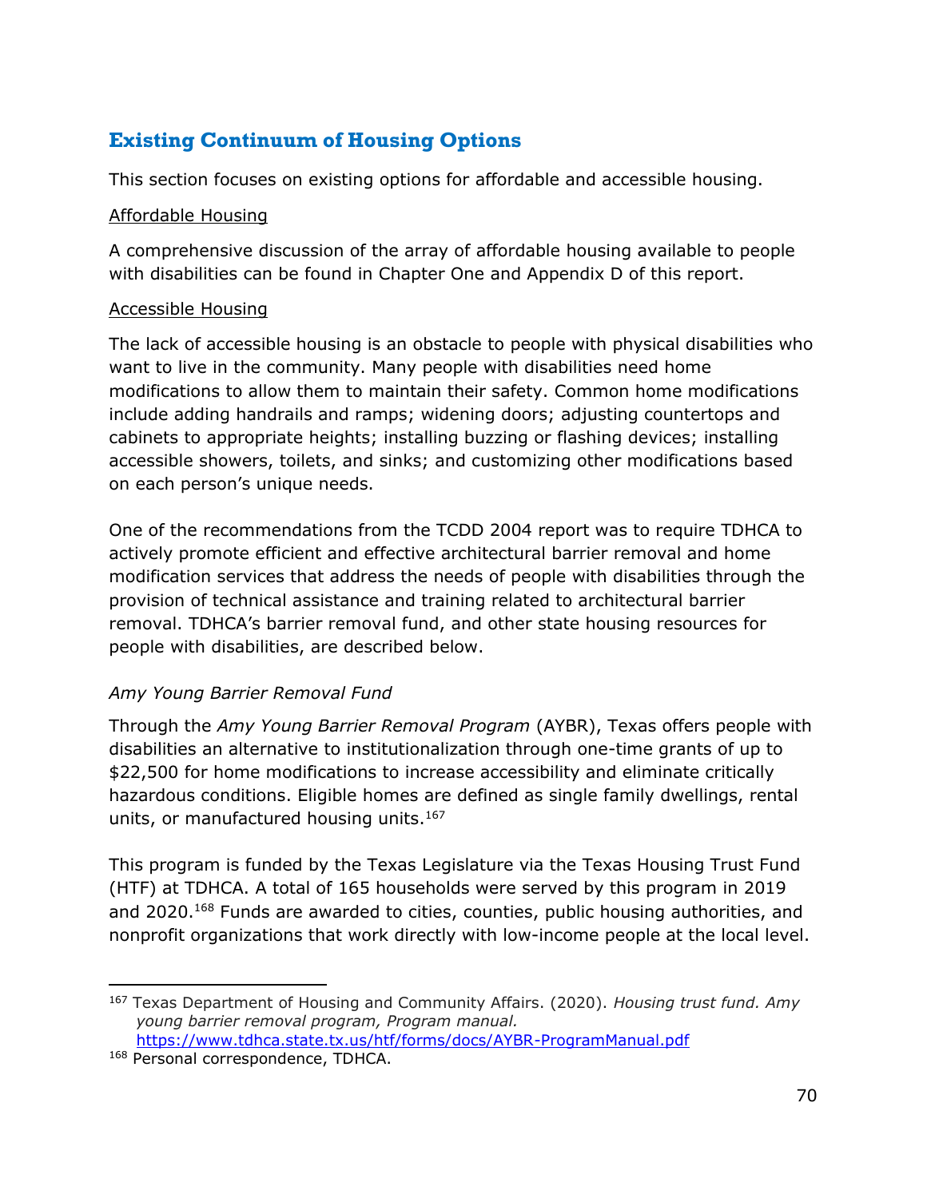## Existing Continuum of Housing Options

This section focuses on existing options for affordable and accessible housing.

<u>Affordable Housing</u>

A comprehensive discussion of the array of affordable housing available to people with disabilities can be found in Chapter One and Appendix D of this report.

<u>Accessible Housing</u>

The lack of accessible housing is an obstacle to people with physical disabilities who want to live in the community. Many people with disabilities need home modifications to allow them to maintain their safety. Common home modifications include adding handrails and ramps; widening doors; adjusting countertops and cabinets to appropriate heights; installing buzzing or flashing devices; installing accessible showers, toilets, and sinks; and customizing other modifications based on each person's unique needs.

One of the recommendations from the TCDD 2004 report was to require TDHCA to actively promote efficient and effective architectural barrier removal and home modification services that address the needs of people with disabilities through the provision of technical assistance and training related to architectural barrier removal. TDHCA's barrier removal fund, and other state housing resources for people with disabilities, are described below.

*Amy Young Barrier Removal Fund*

Through the *Amy Young Barrier Removal Program* (AYBR), Texas offers people with disabilities an alternative to institutionalization through one-time grants of up to $22,500 for home modifications to increase accessibility and eliminate critically hazardous conditions. Eligible homes are defined as single family dwellings, rental units, or manufactured housing units.[167]

This program is funded by the Texas Legislature via the Texas Housing Trust Fund (HTF) at TDHCA. A total of 165 households were served by this program in 2019 and 2020.[168] Funds are awarded to cities, counties, public housing authorities, and nonprofit organizations that work directly with low-income people at the local level.

---

[167] Texas Department of Housing and Community Affairs. (2020). *Housing trust fund. Amy young barrier removal program, Program manual.* https://www.tdhca.state.tx.us/htf/forms/docs/AYBR-ProgramManual.pdf

[168] Personal correspondence, TDHCA.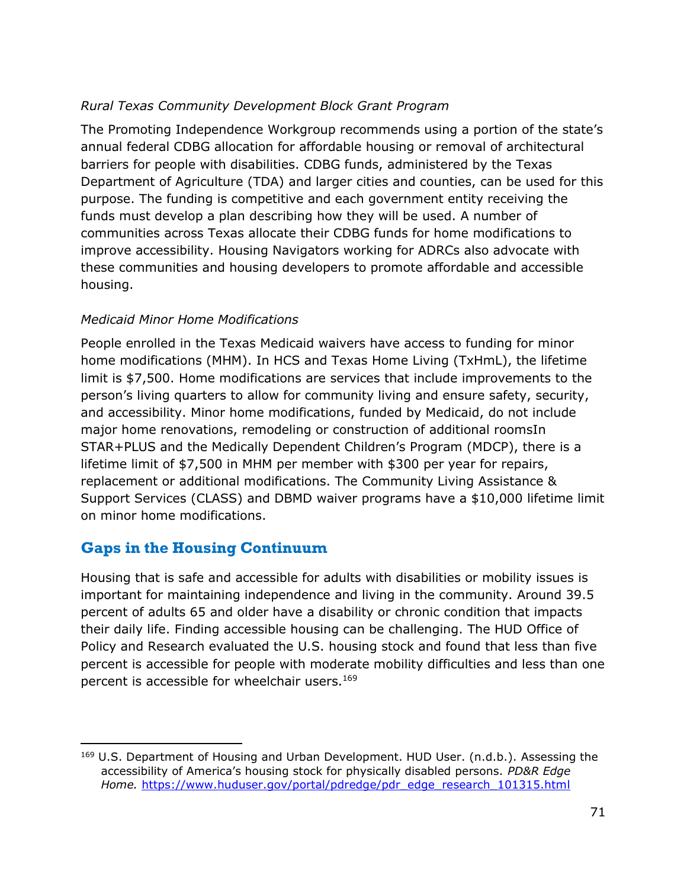*Rural Texas Community Development Block Grant Program*

The Promoting Independence Workgroup recommends using a portion of the state's annual federal CDBG allocation for affordable housing or removal of architectural barriers for people with disabilities. CDBG funds, administered by the Texas Department of Agriculture (TDA) and larger cities and counties, can be used for this purpose. The funding is competitive and each government entity receiving the funds must develop a plan describing how they will be used. A number of communities across Texas allocate their CDBG funds for home modifications to improve accessibility. Housing Navigators working for ADRCs also advocate with these communities and housing developers to promote affordable and accessible housing.

*Medicaid Minor Home Modifications*

People enrolled in the Texas Medicaid waivers have access to funding for minor home modifications (MHM). In HCS and Texas Home Living (TxHmL), the lifetime limit is $7,500. Home modifications are services that include improvements to the person's living quarters to allow for community living and ensure safety, security, and accessibility. Minor home modifications, funded by Medicaid, do not include major home renovations, remodeling or construction of additional roomsIn STAR+PLUS and the Medically Dependent Children's Program (MDCP), there is a lifetime limit of $7,500 in MHM per member with $300 per year for repairs, replacement or additional modifications. The Community Living Assistance & Support Services (CLASS) and DBMD waiver programs have a $10,000 lifetime limit on minor home modifications.

## Gaps in the Housing Continuum

Housing that is safe and accessible for adults with disabilities or mobility issues is important for maintaining independence and living in the community. Around 39.5 percent of adults 65 and older have a disability or chronic condition that impacts their daily life. Finding accessible housing can be challenging. The HUD Office of Policy and Research evaluated the U.S. housing stock and found that less than five percent is accessible for people with moderate mobility difficulties and less than one percent is accessible for wheelchair users.[169]

---

[169] U.S. Department of Housing and Urban Development. HUD User. (n.d.b.). Assessing the accessibility of America's housing stock for physically disabled persons. *PD&R Edge Home.* https://www.huduser.gov/portal/pdredge/pdr_edge_research_101315.html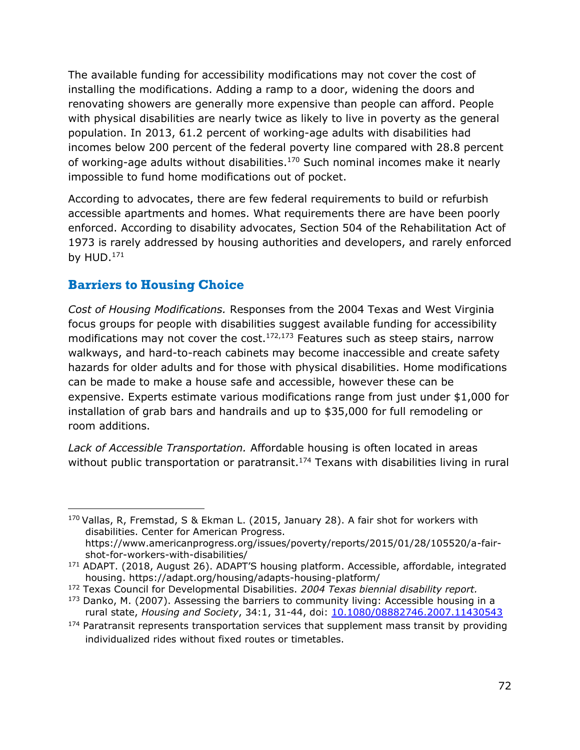The available funding for accessibility modifications may not cover the cost of installing the modifications. Adding a ramp to a door, widening the doors and renovating showers are generally more expensive than people can afford. People with physical disabilities are nearly twice as likely to live in poverty as the general population. In 2013, 61.2 percent of working-age adults with disabilities had incomes below 200 percent of the federal poverty line compared with 28.8 percent of working-age adults without disabilities.[170] Such nominal incomes make it nearly impossible to fund home modifications out of pocket.

According to advocates, there are few federal requirements to build or refurbish accessible apartments and homes. What requirements there are have been poorly enforced. According to disability advocates, Section 504 of the Rehabilitation Act of 1973 is rarely addressed by housing authorities and developers, and rarely enforced by HUD.[171]

## Barriers to Housing Choice

*Cost of Housing Modifications.* Responses from the 2004 Texas and West Virginia focus groups for people with disabilities suggest available funding for accessibility modifications may not cover the cost.[172,173] Features such as steep stairs, narrow walkways, and hard-to-reach cabinets may become inaccessible and create safety hazards for older adults and for those with physical disabilities. Home modifications can be made to make a house safe and accessible, however these can be expensive. Experts estimate various modifications range from just under $1,000 for installation of grab bars and handrails and up to $35,000 for full remodeling or room additions.

*Lack of Accessible Transportation.* Affordable housing is often located in areas without public transportation or paratransit.[174] Texans with disabilities living in rural

---

[170] Vallas, R, Fremstad, S & Ekman L. (2015, January 28). A fair shot for workers with disabilities. Center for American Progress. https://www.americanprogress.org/issues/poverty/reports/2015/01/28/105520/a-fair-shot-for-workers-with-disabilities/

[171] ADAPT. (2018, August 26). ADAPT'S housing platform. Accessible, affordable, integrated housing. https://adapt.org/housing/adapts-housing-platform/

[172] Texas Council for Developmental Disabilities. *2004 Texas biennial disability report.*

[173] Danko, M. (2007). Assessing the barriers to community living: Accessible housing in a rural state, *Housing and Society*, 34:1, 31-44, doi: 10.1080/08882746.2007.11430543

[174] Paratransit represents transportation services that supplement mass transit by providing individualized rides without fixed routes or timetables.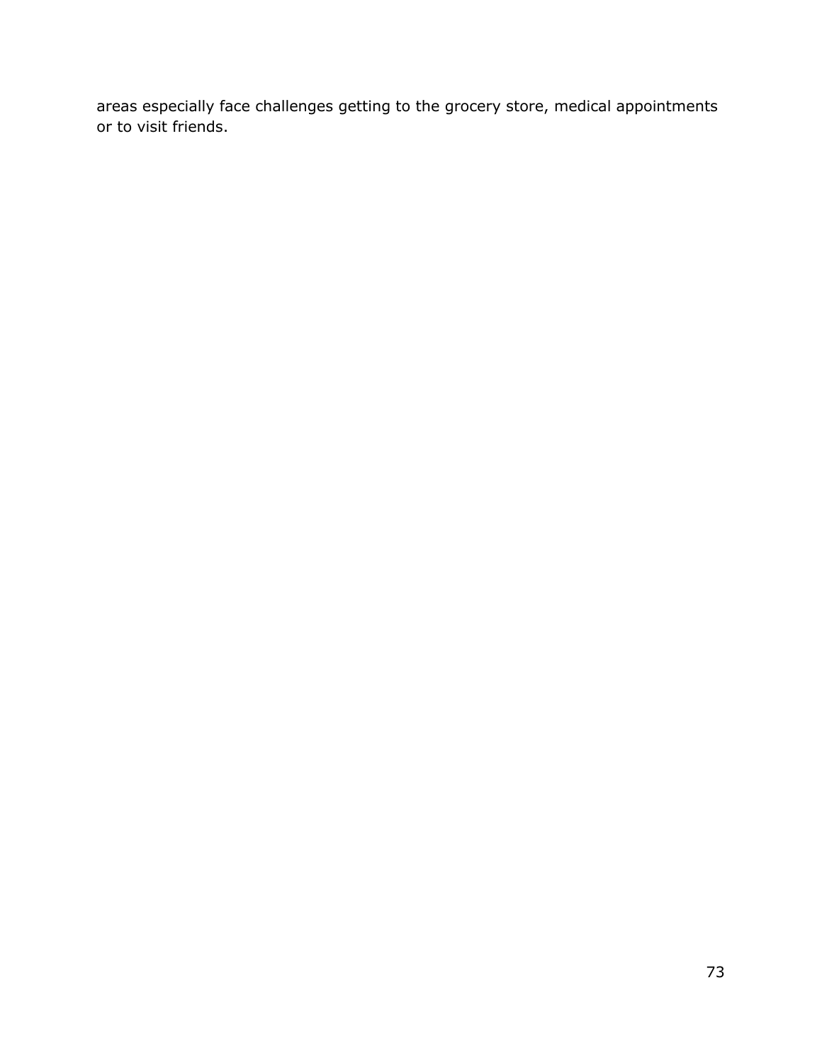areas especially face challenges getting to the grocery store, medical appointments or to visit friends.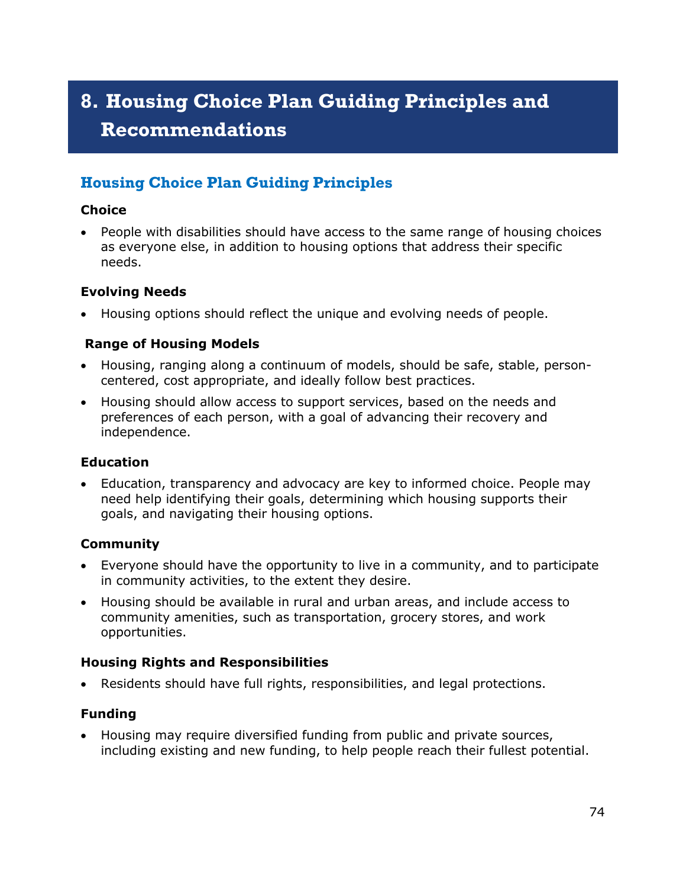# 8. Housing Choice Plan Guiding Principles and Recommendations

## Housing Choice Plan Guiding Principles

**Choice**

- People with disabilities should have access to the same range of housing choices as everyone else, in addition to housing options that address their specific needs.

**Evolving Needs**

- Housing options should reflect the unique and evolving needs of people.

**Range of Housing Models**

- Housing, ranging along a continuum of models, should be safe, stable, person-centered, cost appropriate, and ideally follow best practices.
- Housing should allow access to support services, based on the needs and preferences of each person, with a goal of advancing their recovery and independence.

**Education**

- Education, transparency and advocacy are key to informed choice. People may need help identifying their goals, determining which housing supports their goals, and navigating their housing options.

**Community**

- Everyone should have the opportunity to live in a community, and to participate in community activities, to the extent they desire.
- Housing should be available in rural and urban areas, and include access to community amenities, such as transportation, grocery stores, and work opportunities.

**Housing Rights and Responsibilities**

- Residents should have full rights, responsibilities, and legal protections.

**Funding**

- Housing may require diversified funding from public and private sources, including existing and new funding, to help people reach their fullest potential.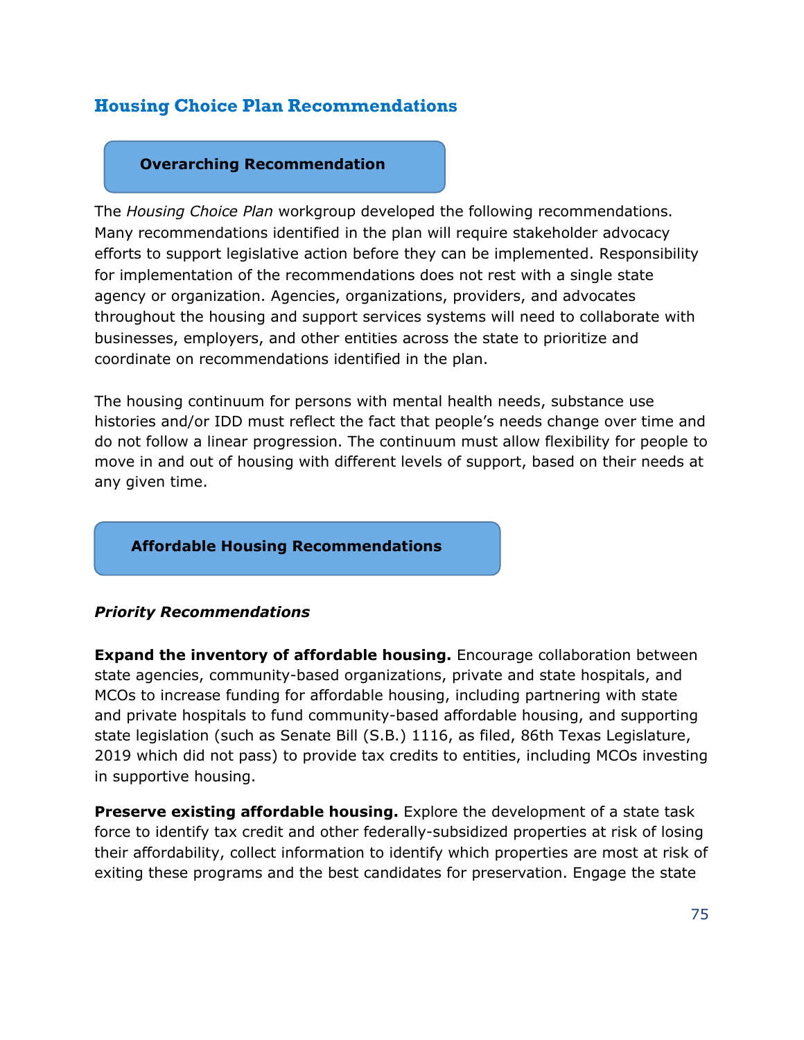## Housing Choice Plan Recommendations

### Overarching Recommendation

The *Housing Choice Plan* workgroup developed the following recommendations. Many recommendations identified in the plan will require stakeholder advocacy efforts to support legislative action before they can be implemented. Responsibility for implementation of the recommendations does not rest with a single state agency or organization. Agencies, organizations, providers, and advocates throughout the housing and support services systems will need to collaborate with businesses, employers, and other entities across the state to prioritize and coordinate on recommendations identified in the plan.

The housing continuum for persons with mental health needs, substance use histories and/or IDD must reflect the fact that people's needs change over time and do not follow a linear progression. The continuum must allow flexibility for people to move in and out of housing with different levels of support, based on their needs at any given time.

### Affordable Housing Recommendations

***Priority Recommendations***

**Expand the inventory of affordable housing.** Encourage collaboration between state agencies, community-based organizations, private and state hospitals, and MCOs to increase funding for affordable housing, including partnering with state and private hospitals to fund community-based affordable housing, and supporting state legislation (such as Senate Bill (S.B.) 1116, as filed, 86th Texas Legislature, 2019 which did not pass) to provide tax credits to entities, including MCOs investing in supportive housing.

**Preserve existing affordable housing.** Explore the development of a state task force to identify tax credit and other federally-subsidized properties at risk of losing their affordability, collect information to identify which properties are most at risk of exiting these programs and the best candidates for preservation. Engage the state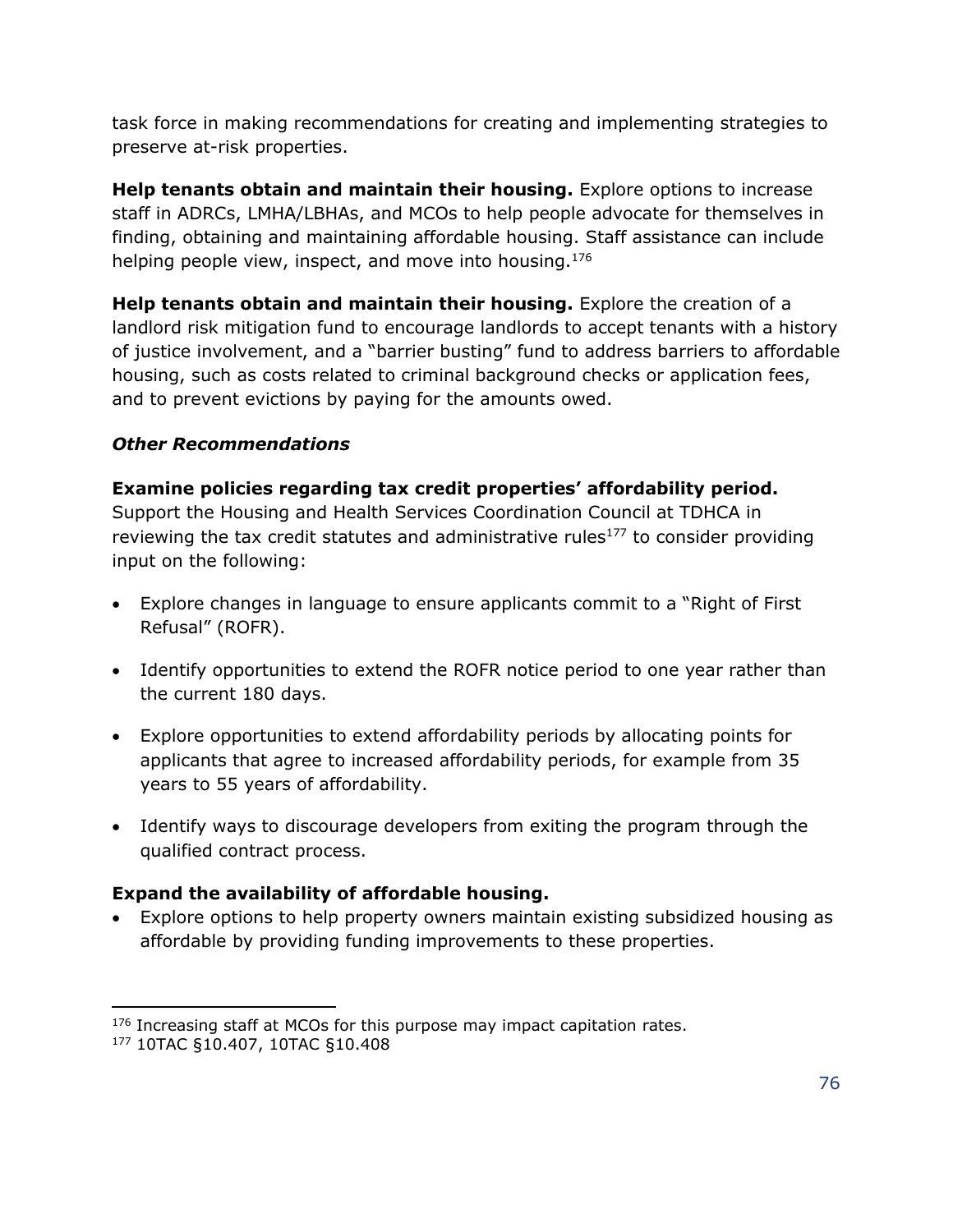task force in making recommendations for creating and implementing strategies to preserve at-risk properties.

**Help tenants obtain and maintain their housing.** Explore options to increase staff in ADRCs, LMHA/LBHAs, and MCOs to help people advocate for themselves in finding, obtaining and maintaining affordable housing. Staff assistance can include helping people view, inspect, and move into housing.[176]

**Help tenants obtain and maintain their housing.** Explore the creation of a landlord risk mitigation fund to encourage landlords to accept tenants with a history of justice involvement, and a "barrier busting" fund to address barriers to affordable housing, such as costs related to criminal background checks or application fees, and to prevent evictions by paying for the amounts owed.

***Other Recommendations***

**Examine policies regarding tax credit properties' affordability period.** Support the Housing and Health Services Coordination Council at TDHCA in reviewing the tax credit statutes and administrative rules[177] to consider providing input on the following:

- Explore changes in language to ensure applicants commit to a "Right of First Refusal" (ROFR).
- Identify opportunities to extend the ROFR notice period to one year rather than the current 180 days.
- Explore opportunities to extend affordability periods by allocating points for applicants that agree to increased affordability periods, for example from 35 years to 55 years of affordability.
- Identify ways to discourage developers from exiting the program through the qualified contract process.

**Expand the availability of affordable housing.**

- Explore options to help property owners maintain existing subsidized housing as affordable by providing funding improvements to these properties.

---

[176] Increasing staff at MCOs for this purpose may impact capitation rates.

[177] 10TAC §10.407, 10TAC §10.408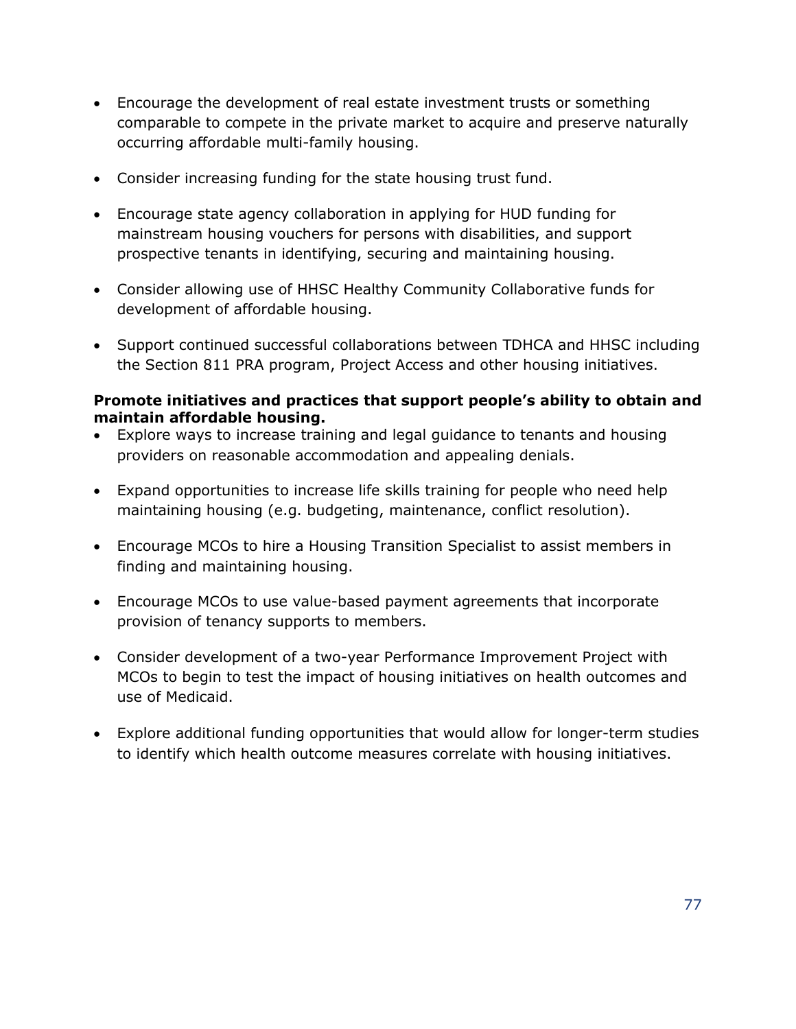- Encourage the development of real estate investment trusts or something comparable to compete in the private market to acquire and preserve naturally occurring affordable multi-family housing.
- Consider increasing funding for the state housing trust fund.
- Encourage state agency collaboration in applying for HUD funding for mainstream housing vouchers for persons with disabilities, and support prospective tenants in identifying, securing and maintaining housing.
- Consider allowing use of HHSC Healthy Community Collaborative funds for development of affordable housing.
- Support continued successful collaborations between TDHCA and HHSC including the Section 811 PRA program, Project Access and other housing initiatives.

**Promote initiatives and practices that support people's ability to obtain and maintain affordable housing.**

- Explore ways to increase training and legal guidance to tenants and housing providers on reasonable accommodation and appealing denials.
- Expand opportunities to increase life skills training for people who need help maintaining housing (e.g. budgeting, maintenance, conflict resolution).
- Encourage MCOs to hire a Housing Transition Specialist to assist members in finding and maintaining housing.
- Encourage MCOs to use value-based payment agreements that incorporate provision of tenancy supports to members.
- Consider development of a two-year Performance Improvement Project with MCOs to begin to test the impact of housing initiatives on health outcomes and use of Medicaid.
- Explore additional funding opportunities that would allow for longer-term studies to identify which health outcome measures correlate with housing initiatives.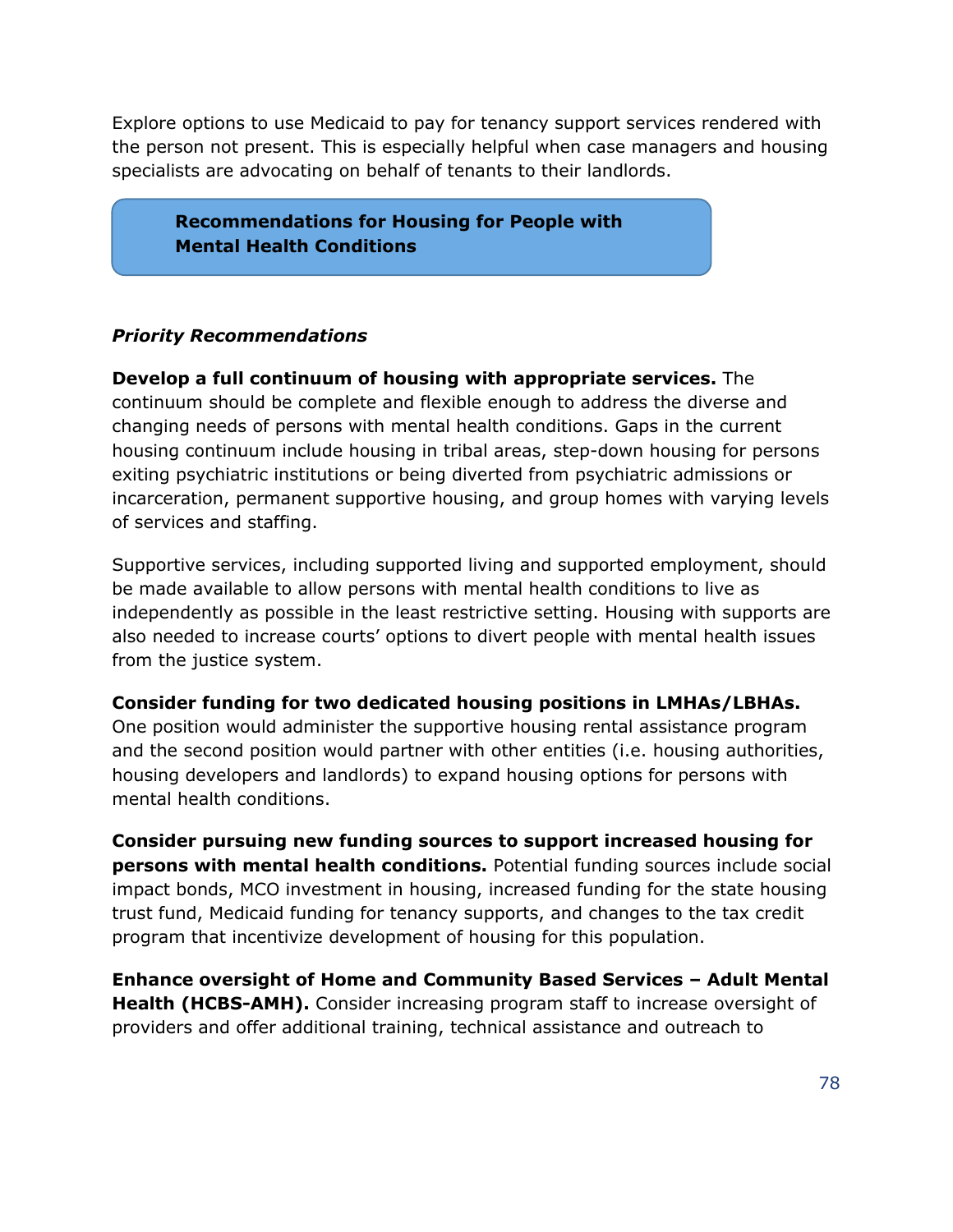Explore options to use Medicaid to pay for tenancy support services rendered with the person not present. This is especially helpful when case managers and housing specialists are advocating on behalf of tenants to their landlords.

## Recommendations for Housing for People with Mental Health Conditions

***Priority Recommendations***

**Develop a full continuum of housing with appropriate services.** The continuum should be complete and flexible enough to address the diverse and changing needs of persons with mental health conditions. Gaps in the current housing continuum include housing in tribal areas, step-down housing for persons exiting psychiatric institutions or being diverted from psychiatric admissions or incarceration, permanent supportive housing, and group homes with varying levels of services and staffing.

Supportive services, including supported living and supported employment, should be made available to allow persons with mental health conditions to live as independently as possible in the least restrictive setting. Housing with supports are also needed to increase courts' options to divert people with mental health issues from the justice system.

**Consider funding for two dedicated housing positions in LMHAs/LBHAs.** One position would administer the supportive housing rental assistance program and the second position would partner with other entities (i.e. housing authorities, housing developers and landlords) to expand housing options for persons with mental health conditions.

**Consider pursuing new funding sources to support increased housing for persons with mental health conditions.** Potential funding sources include social impact bonds, MCO investment in housing, increased funding for the state housing trust fund, Medicaid funding for tenancy supports, and changes to the tax credit program that incentivize development of housing for this population.

**Enhance oversight of Home and Community Based Services – Adult Mental Health (HCBS-AMH).** Consider increasing program staff to increase oversight of providers and offer additional training, technical assistance and outreach to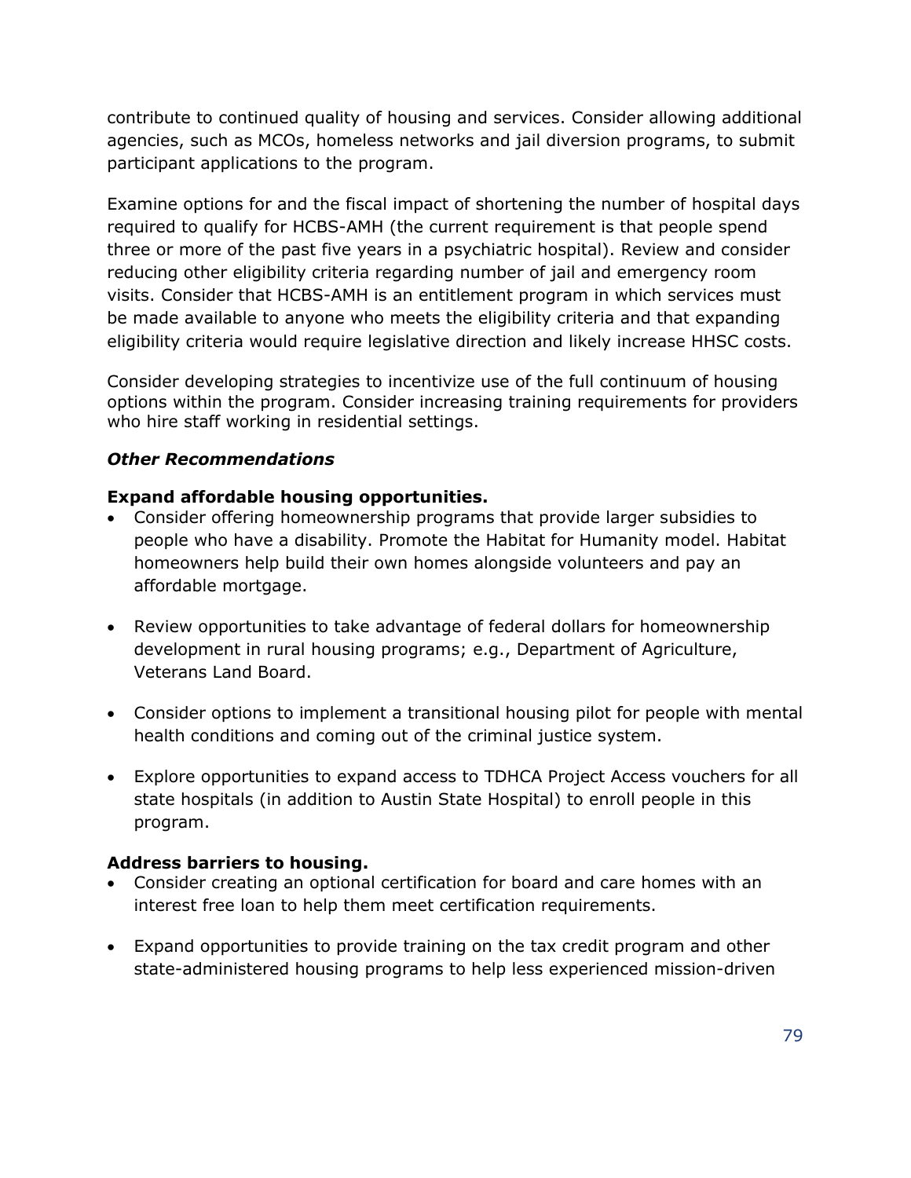contribute to continued quality of housing and services. Consider allowing additional agencies, such as MCOs, homeless networks and jail diversion programs, to submit participant applications to the program.

Examine options for and the fiscal impact of shortening the number of hospital days required to qualify for HCBS-AMH (the current requirement is that people spend three or more of the past five years in a psychiatric hospital). Review and consider reducing other eligibility criteria regarding number of jail and emergency room visits. Consider that HCBS-AMH is an entitlement program in which services must be made available to anyone who meets the eligibility criteria and that expanding eligibility criteria would require legislative direction and likely increase HHSC costs.

Consider developing strategies to incentivize use of the full continuum of housing options within the program. Consider increasing training requirements for providers who hire staff working in residential settings.

***Other Recommendations***

**Expand affordable housing opportunities.**

- Consider offering homeownership programs that provide larger subsidies to people who have a disability. Promote the Habitat for Humanity model. Habitat homeowners help build their own homes alongside volunteers and pay an affordable mortgage.

- Review opportunities to take advantage of federal dollars for homeownership development in rural housing programs; e.g., Department of Agriculture, Veterans Land Board.

- Consider options to implement a transitional housing pilot for people with mental health conditions and coming out of the criminal justice system.

- Explore opportunities to expand access to TDHCA Project Access vouchers for all state hospitals (in addition to Austin State Hospital) to enroll people in this program.

**Address barriers to housing.**

- Consider creating an optional certification for board and care homes with an interest free loan to help them meet certification requirements.

- Expand opportunities to provide training on the tax credit program and other state-administered housing programs to help less experienced mission-driven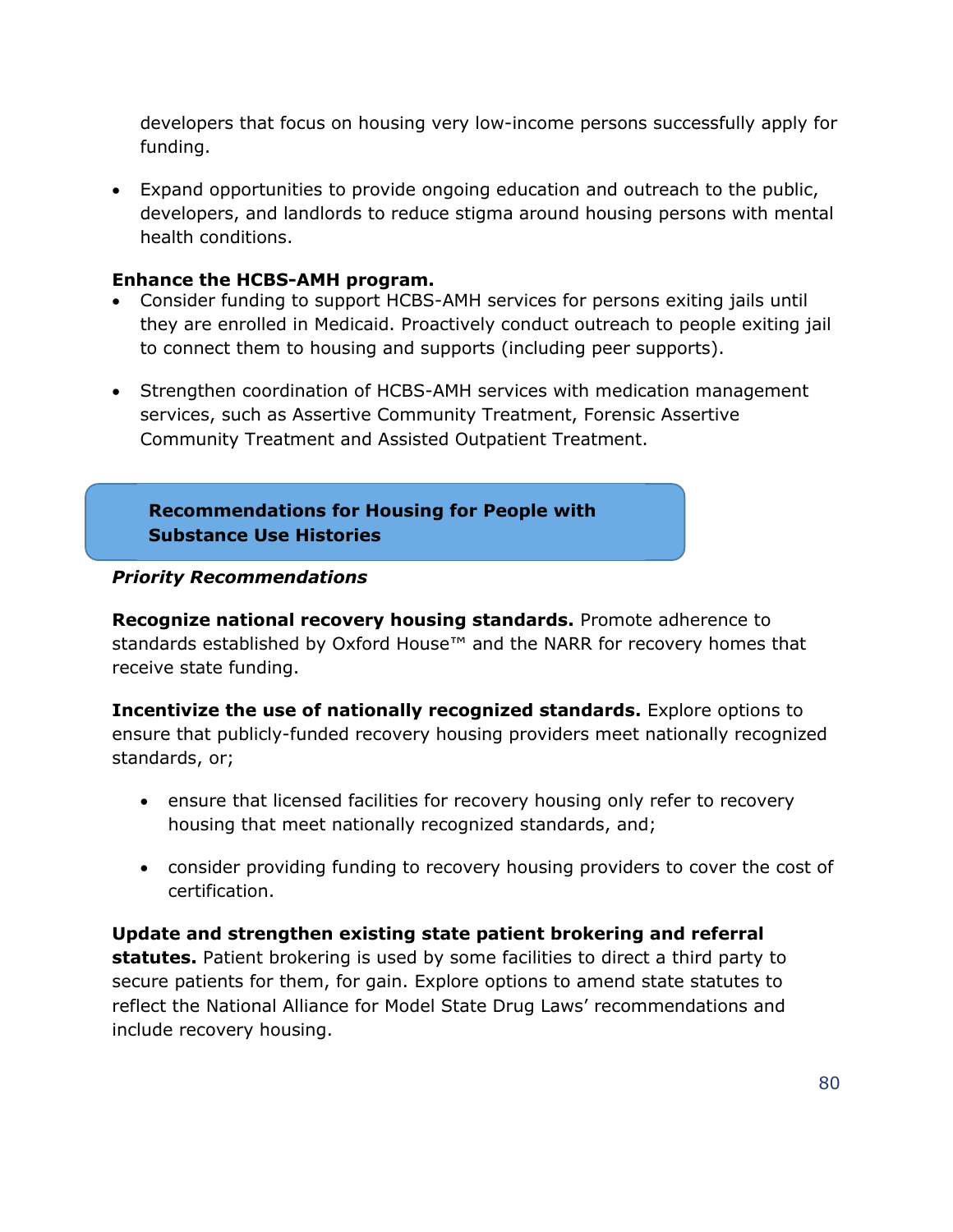developers that focus on housing very low-income persons successfully apply for funding.

- Expand opportunities to provide ongoing education and outreach to the public, developers, and landlords to reduce stigma around housing persons with mental health conditions.

**Enhance the HCBS-AMH program.**

- Consider funding to support HCBS-AMH services for persons exiting jails until they are enrolled in Medicaid. Proactively conduct outreach to people exiting jail to connect them to housing and supports (including peer supports).

- Strengthen coordination of HCBS-AMH services with medication management services, such as Assertive Community Treatment, Forensic Assertive Community Treatment and Assisted Outpatient Treatment.

## Recommendations for Housing for People with Substance Use Histories

***Priority Recommendations***

**Recognize national recovery housing standards.** Promote adherence to standards established by Oxford House™ and the NARR for recovery homes that receive state funding.

**Incentivize the use of nationally recognized standards.** Explore options to ensure that publicly-funded recovery housing providers meet nationally recognized standards, or;

- ensure that licensed facilities for recovery housing only refer to recovery housing that meet nationally recognized standards, and;

- consider providing funding to recovery housing providers to cover the cost of certification.

**Update and strengthen existing state patient brokering and referral statutes.** Patient brokering is used by some facilities to direct a third party to secure patients for them, for gain. Explore options to amend state statutes to reflect the National Alliance for Model State Drug Laws' recommendations and include recovery housing.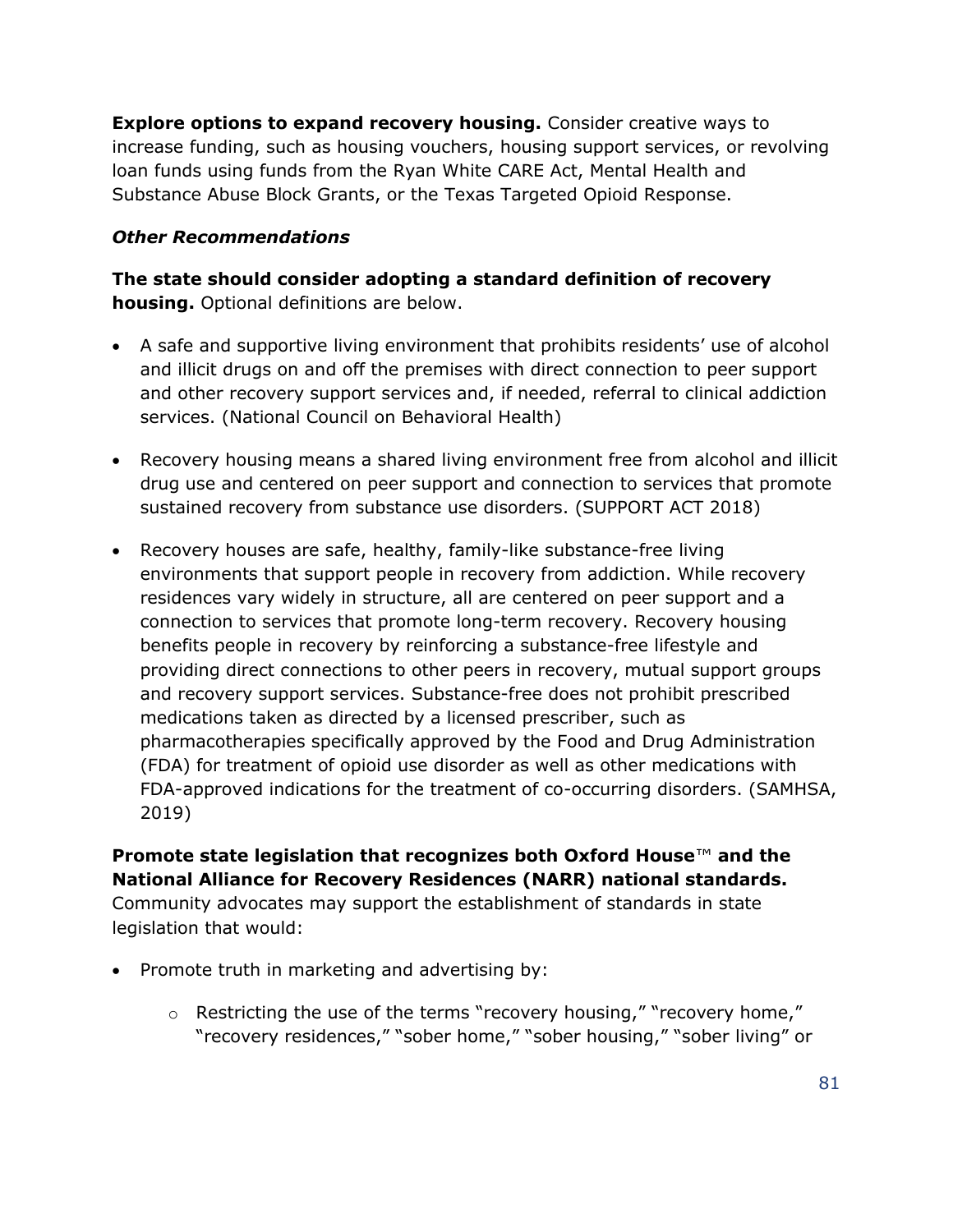**Explore options to expand recovery housing.** Consider creative ways to increase funding, such as housing vouchers, housing support services, or revolving loan funds using funds from the Ryan White CARE Act, Mental Health and Substance Abuse Block Grants, or the Texas Targeted Opioid Response.

***Other Recommendations***

**The state should consider adopting a standard definition of recovery housing.** Optional definitions are below.

- A safe and supportive living environment that prohibits residents' use of alcohol and illicit drugs on and off the premises with direct connection to peer support and other recovery support services and, if needed, referral to clinical addiction services. (National Council on Behavioral Health)
- Recovery housing means a shared living environment free from alcohol and illicit drug use and centered on peer support and connection to services that promote sustained recovery from substance use disorders. (SUPPORT ACT 2018)
- Recovery houses are safe, healthy, family-like substance-free living environments that support people in recovery from addiction. While recovery residences vary widely in structure, all are centered on peer support and a connection to services that promote long-term recovery. Recovery housing benefits people in recovery by reinforcing a substance-free lifestyle and providing direct connections to other peers in recovery, mutual support groups and recovery support services. Substance-free does not prohibit prescribed medications taken as directed by a licensed prescriber, such as pharmacotherapies specifically approved by the Food and Drug Administration (FDA) for treatment of opioid use disorder as well as other medications with FDA-approved indications for the treatment of co-occurring disorders. (SAMHSA, 2019)

**Promote state legislation that recognizes both Oxford House™ and the National Alliance for Recovery Residences (NARR) national standards.** Community advocates may support the establishment of standards in state legislation that would:

- Promote truth in marketing and advertising by:
  - Restricting the use of the terms "recovery housing," "recovery home," "recovery residences," "sober home," "sober housing," "sober living" or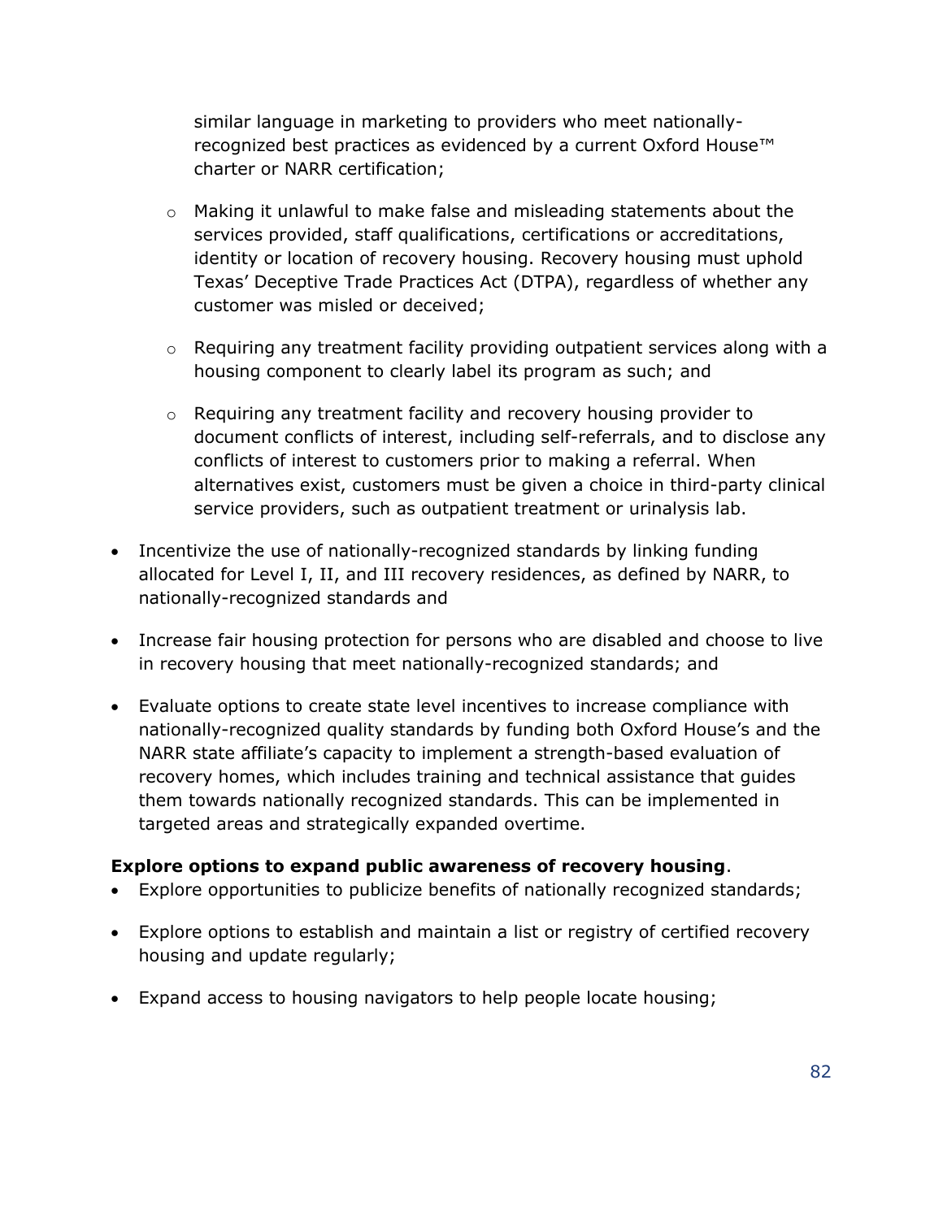similar language in marketing to providers who meet nationally-recognized best practices as evidenced by a current Oxford House™ charter or NARR certification;

  - Making it unlawful to make false and misleading statements about the services provided, staff qualifications, certifications or accreditations, identity or location of recovery housing. Recovery housing must uphold Texas' Deceptive Trade Practices Act (DTPA), regardless of whether any customer was misled or deceived;

  - Requiring any treatment facility providing outpatient services along with a housing component to clearly label its program as such; and

  - Requiring any treatment facility and recovery housing provider to document conflicts of interest, including self-referrals, and to disclose any conflicts of interest to customers prior to making a referral. When alternatives exist, customers must be given a choice in third-party clinical service providers, such as outpatient treatment or urinalysis lab.

- Incentivize the use of nationally-recognized standards by linking funding allocated for Level I, II, and III recovery residences, as defined by NARR, to nationally-recognized standards and

- Increase fair housing protection for persons who are disabled and choose to live in recovery housing that meet nationally-recognized standards; and

- Evaluate options to create state level incentives to increase compliance with nationally-recognized quality standards by funding both Oxford House's and the NARR state affiliate's capacity to implement a strength-based evaluation of recovery homes, which includes training and technical assistance that guides them towards nationally recognized standards. This can be implemented in targeted areas and strategically expanded overtime.

**Explore options to expand public awareness of recovery housing**.

- Explore opportunities to publicize benefits of nationally recognized standards;

- Explore options to establish and maintain a list or registry of certified recovery housing and update regularly;

- Expand access to housing navigators to help people locate housing;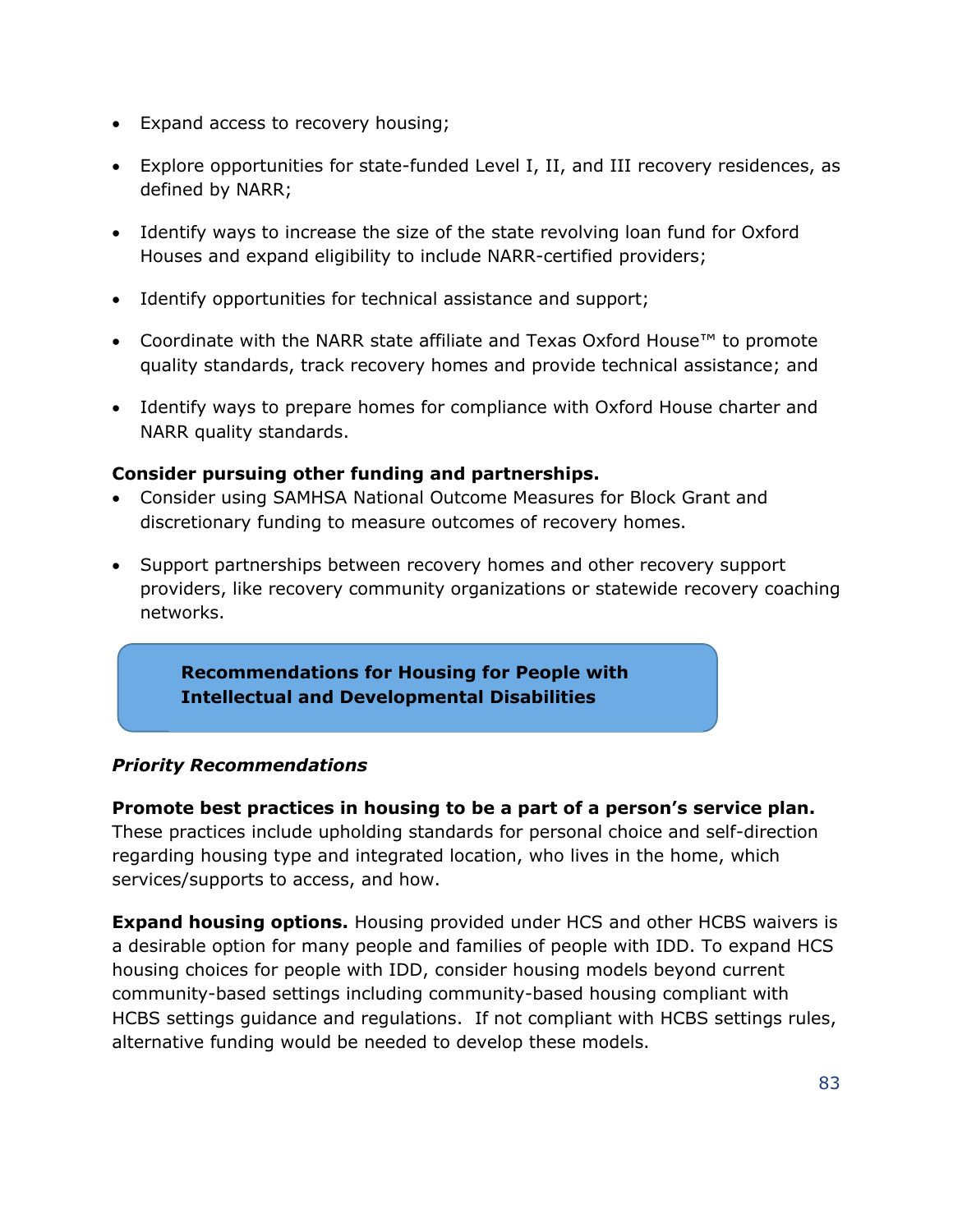- Expand access to recovery housing;
- Explore opportunities for state-funded Level I, II, and III recovery residences, as defined by NARR;
- Identify ways to increase the size of the state revolving loan fund for Oxford Houses and expand eligibility to include NARR-certified providers;
- Identify opportunities for technical assistance and support;
- Coordinate with the NARR state affiliate and Texas Oxford House™ to promote quality standards, track recovery homes and provide technical assistance; and
- Identify ways to prepare homes for compliance with Oxford House charter and NARR quality standards.

**Consider pursuing other funding and partnerships.**

- Consider using SAMHSA National Outcome Measures for Block Grant and discretionary funding to measure outcomes of recovery homes.
- Support partnerships between recovery homes and other recovery support providers, like recovery community organizations or statewide recovery coaching networks.

## Recommendations for Housing for People with Intellectual and Developmental Disabilities

### *Priority Recommendations*

**Promote best practices in housing to be a part of a person's service plan.** These practices include upholding standards for personal choice and self-direction regarding housing type and integrated location, who lives in the home, which services/supports to access, and how.

**Expand housing options.** Housing provided under HCS and other HCBS waivers is a desirable option for many people and families of people with IDD. To expand HCS housing choices for people with IDD, consider housing models beyond current community-based settings including community-based housing compliant with HCBS settings guidance and regulations. If not compliant with HCBS settings rules, alternative funding would be needed to develop these models.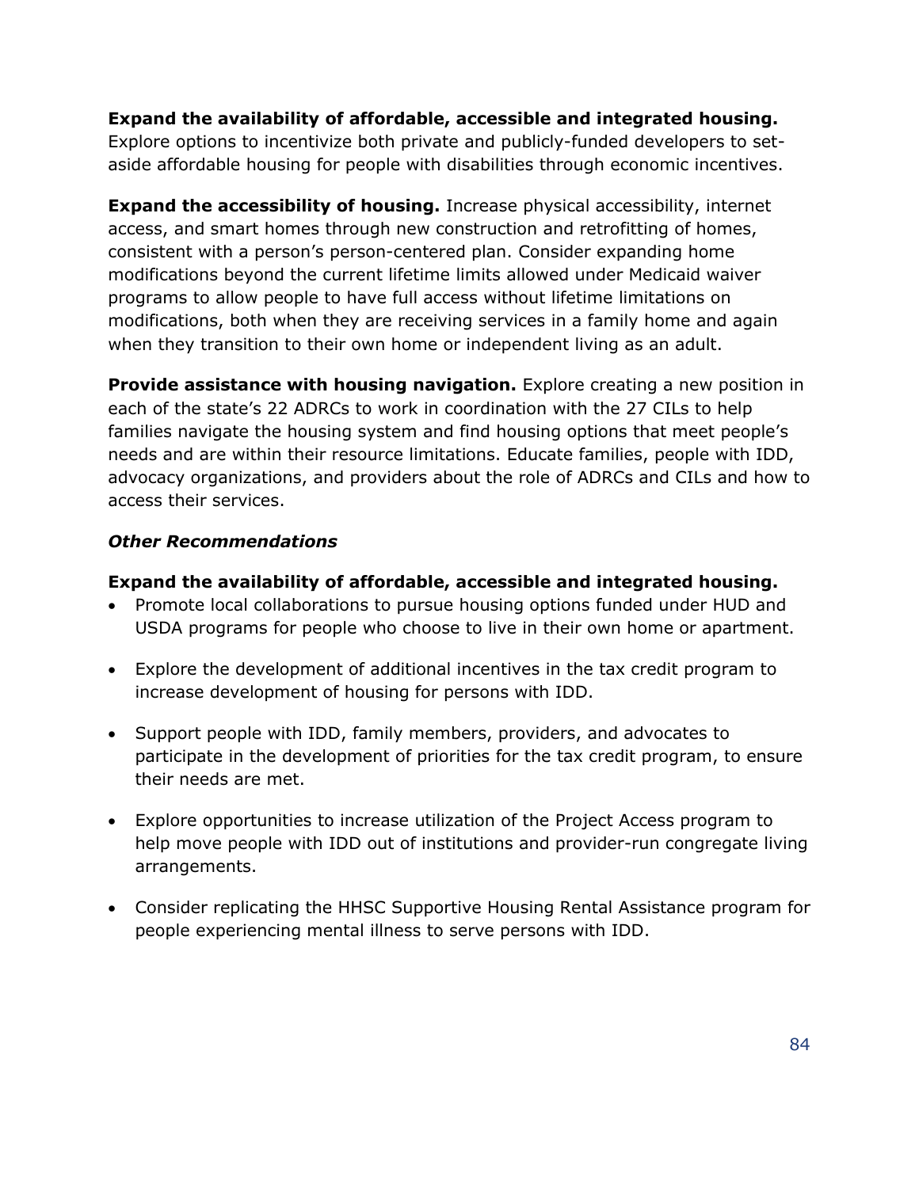**Expand the availability of affordable, accessible and integrated housing.** Explore options to incentivize both private and publicly-funded developers to set-aside affordable housing for people with disabilities through economic incentives.

**Expand the accessibility of housing.** Increase physical accessibility, internet access, and smart homes through new construction and retrofitting of homes, consistent with a person's person-centered plan. Consider expanding home modifications beyond the current lifetime limits allowed under Medicaid waiver programs to allow people to have full access without lifetime limitations on modifications, both when they are receiving services in a family home and again when they transition to their own home or independent living as an adult.

**Provide assistance with housing navigation.** Explore creating a new position in each of the state's 22 ADRCs to work in coordination with the 27 CILs to help families navigate the housing system and find housing options that meet people's needs and are within their resource limitations. Educate families, people with IDD, advocacy organizations, and providers about the role of ADRCs and CILs and how to access their services.

***Other Recommendations***

**Expand the availability of affordable, accessible and integrated housing.**

- Promote local collaborations to pursue housing options funded under HUD and USDA programs for people who choose to live in their own home or apartment.
- Explore the development of additional incentives in the tax credit program to increase development of housing for persons with IDD.
- Support people with IDD, family members, providers, and advocates to participate in the development of priorities for the tax credit program, to ensure their needs are met.
- Explore opportunities to increase utilization of the Project Access program to help move people with IDD out of institutions and provider-run congregate living arrangements.
- Consider replicating the HHSC Supportive Housing Rental Assistance program for people experiencing mental illness to serve persons with IDD.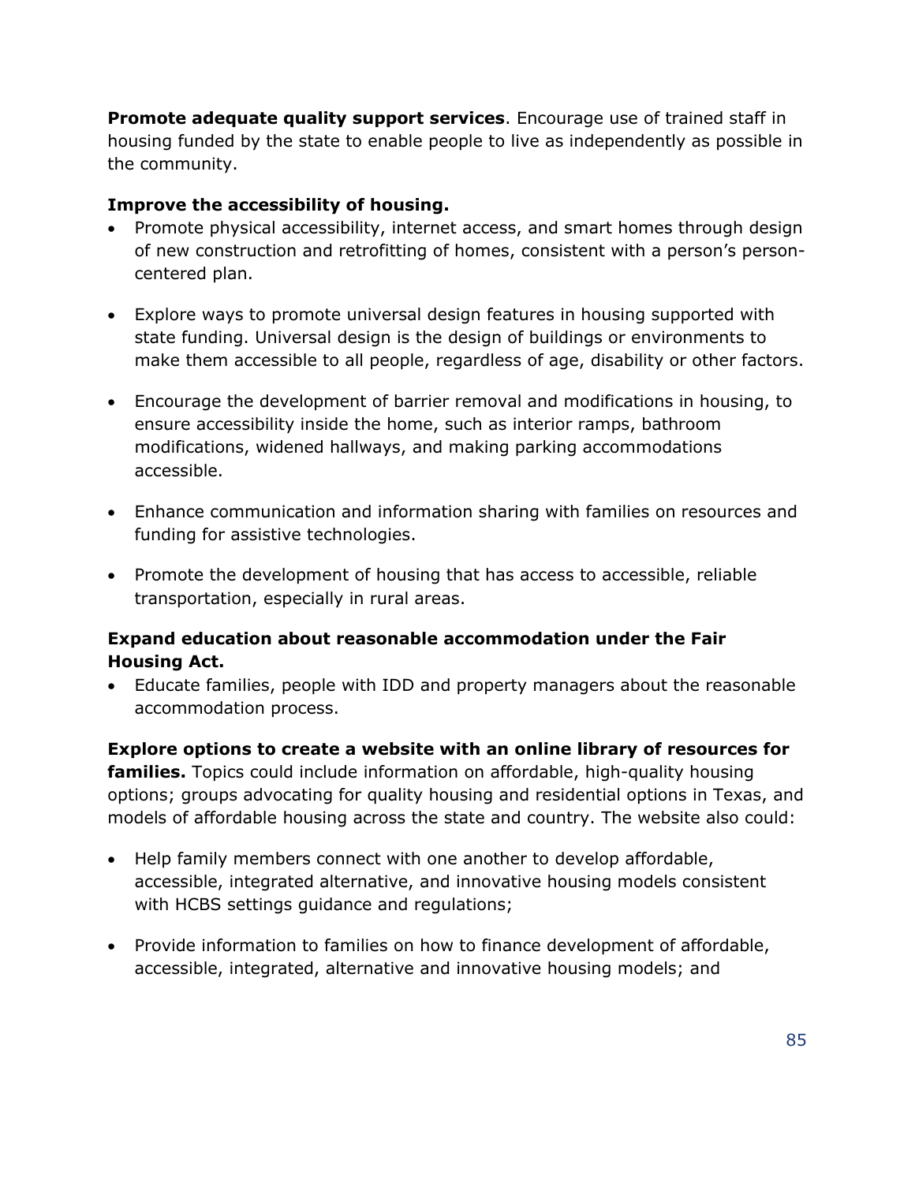**Promote adequate quality support services**. Encourage use of trained staff in housing funded by the state to enable people to live as independently as possible in the community.

**Improve the accessibility of housing.**

- Promote physical accessibility, internet access, and smart homes through design of new construction and retrofitting of homes, consistent with a person's person-centered plan.
- Explore ways to promote universal design features in housing supported with state funding. Universal design is the design of buildings or environments to make them accessible to all people, regardless of age, disability or other factors.
- Encourage the development of barrier removal and modifications in housing, to ensure accessibility inside the home, such as interior ramps, bathroom modifications, widened hallways, and making parking accommodations accessible.
- Enhance communication and information sharing with families on resources and funding for assistive technologies.
- Promote the development of housing that has access to accessible, reliable transportation, especially in rural areas.

**Expand education about reasonable accommodation under the Fair Housing Act.**

- Educate families, people with IDD and property managers about the reasonable accommodation process.

**Explore options to create a website with an online library of resources for families.** Topics could include information on affordable, high-quality housing options; groups advocating for quality housing and residential options in Texas, and models of affordable housing across the state and country. The website also could:

- Help family members connect with one another to develop affordable, accessible, integrated alternative, and innovative housing models consistent with HCBS settings guidance and regulations;
- Provide information to families on how to finance development of affordable, accessible, integrated, alternative and innovative housing models; and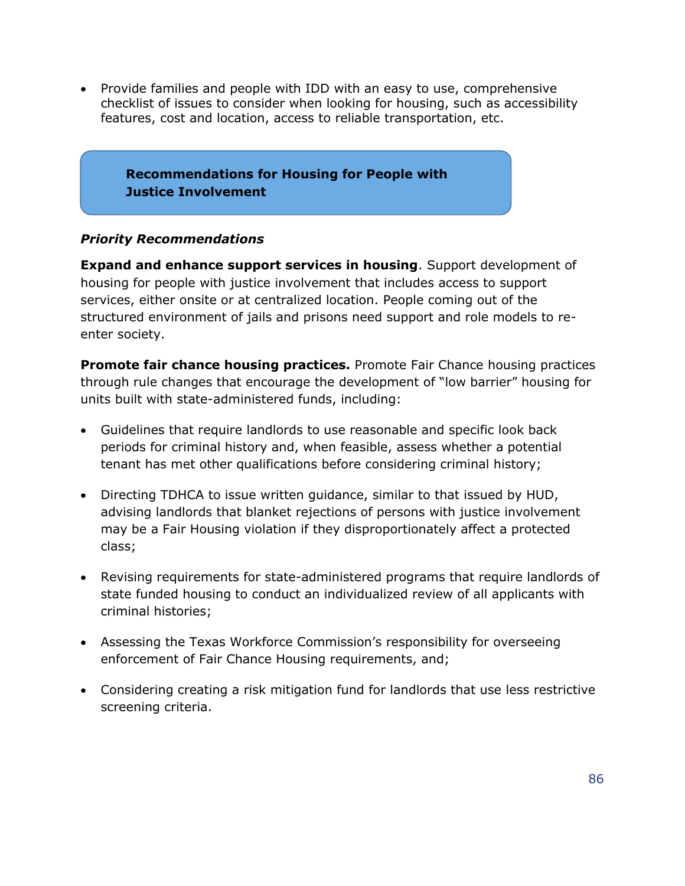- Provide families and people with IDD with an easy to use, comprehensive checklist of issues to consider when looking for housing, such as accessibility features, cost and location, access to reliable transportation, etc.

## Recommendations for Housing for People with Justice Involvement

### *Priority Recommendations*

**Expand and enhance support services in housing**. Support development of housing for people with justice involvement that includes access to support services, either onsite or at centralized location. People coming out of the structured environment of jails and prisons need support and role models to re-enter society.

**Promote fair chance housing practices.** Promote Fair Chance housing practices through rule changes that encourage the development of "low barrier" housing for units built with state-administered funds, including:

- Guidelines that require landlords to use reasonable and specific look back periods for criminal history and, when feasible, assess whether a potential tenant has met other qualifications before considering criminal history;
- Directing TDHCA to issue written guidance, similar to that issued by HUD, advising landlords that blanket rejections of persons with justice involvement may be a Fair Housing violation if they disproportionately affect a protected class;
- Revising requirements for state-administered programs that require landlords of state funded housing to conduct an individualized review of all applicants with criminal histories;
- Assessing the Texas Workforce Commission's responsibility for overseeing enforcement of Fair Chance Housing requirements, and;
- Considering creating a risk mitigation fund for landlords that use less restrictive screening criteria.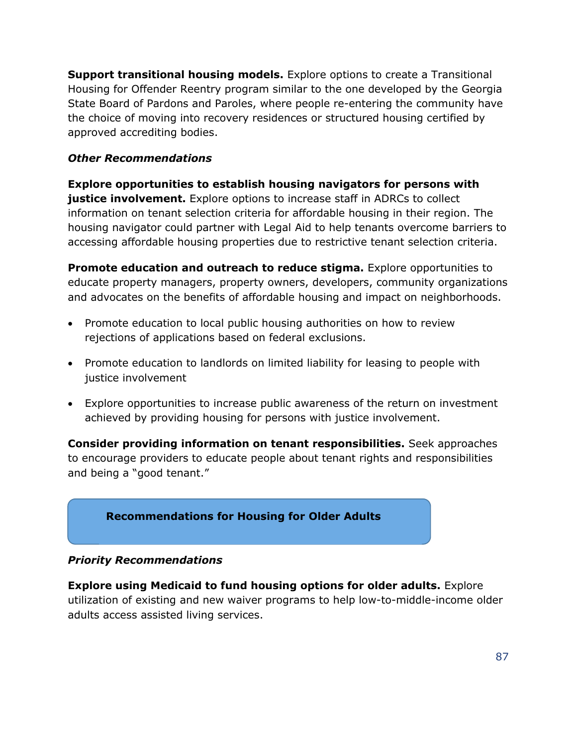**Support transitional housing models.** Explore options to create a Transitional Housing for Offender Reentry program similar to the one developed by the Georgia State Board of Pardons and Paroles, where people re-entering the community have the choice of moving into recovery residences or structured housing certified by approved accrediting bodies.

***Other Recommendations***

**Explore opportunities to establish housing navigators for persons with justice involvement.** Explore options to increase staff in ADRCs to collect information on tenant selection criteria for affordable housing in their region. The housing navigator could partner with Legal Aid to help tenants overcome barriers to accessing affordable housing properties due to restrictive tenant selection criteria.

**Promote education and outreach to reduce stigma.** Explore opportunities to educate property managers, property owners, developers, community organizations and advocates on the benefits of affordable housing and impact on neighborhoods.

- Promote education to local public housing authorities on how to review rejections of applications based on federal exclusions.
- Promote education to landlords on limited liability for leasing to people with justice involvement
- Explore opportunities to increase public awareness of the return on investment achieved by providing housing for persons with justice involvement.

**Consider providing information on tenant responsibilities.** Seek approaches to encourage providers to educate people about tenant rights and responsibilities and being a "good tenant."

## Recommendations for Housing for Older Adults

***Priority Recommendations***

**Explore using Medicaid to fund housing options for older adults.** Explore utilization of existing and new waiver programs to help low-to-middle-income older adults access assisted living services.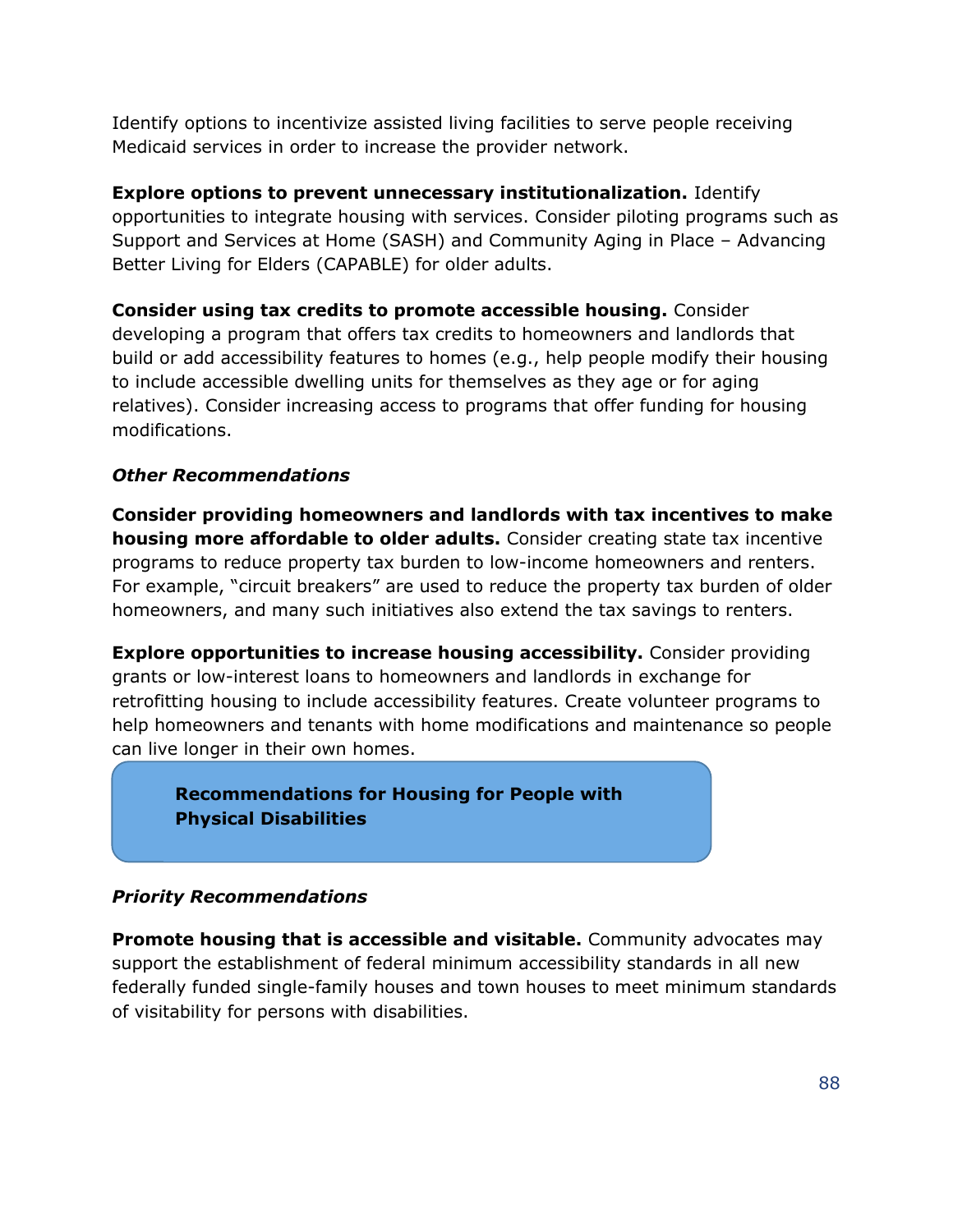Identify options to incentivize assisted living facilities to serve people receiving Medicaid services in order to increase the provider network.

**Explore options to prevent unnecessary institutionalization.** Identify opportunities to integrate housing with services. Consider piloting programs such as Support and Services at Home (SASH) and Community Aging in Place – Advancing Better Living for Elders (CAPABLE) for older adults.

**Consider using tax credits to promote accessible housing.** Consider developing a program that offers tax credits to homeowners and landlords that build or add accessibility features to homes (e.g., help people modify their housing to include accessible dwelling units for themselves as they age or for aging relatives). Consider increasing access to programs that offer funding for housing modifications.

### *Other Recommendations*

**Consider providing homeowners and landlords with tax incentives to make housing more affordable to older adults.** Consider creating state tax incentive programs to reduce property tax burden to low-income homeowners and renters. For example, "circuit breakers" are used to reduce the property tax burden of older homeowners, and many such initiatives also extend the tax savings to renters.

**Explore opportunities to increase housing accessibility.** Consider providing grants or low-interest loans to homeowners and landlords in exchange for retrofitting housing to include accessibility features. Create volunteer programs to help homeowners and tenants with home modifications and maintenance so people can live longer in their own homes.

## Recommendations for Housing for People with Physical Disabilities

### *Priority Recommendations*

**Promote housing that is accessible and visitable.** Community advocates may support the establishment of federal minimum accessibility standards in all new federally funded single-family houses and town houses to meet minimum standards of visitability for persons with disabilities.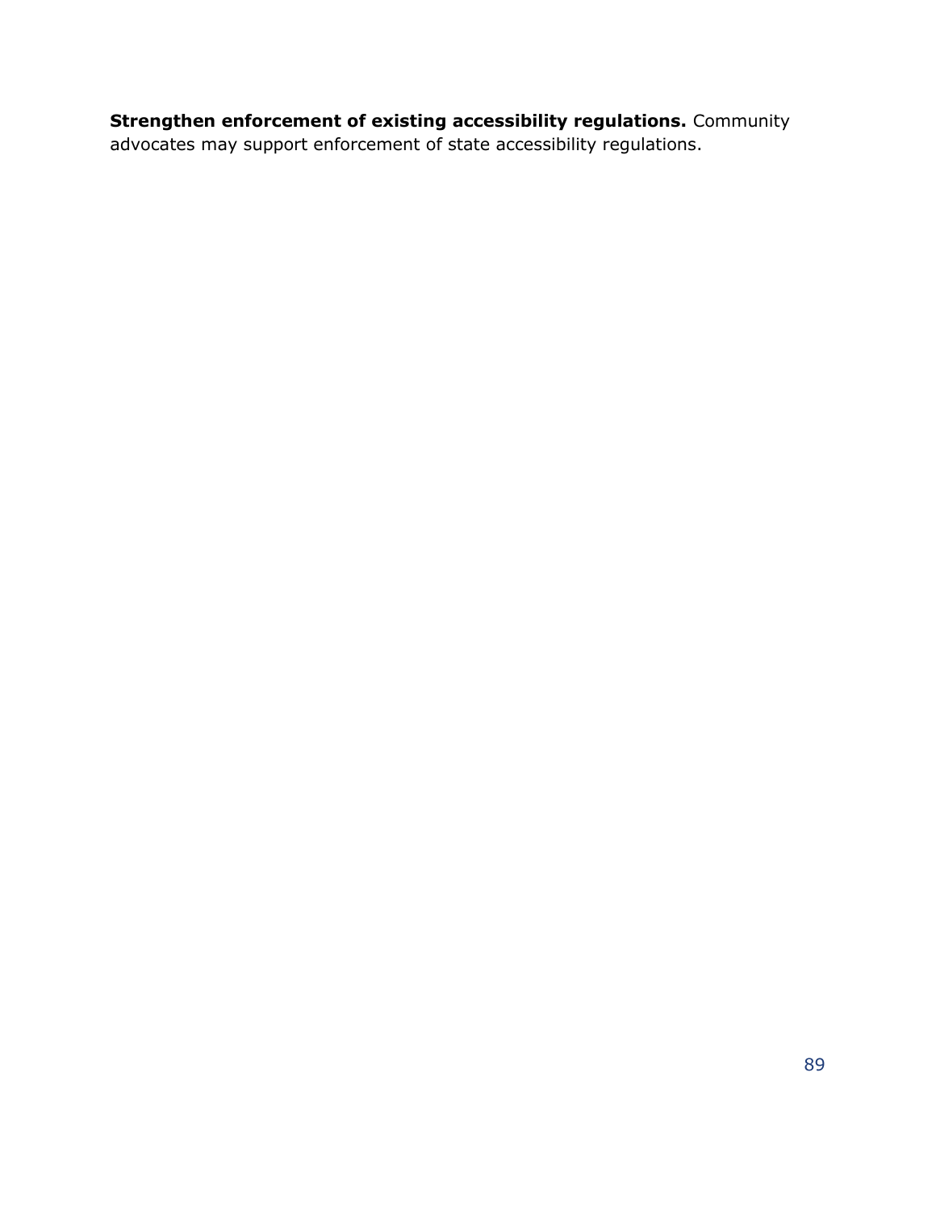**Strengthen enforcement of existing accessibility regulations.** Community advocates may support enforcement of state accessibility regulations.